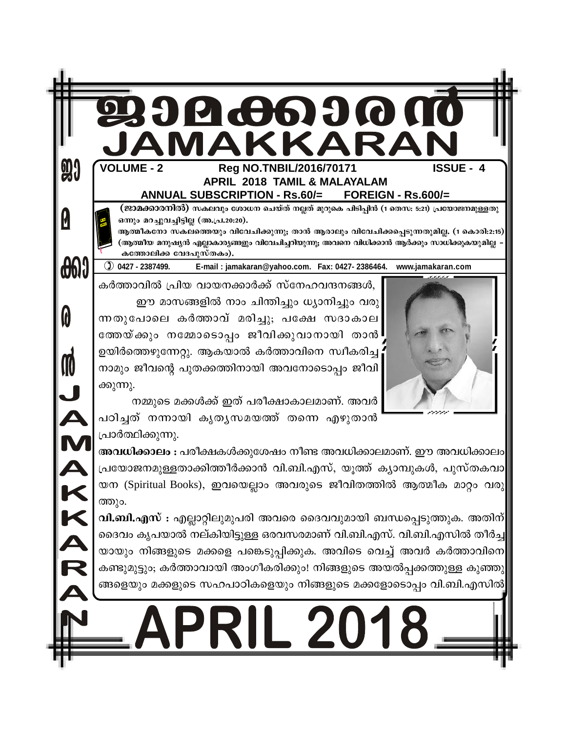# ജാമക്കാരൻ
# JAMAKKARAN

**VOLUME - 2** Reg NO.TNBIL/2016/70171 **ISSUE - 4**

**APRIL 2018 TAMIL & MALAYALAM**

**ANNUAL SUBSCRIPTION - Rs.60/= FOREIGN - Rs.600/=**

**(ജാമക്കാരനിൽ)** സകലവും ശോധന ചെയ്ത് നല്ലത് മുറുകെ പിടിപ്പിൻ (1 തെസ: 5:21) പ്രയോജനമുള്ളതു ഒന്നും മറച്ചുവച്ചിട്ടില്ല (അ.പ്ര.20:20).
ആത്മീകനോ സകലത്തെയും വിവേചിക്കുന്നു; താൻ ആരാലും വിവേചിക്കപ്പെടുന്നതുമില്ല. (1 കൊരി:2:15)
(ആത്മീയ മനുഷ്യൻ എല്ലാകാര്യങ്ങളും വിവേചിച്ചറിയുന്നു; അവനെ വിധിക്കാൻ ആർക്കും സാധിക്കുകയുമില്ല – കത്തോലിക്ക വേദപുസ്തകം).

0427 - 2387499. E-mail : jamakaran@yahoo.com. Fax: 0427- 2386464. www.jamakaran.com

കർത്താവിൽ പ്രിയ വായനക്കാർക്ക് സ്നേഹവന്ദനങ്ങൾ,

ഈ മാസങ്ങളിൽ നാം ചിന്തിച്ചും ധ്യാനിച്ചും വരുന്നതുപോലെ കർത്താവ് മരിച്ചു; പക്ഷേ സദാകാലത്തേയ്ക്കും നമ്മോടൊപ്പം ജീവിക്കുവാനായി താൻ ഉയിർത്തെഴുന്നേറ്റു. ആകയാൽ കർത്താവിനെ സ്വീകരിച്ച നാമും ജീവന്റെ പുതക്കത്തിനായി അവനോടൊപ്പം ജീവിക്കുന്നു.

നമ്മുടെ മക്കൾക്ക് ഇത് പരീക്ഷാകാലമാണ്. അവർ പഠിച്ചത് നന്നായി കൃത്യസമയത്ത് തന്നെ എഴുതാൻ പ്രാർത്ഥിക്കുന്നു.

**അവധിക്കാലം :** പരീക്ഷകൾക്കുശേഷം നീണ്ട അവധിക്കാലമാണ്. ഈ അവധിക്കാലം പ്രയോജനമുള്ളതാക്കിത്തീർക്കാൻ വി.ബി.എസ്, യൂത്ത് ക്യാമ്പുകൾ, പുസ്തകവായന (Spiritual Books), ഇവയെല്ലാം അവരുടെ ജീവിതത്തിൽ ആത്മീക മാറ്റം വരുത്തും.

**വി.ബി.എസ് :** എല്ലാറ്റിലുമുപരി അവരെ ദൈവവുമായി ബന്ധപ്പെടുത്തുക. അതിന് ദൈവം കൃപയാൽ നല്കിയിട്ടുള്ള ഒരവസരമാണ് വി.ബി.എസ്. വി.ബി.എസിൽ തീർച്ചയായും നിങ്ങളുടെ മക്കളെ പങ്കെടുപ്പിക്കുക. അവിടെ വെച്ച് അവർ കർത്താവിനെ കണ്ടുമുട്ടും; കർത്താവായി അംഗീകരിക്കും! നിങ്ങളുടെ അയൽപ്പക്കത്തുള്ള കുഞ്ഞുങ്ങളെയും മക്കളുടെ സഹപാഠികളെയും നിങ്ങളുടെ മക്കളോടൊപ്പം വി.ബി.എസിൽ

# APRIL 2018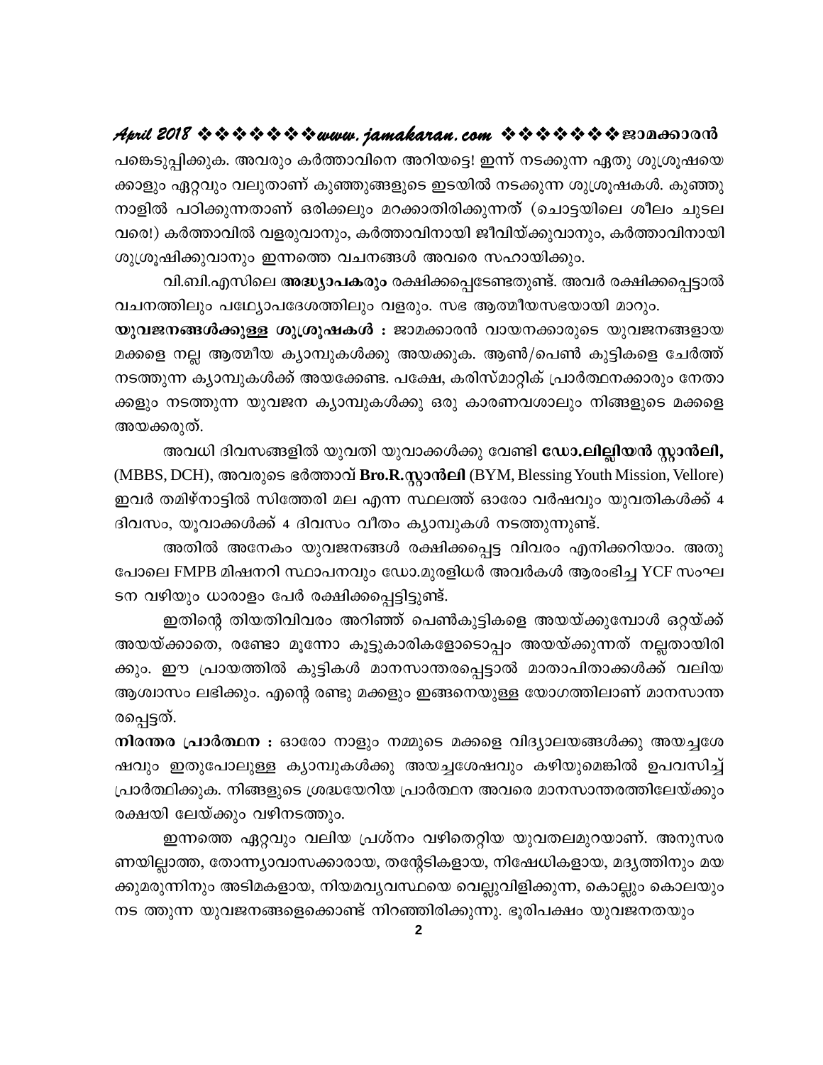പങ്കെടുപ്പിക്കുക. അവരും കർത്താവിനെ അറിയട്ടെ! ഇന്ന് നടക്കുന്ന ഏതു ശുശ്രൂഷയെക്കാളും ഏറ്റവും വലുതാണ് കുഞ്ഞുങ്ങളുടെ ഇടയിൽ നടക്കുന്ന ശുശ്രൂഷകൾ. കുഞ്ഞുനാളിൽ പഠിക്കുന്നതാണ് ഒരിക്കലും മറക്കാതിരിക്കുന്നത് (ചൊട്ടയിലെ ശീലം ചുടലവരെ!) കർത്താവിൽ വളരുവാനും, കർത്താവിനായി ജീവിയ്ക്കുവാനും, കർത്താവിനായി ശുശ്രൂഷിക്കുവാനും ഇന്നത്തെ വചനങ്ങൾ അവരെ സഹായിക്കും.

വി.ബി.എസിലെ **അദ്ധ്യാപകരും** രക്ഷിക്കപ്പെടേണ്ടതുണ്ട്. അവർ രക്ഷിക്കപ്പെട്ടാൽ വചനത്തിലും പഥ്യോപദേശത്തിലും വളരും. സഭ ആത്മീയസഭയായി മാറും.

**യുവജനങ്ങൾക്കുള്ള ശുശ്രൂഷകൾ :** ജാമക്കാരൻ വായനക്കാരുടെ യുവജനങ്ങളായ മക്കളെ നല്ല ആത്മീയ ക്യാമ്പുകൾക്കു അയക്കുക. ആൺ/പെൺ കുട്ടികളെ ചേർത്ത് നടത്തുന്ന ക്യാമ്പുകൾക്ക് അയക്കേണ്ട. പക്ഷേ, കരിസ്മാറ്റിക് പ്രാർത്ഥനക്കാരും നേതാക്കളും നടത്തുന്ന യുവജന ക്യാമ്പുകൾക്കു ഒരു കാരണവശാലും നിങ്ങളുടെ മക്കളെ അയക്കരുത്.

അവധി ദിവസങ്ങളിൽ യുവതി യുവാക്കൾക്കു വേണ്ടി **ഡോ.ലില്ലിയൻ സ്റ്റാൻലി,** (MBBS, DCH), അവരുടെ ഭർത്താവ് **Bro.R.സ്റ്റാൻലി** (BYM, Blessing Youth Mission, Vellore) ഇവർ തമിഴ്നാട്ടിൽ സിത്തേരി മല എന്ന സ്ഥലത്ത് ഓരോ വർഷവും യുവതികൾക്ക് 4 ദിവസം, യുവാക്കൾക്ക് 4 ദിവസം വീതം ക്യാമ്പുകൾ നടത്തുന്നുണ്ട്.

അതിൽ അനേകം യുവജനങ്ങൾ രക്ഷിക്കപ്പെട്ട വിവരം എനിക്കറിയാം. അതുപോലെ FMPB മിഷനറി സ്ഥാപനവും ഡോ.മുരളിധർ അവർകൾ ആരംഭിച്ച YCF സംഘടന വഴിയും ധാരാളം പേർ രക്ഷിക്കപ്പെട്ടിട്ടുണ്ട്.

ഇതിന്റെ തിയതിവിവരം അറിഞ്ഞ് പെൺകുട്ടികളെ അയയ്ക്കുമ്പോൾ ഒറ്റയ്ക്ക് അയയ്ക്കാതെ, രണ്ടോ മൂന്നോ കൂട്ടുകാരികളോടൊപ്പം അയയ്ക്കുന്നത് നല്ലതായിരിക്കും. ഈ പ്രായത്തിൽ കുട്ടികൾ മാനസാന്തരപ്പെട്ടാൽ മാതാപിതാക്കൾക്ക് വലിയ ആശ്വാസം ലഭിക്കും. എന്റെ രണ്ടു മക്കളും ഇങ്ങനെയുള്ള യോഗത്തിലാണ് മാനസാന്തരപ്പെട്ടത്.

**നിരന്തര പ്രാർത്ഥന :** ഓരോ നാളും നമ്മുടെ മക്കളെ വിദ്യാലയങ്ങൾക്കു അയച്ചശേഷവും ഇതുപോലുള്ള ക്യാമ്പുകൾക്കു അയച്ചശേഷവും കഴിയുമെങ്കിൽ ഉപവസിച്ച് പ്രാർത്ഥിക്കുക. നിങ്ങളുടെ ശ്രദ്ധയേറിയ പ്രാർത്ഥന അവരെ മാനസാന്തരത്തിലേയ്ക്കും രക്ഷയിലേയ്ക്കും വഴിനടത്തും.

ഇന്നത്തെ ഏറ്റവും വലിയ പ്രശ്നം വഴിതെറ്റിയ യുവതലമുറയാണ്. അനുസരണയില്ലാത്ത, തോന്ന്യാവാസക്കാരായ, തന്റേടികളായ, നിഷേധികളായ, മദ്യത്തിനും മയക്കുമരുന്നിനും അടിമകളായ, നിയമവ്യവസ്ഥയെ വെല്ലുവിളിക്കുന്ന, കൊല്ലും കൊലയും നട ത്തുന്ന യുവജനങ്ങളെക്കൊണ്ട് നിറഞ്ഞിരിക്കുന്നു. ഭൂരിപക്ഷം യുവജനതയും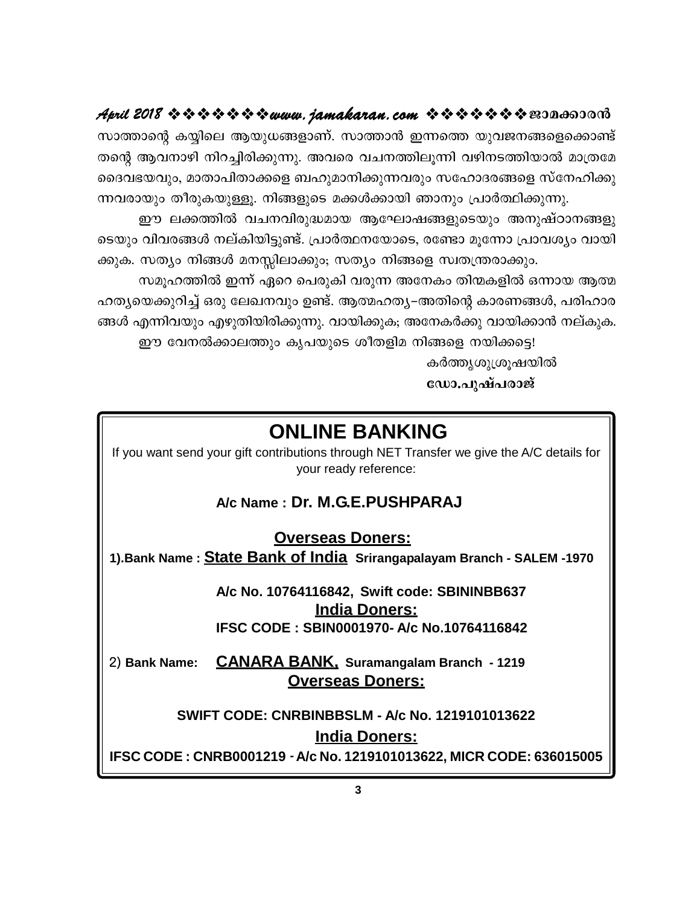സാത്താന്റെ കയ്യിലെ ആയുധങ്ങളാണ്. സാത്താൻ ഇന്നത്തെ യുവജനങ്ങളെക്കൊണ്ട് തന്റെ ആവനാഴി നിറച്ചിരിക്കുന്നു. അവരെ വചനത്തിലൂന്നി വഴിനടത്തിയാൽ മാത്രമേ ദൈവഭയവും, മാതാപിതാക്കളെ ബഹുമാനിക്കുന്നവരും സഹോദരങ്ങളെ സ്നേഹിക്കുന്നവരായും തീരുകയുള്ളൂ. നിങ്ങളുടെ മക്കൾക്കായി ഞാനും പ്രാർത്ഥിക്കുന്നു.

ഈ ലക്കത്തിൽ വചനവിരുദ്ധമായ ആഘോഷങ്ങളുടെയും അനുഷ്ഠാനങ്ങളുടെയും വിവരങ്ങൾ നല്കിയിട്ടുണ്ട്. പ്രാർത്ഥനയോടെ, രണ്ടോ മൂന്നോ പ്രാവശ്യം വായിക്കുക. സത്യം നിങ്ങൾ മനസ്സിലാക്കും; സത്യം നിങ്ങളെ സ്വതന്ത്രരാക്കും.

സമൂഹത്തിൽ ഇന്ന് ഏറെ പെരുകി വരുന്ന അനേകം തിന്മകളിൽ ഒന്നായ ആത്മഹത്യയെക്കുറിച്ച് ഒരു ലേഖനവും ഉണ്ട്. ആത്മഹത്യ–അതിന്റെ കാരണങ്ങൾ, പരിഹാരങ്ങൾ എന്നിവയും എഴുതിയിരിക്കുന്നു. വായിക്കുക; അനേകർക്കു വായിക്കാൻ നല്കുക.

ഈ വേനൽക്കാലത്തും കൃപയുടെ ശീതളിമ നിങ്ങളെ നയിക്കട്ടെ!

കർത്തൃശുശ്രൂഷയിൽ

**ഡോ.പുഷ്പരാജ്**

# ONLINE BANKING

If you want send your gift contributions through NET Transfer we give the A/C details for your ready reference:

**A/c Name : Dr. M.G.E.PUSHPARAJ**

**Overseas Doners:**

**1).Bank Name : State Bank of India Srirangapalayam Branch - SALEM -1970**

**A/c No. 10764116842, Swift code: SBININBB637**

**India Doners:**

**IFSC CODE : SBIN0001970- A/c No.10764116842**

2) **Bank Name: CANARA BANK, Suramangalam Branch - 1219**

**Overseas Doners:**

**SWIFT CODE: CNRBINBBSLM - A/c No. 1219101013622**

**India Doners:**

**IFSC CODE : CNRB0001219 - A/c No. 1219101013622, MICR CODE: 636015005**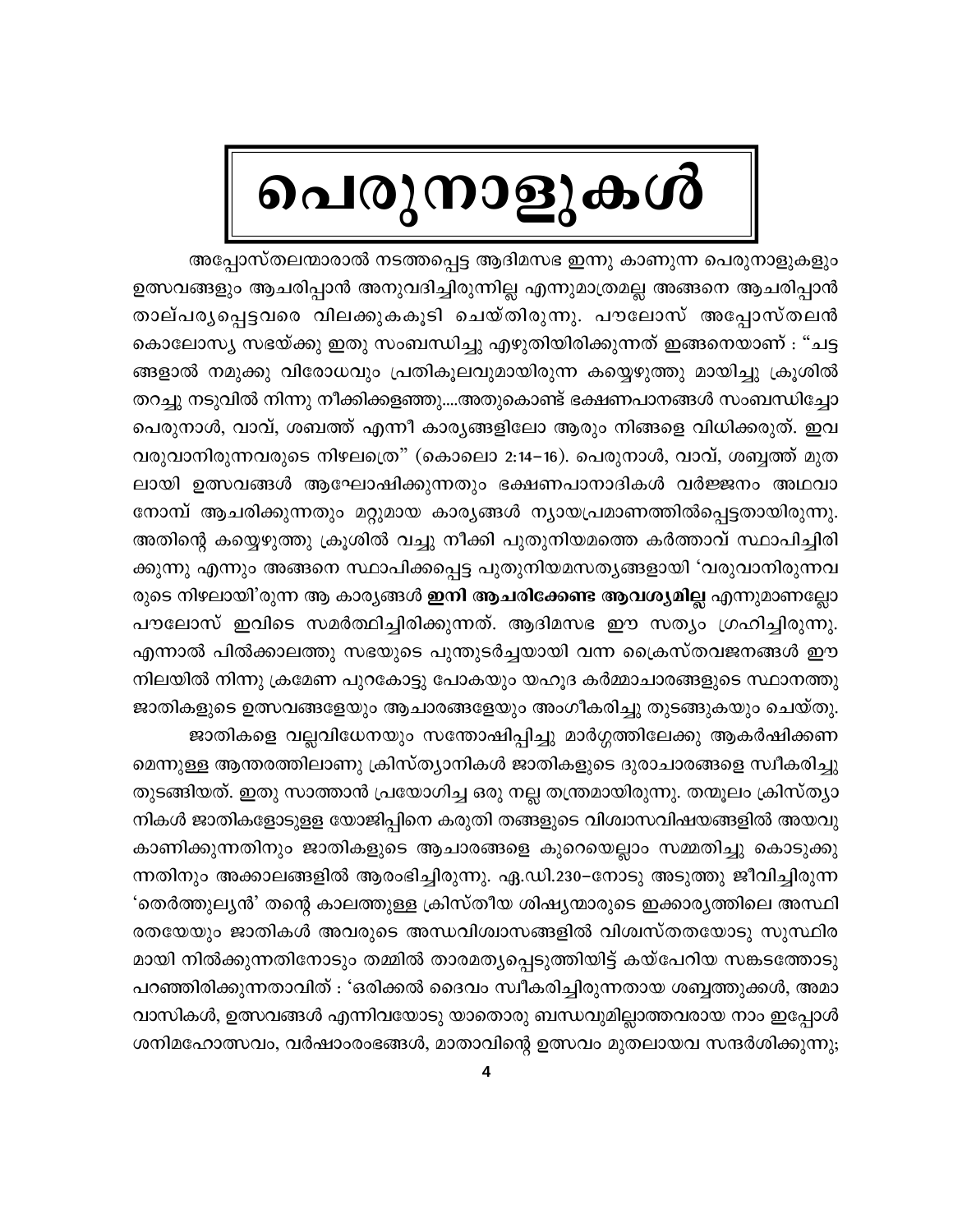# പെരുനാളുകൾ

അപ്പോസ്തലന്മാരാൽ നടത്തപ്പെട്ട ആദിമസഭ ഇന്നു കാണുന്ന പെരുനാളുകളും ഉത്സവങ്ങളും ആചരിപ്പാൻ അനുവദിച്ചിരുന്നില്ല എന്നുമാത്രമല്ല അങ്ങനെ ആചരിപ്പാൻ താല്പര്യപ്പെട്ടവരെ വിലക്കുകകൂടി ചെയ്തിരുന്നു. പൗലോസ് അപ്പോസ്തലൻ കൊലോസ്യ സഭയ്ക്കു ഇതു സംബന്ധിച്ചു എഴുതിയിരിക്കുന്നത് ഇങ്ങനെയാണ് : "ചട്ടങ്ങളാൽ നമുക്കു വിരോധവും പ്രതികൂലവുമായിരുന്ന കയ്യെഴുത്തു മായിച്ചു ക്രൂശിൽ തറച്ചു നടുവിൽ നിന്നു നീക്കിക്കളഞ്ഞു....അതുകൊണ്ട് ഭക്ഷണപാനങ്ങൾ സംബന്ധിച്ചോ പെരുനാൾ, വാവ്, ശബത്ത് എന്നീ കാര്യങ്ങളിലോ ആരും നിങ്ങളെ വിധിക്കരുത്. ഇവ വരുവാനിരുന്നവരുടെ നിഴലത്രെ" (കൊലൊ 2:14–16). പെരുനാൾ, വാവ്, ശബ്ബത്ത് മുതലായി ഉത്സവങ്ങൾ ആഘോഷിക്കുന്നതും ഭക്ഷണപാനാദികൾ വർജ്ജനം അഥവാ നോമ്പ് ആചരിക്കുന്നതും മറ്റുമായ കാര്യങ്ങൾ ന്യായപ്രമാണത്തിൽപ്പെട്ടതായിരുന്നു. അതിന്റെ കയ്യെഴുത്തു ക്രൂശിൽ വച്ചു നീക്കി പുതുനിയമത്തെ കർത്താവ് സ്ഥാപിച്ചിരിക്കുന്നു എന്നും അങ്ങനെ സ്ഥാപിക്കപ്പെട്ട പുതുനിയമസത്യങ്ങളായി 'വരുവാനിരുന്നവരുടെ നിഴലായി'രുന്ന ആ കാര്യങ്ങൾ **ഇനി ആചരിക്കേണ്ട ആവശ്യമില്ല** എന്നുമാണല്ലോ പൗലോസ് ഇവിടെ സമർത്ഥിച്ചിരിക്കുന്നത്. ആദിമസഭ ഈ സത്യം ഗ്രഹിച്ചിരുന്നു. എന്നാൽ പിൽക്കാലത്തു സഭയുടെ പുന്തുടർച്ചയായി വന്ന ക്രൈസ്തവജനങ്ങൾ ഈ നിലയിൽ നിന്നു ക്രമേണ പുറകോട്ടു പോകയും യഹൂദ കർമ്മാചാരങ്ങളുടെ സ്ഥാനത്തു ജാതികളുടെ ഉത്സവങ്ങളേയും ആചാരങ്ങളേയും അംഗീകരിച്ചു തുടങ്ങുകയും ചെയ്തു.

ജാതികളെ വല്ലവിധേനയും സന്തോഷിപ്പിച്ചു മാർഗ്ഗത്തിലേക്കു ആകർഷിക്കണമെന്നുള്ള ആന്തരത്തിലാണു ക്രിസ്ത്യാനികൾ ജാതികളുടെ ദുരാചാരങ്ങളെ സ്വീകരിച്ചു തുടങ്ങിയത്. ഇതു സാത്താൻ പ്രയോഗിച്ച ഒരു നല്ല തന്ത്രമായിരുന്നു. തന്മൂലം ക്രിസ്ത്യാനികൾ ജാതികളോടുള്ള യോജിപ്പിനെ കരുതി തങ്ങളുടെ വിശ്വാസവിഷയങ്ങളിൽ അയവു കാണിക്കുന്നതിനും ജാതികളുടെ ആചാരങ്ങളെ കുറെയെല്ലാം സമ്മതിച്ചു കൊടുക്കുന്നതിനും അക്കാലങ്ങളിൽ ആരംഭിച്ചിരുന്നു. ഏ.ഡി.230–നോടു അടുത്തു ജീവിച്ചിരുന്ന 'തെർത്തുല്യൻ' തന്റെ കാലത്തുള്ള ക്രിസ്തീയ ശിഷ്യന്മാരുടെ ഇക്കാര്യത്തിലെ അസ്ഥിരതയേയും ജാതികൾ അവരുടെ അന്ധവിശ്വാസങ്ങളിൽ വിശ്വസ്തതയോടു സുസ്ഥിരമായി നിൽക്കുന്നതിനോടും തമ്മിൽ താരതമ്യപ്പെടുത്തിയിട്ട് കയ്പേറിയ സങ്കടത്തോടു പറഞ്ഞിരിക്കുന്നതാവിത് : 'ഒരിക്കൽ ദൈവം സ്വീകരിച്ചിരുന്നതായ ശബ്ബത്തുക്കൾ, അമാവാസികൾ, ഉത്സവങ്ങൾ എന്നിവയോടു യാതൊരു ബന്ധവുമില്ലാത്തവരായ നാം ഇപ്പോൾ ശനിമഹോത്സവം, വർഷാംരംഭങ്ങൾ, മാതാവിന്റെ ഉത്സവം മുതലായവ സന്ദർശിക്കുന്നു;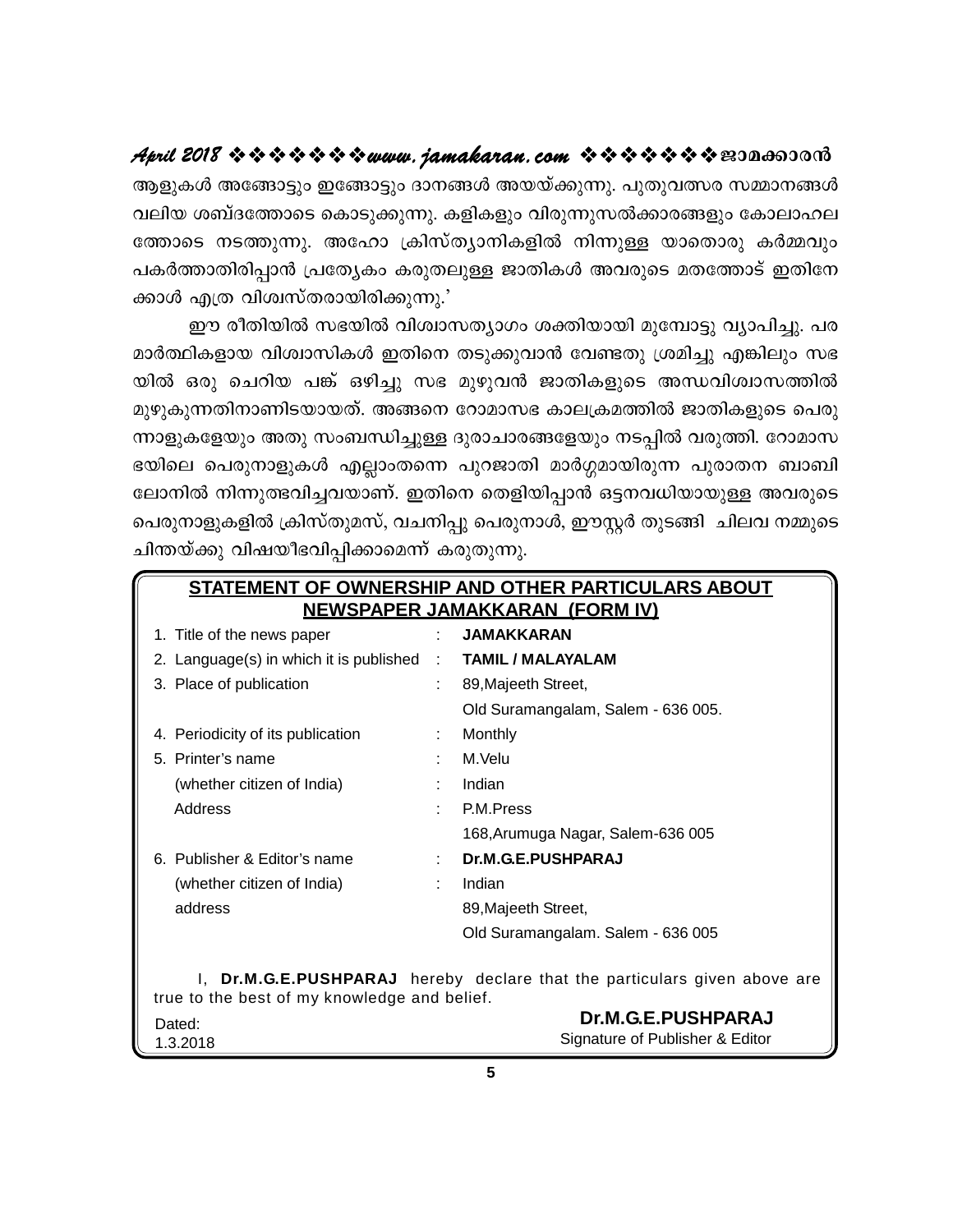ആളുകൾ അങ്ങോട്ടും ഇങ്ങോട്ടും ദാനങ്ങൾ അയയ്ക്കുന്നു. പുതുവത്സര സമ്മാനങ്ങൾ വലിയ ശബ്ദത്തോടെ കൊടുക്കുന്നു. കളികളും വിരുന്നുസൽക്കാരങ്ങളും കോലാഹല ത്തോടെ നടത്തുന്നു. അഹോ ക്രിസ്ത്യാനികളിൽ നിന്നുള്ള യാതൊരു കർമ്മവും പകർത്താതിരിപ്പാൻ പ്രത്യേകം കരുതലുള്ള ജാതികൾ അവരുടെ മതത്തോട് ഇതിനേ ക്കാൾ എത്ര വിശ്വസ്തരായിരിക്കുന്നു.'

ഈ രീതിയിൽ സഭയിൽ വിശ്വാസത്യാഗം ശക്തിയായി മുമ്പോട്ടു വ്യാപിച്ചു. പര മാർത്ഥികളായ വിശ്വാസികൾ ഇതിനെ തടുക്കുവാൻ വേണ്ടതു ശ്രമിച്ചു എങ്കിലും സഭ യിൽ ഒരു ചെറിയ പങ്ക് ഒഴിച്ചു സഭ മുഴുവൻ ജാതികളുടെ അന്ധവിശ്വാസത്തിൽ മുഴുകുന്നതിനാണിടയായത്. അങ്ങനെ റോമാസഭ കാലക്രമത്തിൽ ജാതികളുടെ പെരു ന്നാളുകളേയും അതു സംബന്ധിച്ചുള്ള ദുരാചാരങ്ങളേയും നടപ്പിൽ വരുത്തി. റോമാസ ഭയിലെ പെരുനാളുകൾ എല്ലാംതന്നെ പുറജാതി മാർഗ്ഗമായിരുന്ന പുരാതന ബാബി ലോനിൽ നിന്നുത്ഭവിച്ചവയാണ്. ഇതിനെ തെളിയിപ്പാൻ ഒട്ടനവധിയായുള്ള അവരുടെ പെരുനാളുകളിൽ ക്രിസ്തുമസ്, വചനിപ്പു പെരുനാൾ, ഈസ്റ്റർ തുടങ്ങി ചിലവ നമ്മുടെ ചിന്തയ്ക്കു വിഷയീഭവിപ്പിക്കാമെന്ന് കരുതുന്നു.

## STATEMENT OF OWNERSHIP AND OTHER PARTICULARS ABOUT NEWSPAPER JAMAKKARAN (FORM IV)

| | | |
|---|---|---|
| 1. Title of the news paper | : | **JAMAKKARAN** |
| 2. Language(s) in which it is published | : | **TAMIL / MALAYALAM** |
| 3. Place of publication | : | 89,Majeeth Street, Old Suramangalam, Salem - 636 005. |
| 4. Periodicity of its publication | : | Monthly |
| 5. Printer's name | : | M.Velu |
| (whether citizen of India) | : | Indian |
| Address | : | P.M.Press 168,Arumuga Nagar, Salem-636 005 |
| 6. Publisher & Editor's name | : | **Dr.M.G.E.PUSHPARAJ** |
| (whether citizen of India) | : | Indian |
| address | | 89,Majeeth Street, Old Suramangalam. Salem - 636 005 |

I, **Dr.M.G.E.PUSHPARAJ** hereby declare that the particulars given above are true to the best of my knowledge and belief.

Dated:
1.3.2018

**Dr.M.G.E.PUSHPARAJ**
Signature of Publisher & Editor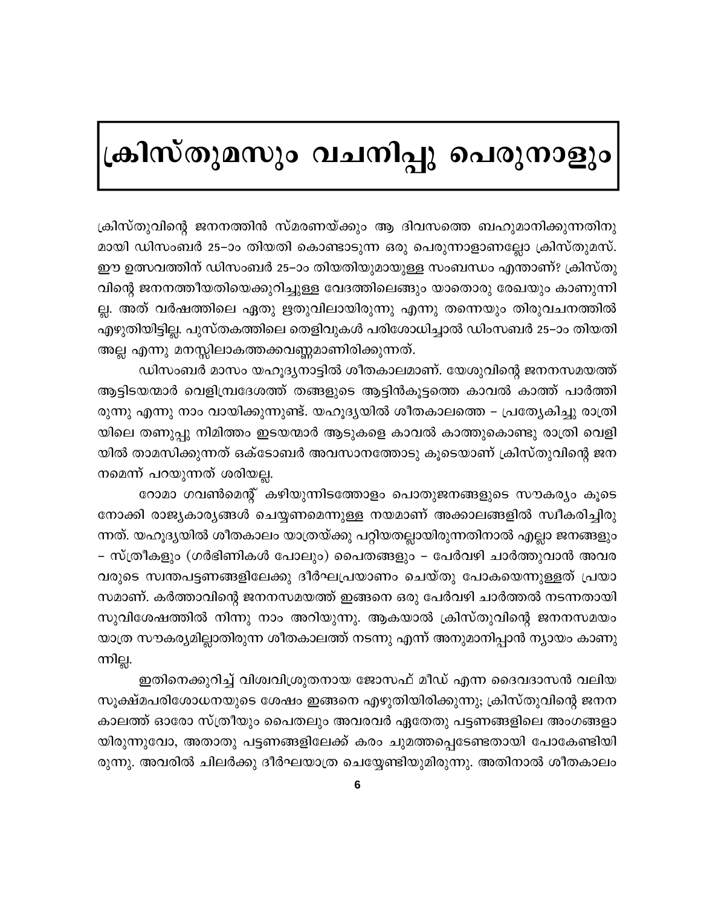# ക്രിസ്തുമസും വചനിപ്പു പെരുനാളും

ക്രിസ്തുവിന്റെ ജനനത്തിൻ സ്മരണയ്ക്കും ആ ദിവസത്തെ ബഹുമാനിക്കുന്നതിനുമായി ഡിസംബർ 25–ാം തിയതി കൊണ്ടാടുന്ന ഒരു പെരുന്നാളാണല്ലോ ക്രിസ്തുമസ്. ഈ ഉത്സവത്തിന് ഡിസംബർ 25–ാം തിയതിയുമായുള്ള സംബന്ധം എന്താണ്? ക്രിസ്തുവിന്റെ ജനനത്തീയതിയെക്കുറിച്ചുള്ള വേദത്തിലെങ്ങും യാതൊരു രേഖയും കാണുന്നില്ല. അത് വർഷത്തിലെ ഏതു ഋതുവിലായിരുന്നു എന്നു തന്നെയും തിരുവചനത്തിൽ എഴുതിയിട്ടില്ല. പുസ്തകത്തിലെ തെളിവുകൾ പരിശോധിച്ചാൽ ഡിംസബർ 25–ാം തിയതി അല്ല എന്നു മനസ്സിലാകത്തക്കവണ്ണമാണിരിക്കുന്നത്.

ഡിസംബർ മാസം യഹൂദ്യനാട്ടിൽ ശീതകാലമാണ്. യേശുവിന്റെ ജനനസമയത്ത് ആട്ടിടയന്മാർ വെളിമ്പ്രദേശത്ത് തങ്ങളുടെ ആട്ടിൻകൂട്ടത്തെ കാവൽ കാത്ത് പാർത്തിരുന്നു എന്നു നാം വായിക്കുന്നുണ്ട്. യഹൂദ്യയിൽ ശീതകാലത്തെ – പ്രത്യേകിച്ചു രാത്രിയിലെ തണുപ്പു നിമിത്തം ഇടയന്മാർ ആടുകളെ കാവൽ കാത്തുകൊണ്ടു രാത്രി വെളിയിൽ താമസിക്കുന്നത് ഒക്ടോബർ അവസാനത്തോടു കൂടെയാണ് ക്രിസ്തുവിന്റെ ജനനമെന്ന് പറയുന്നത് ശരിയല്ല.

റോമാ ഗവൺമെന്റ് കഴിയുന്നിടത്തോളം പൊതുജനങ്ങളുടെ സൗകര്യം കൂടെ നോക്കി രാജ്യകാര്യങ്ങൾ ചെയ്യണമെന്നുള്ള നയമാണ് അക്കാലങ്ങളിൽ സ്വീകരിച്ചിരുന്നത്. യഹൂദ്യയിൽ ശീതകാലം യാത്രയ്ക്കു പറ്റിയതല്ലായിരുന്നതിനാൽ എല്ലാ ജനങ്ങളും – സ്ത്രീകളും (ഗർഭിണികൾ പോലും) പൈതങ്ങളും – പേർവഴി ചാർത്തുവാൻ അവരവരുടെ സ്വന്തപട്ടണങ്ങളിലേക്കു ദീർഘപ്രയാണം ചെയ്തു പോകയെന്നുള്ളത് പ്രയാസമാണ്. കർത്താവിന്റെ ജനനസമയത്ത് ഇങ്ങനെ ഒരു പേർവഴി ചാർത്തൽ നടന്നതായി സുവിശേഷത്തിൽ നിന്നു നാം അറിയുന്നു. ആകയാൽ ക്രിസ്തുവിന്റെ ജനനസമയം യാത്ര സൗകര്യമില്ലാതിരുന്ന ശീതകാലത്ത് നടന്നു എന്ന് അനുമാനിപ്പാൻ ന്യായം കാണുന്നില്ല.

ഇതിനെക്കുറിച്ച് വിശ്വവിശ്രുതനായ ജോസഫ് മീഡ് എന്ന ദൈവദാസൻ വലിയ സൂക്ഷ്മപരിശോധനയുടെ ശേഷം ഇങ്ങനെ എഴുതിയിരിക്കുന്നു; ക്രിസ്തുവിന്റെ ജനനകാലത്ത് ഓരോ സ്ത്രീയും പൈതലും അവരവർ ഏതേതു പട്ടണങ്ങളിലെ അംഗങ്ങളായിരുന്നുവോ, അതാതു പട്ടണങ്ങളിലേക്ക് കരം ചുമത്തപ്പെടേണ്ടതായി പോകേണ്ടിയിരുന്നു. അവരിൽ ചിലർക്കു ദീർഘയാത്ര ചെയ്യേണ്ടിയുമിരുന്നു. അതിനാൽ ശീതകാലം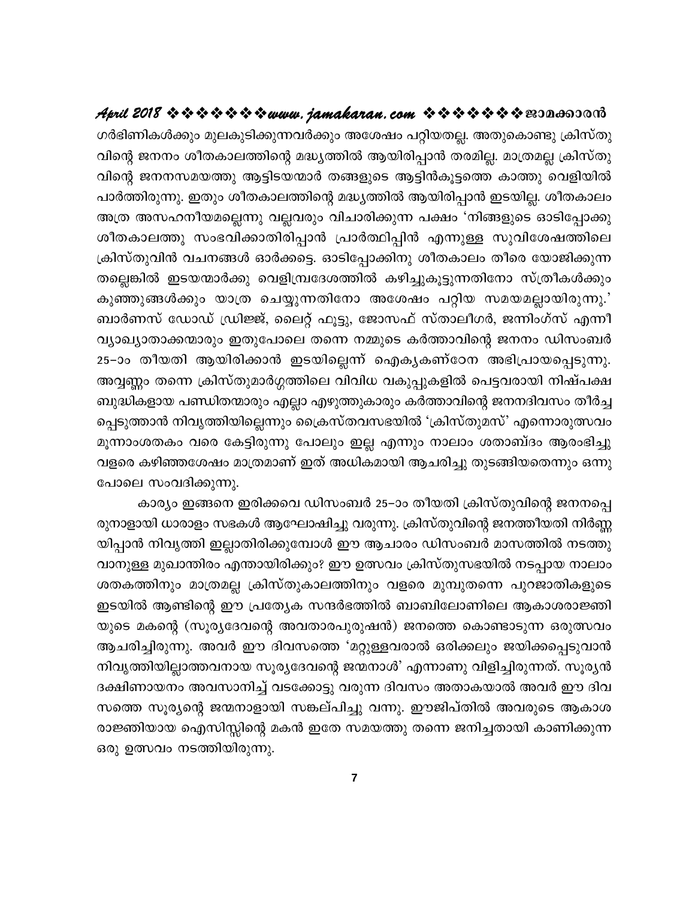ഗർഭിണികൾക്കും മുലകുടിക്കുന്നവർക്കും അശേഷം പറ്റിയതല്ല. അതുകൊണ്ടു ക്രിസ്തുവിന്റെ ജനനം ശീതകാലത്തിന്റെ മദ്ധ്യത്തിൽ ആയിരിപ്പാൻ തരമില്ല. മാത്രമല്ല ക്രിസ്തുവിന്റെ ജനനസമയത്തു ആട്ടിടയന്മാർ തങ്ങളുടെ ആട്ടിൻകൂട്ടത്തെ കാത്തു വെളിയിൽ പാർത്തിരുന്നു. ഇതും ശീതകാലത്തിന്റെ മദ്ധ്യത്തിൽ ആയിരിപ്പാൻ ഇടയില്ല. ശീതകാലം അത്ര അസഹനീയമല്ലെന്നു വല്ലവരും വിചാരിക്കുന്ന പക്ഷം 'നിങ്ങളുടെ ഓടിപ്പോക്കു ശീതകാലത്തു സംഭവിക്കാതിരിപ്പാൻ പ്രാർത്ഥിപ്പിൻ എന്നുള്ള സുവിശേഷത്തിലെ ക്രിസ്തുവിൻ വചനങ്ങൾ ഓർക്കട്ടെ. ഓടിപ്പോക്കിനു ശീതകാലം തീരെ യോജിക്കുന്നതല്ലെങ്കിൽ ഇടയന്മാർക്കു വെളിമ്പ്രദേശത്തിൽ കഴിച്ചുകൂട്ടുന്നതിനോ സ്ത്രീകൾക്കും കുഞ്ഞുങ്ങൾക്കും യാത്ര ചെയ്യുന്നതിനോ അശേഷം പറ്റിയ സമയമല്ലായിരുന്നു.' ബാർണസ് ഡോഡ് ഡ്രിജ്ജ്, ലൈറ്റ് ഫൂട്ടു, ജോസഫ് സ്താലീഗർ, ജന്നിംഗ്സ് എന്നീ വ്യാഖ്യാതാക്കന്മാരും ഇതുപോലെ തന്നെ നമ്മുടെ കർത്താവിന്റെ ജനനം ഡിസംബർ 25–ാം തീയതി ആയിരിക്കാൻ ഇടയില്ലെന്ന് ഐക്യകണ്ഠേന അഭിപ്രായപ്പെടുന്നു. അവ്വണ്ണം തന്നെ ക്രിസ്തുമാർഗ്ഗത്തിലെ വിവിധ വകുപ്പുകളിൽ പെട്ടവരായി നിഷ്പക്ഷ ബുദ്ധികളായ പണ്ഡിതന്മാരും എല്ലാ എഴുത്തുകാരും കർത്താവിന്റെ ജനനദിവസം തീർച്ചപ്പെടുത്താൻ നിവൃത്തിയില്ലെന്നും ക്രൈസ്തവസഭയിൽ 'ക്രിസ്തുമസ്' എന്നൊരുത്സവം മൂന്നാംശതകം വരെ കേട്ടിരുന്നു പോലും ഇല്ല എന്നും നാലാം ശതാബ്ദം ആരംഭിച്ചു വളരെ കഴിഞ്ഞശേഷം മാത്രമാണ് ഇത് അധികമായി ആചരിച്ചു തുടങ്ങിയതെന്നും ഒന്നു പോലെ സംവദിക്കുന്നു.

കാര്യം ഇങ്ങനെ ഇരിക്കവെ ഡിസംബർ 25–ാം തീയതി ക്രിസ്തുവിന്റെ ജനനപ്പെരുനാളായി ധാരാളം സഭകൾ ആഘോഷിച്ചു വരുന്നു. ക്രിസ്തുവിന്റെ ജനത്തീയതി നിർണ്ണയിപ്പാൻ നിവൃത്തി ഇല്ലാതിരിക്കുമ്പോൾ ഈ ആചാരം ഡിസംബർ മാസത്തിൽ നടത്തുവാനുള്ള മുഖാന്തിരം എന്തായിരിക്കും? ഈ ഉത്സവം ക്രിസ്തുസഭയിൽ നടപ്പായ നാലാം ശതകത്തിനും മാത്രമല്ല ക്രിസ്തുകാലത്തിനും വളരെ മുമ്പുതന്നെ പുറജാതികളുടെ ഇടയിൽ ആണ്ടിന്റെ ഈ പ്രത്യേക സന്ദർഭത്തിൽ ബാബിലോണിലെ ആകാശരാജ്ഞിയുടെ മകന്റെ (സൂര്യദേവന്റെ അവതാരപുരുഷൻ) ജനത്തെ കൊണ്ടാടുന്ന ഒരുത്സവം ആചരിച്ചിരുന്നു. അവർ ഈ ദിവസത്തെ 'മറ്റുള്ളവരാൽ ഒരിക്കലും ജയിക്കപ്പെടുവാൻ നിവൃത്തിയില്ലാത്തവനായ സൂര്യദേവന്റെ ജന്മനാൾ' എന്നാണു വിളിച്ചിരുന്നത്. സൂര്യൻ ദക്ഷിണായനം അവസാനിച്ച് വടക്കോട്ടു വരുന്ന ദിവസം അതാകയാൽ അവർ ഈ ദിവസത്തെ സൂര്യന്റെ ജന്മനാളായി സങ്കല്പിച്ചു വന്നു. ഈജിപ്തിൽ അവരുടെ ആകാശരാജ്ഞിയായ ഐസിസ്സിന്റെ മകൻ ഇതേ സമയത്തു തന്നെ ജനിച്ചതായി കാണിക്കുന്ന ഒരു ഉത്സവം നടത്തിയിരുന്നു.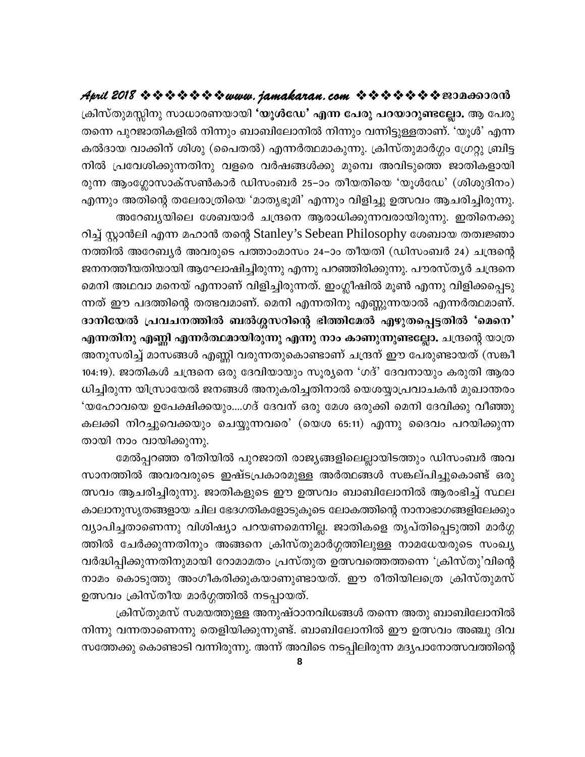ക്രിസ്തുമസ്സിനു സാധാരണയായി **'യൂൾഡേ' എന്ന പേരു പറയാറുണ്ടല്ലോ.** ആ പേരു തന്നെ പുറജാതികളിൽ നിന്നും ബാബിലോനിൽ നിന്നും വന്നിട്ടുള്ളതാണ്. 'യൂൾ' എന്ന കൽദായ വാക്കിന് ശിശു (പൈതൽ) എന്നർത്ഥമാകുന്നു. ക്രിസ്തുമാർഗ്ഗം ഗ്രേറ്റു ബ്രിട്ടനിൽ പ്രവേശിക്കുന്നതിനു വളരെ വർഷങ്ങൾക്കു മുമ്പെ അവിടുത്തെ ജാതികളായിരുന്ന ആംഗ്ലോസാക്സൺകാർ ഡിസംബർ 25–ാം തീയതിയെ 'യൂൾഡേ' (ശിശുദിനം) എന്നും അതിന്റെ തലേരാത്രിയെ 'മാതൃഭൂമി' എന്നും വിളിച്ചു ഉത്സവം ആചരിച്ചിരുന്നു.

അറേബ്യയിലെ ശേബയാർ ചന്ദ്രനെ ആരാധിക്കുന്നവരായിരുന്നു. ഇതിനെക്കുറിച്ച് സ്റ്റാൻലി എന്ന മഹാൻ തന്റെ Stanley's Sebean Philosophy ശേബായ തത്വജ്ഞാനത്തിൽ അറേബ്യർ അവരുടെ പത്താംമാസം 24–ാം തീയതി (ഡിസംബർ 24) ചന്ദ്രന്റെ ജനനത്തീയതിയായി ആഘോഷിച്ചിരുന്നു എന്നു പറഞ്ഞിരിക്കുന്നു. പൗരസ്ത്യർ ചന്ദ്രനെ മെനി അഥവാ മനെയ് എന്നാണ് വിളിച്ചിരുന്നത്. ഇംഗ്ലീഷിൽ മൂൺ എന്നു വിളിക്കപ്പെടുന്നത് ഈ പദത്തിന്റെ തത്ഭവമാണ്. മെനി എന്നതിനു എണ്ണുന്നയാൽ എന്നർത്ഥമാണ്. **ദാനിയേൽ പ്രവചനത്തിൽ ബൽശ്ശസറിന്റെ ഭിത്തിമേൽ എഴുതപ്പെട്ടതിൽ 'മെനെ' എന്നതിനു എണ്ണി എന്നർത്ഥമായിരുന്നു എന്നു നാം കാണുന്നുണ്ടല്ലോ.** ചന്ദ്രന്റെ യാത്ര അനുസരിച്ച് മാസങ്ങൾ എണ്ണി വരുന്നതുകൊണ്ടാണ് ചന്ദ്രന് ഈ പേരുണ്ടായത് (സങ്കീ 104:19). ജാതികൾ ചന്ദ്രനെ ഒരു ദേവിയായും സൂര്യനെ 'ഗദ്' ദേവനായും കരുതി ആരാധിച്ചിരുന്ന യിസ്രായേൽ ജനങ്ങൾ അനുകരിച്ചതിനാൽ യെശയ്യാപ്രവാചകൻ മുഖാന്തരം 'യഹോവയെ ഉപേക്ഷിക്കയും....ഗദ് ദേവന് ഒരു മേശ ഒരുക്കി മെനി ദേവിക്കു വീഞ്ഞു കലക്കി നിറച്ചുവെക്കയും ചെയ്യുന്നവരെ' (യെശ 65:11) എന്നു ദൈവം പറയിക്കുന്നതായി നാം വായിക്കുന്നു.

മേൽപ്പറഞ്ഞ രീതിയിൽ പുറജാതി രാജ്യങ്ങളിലെല്ലായിടത്തും ഡിസംബർ അവസാനത്തിൽ അവരവരുടെ ഇഷ്ടപ്രകാരമുള്ള അർത്ഥങ്ങൾ സങ്കല്പിച്ചുകൊണ്ട് ഒരുത്സവം ആചരിച്ചിരുന്നു. ജാതികളുടെ ഈ ഉത്സവം ബാബിലോനിൽ ആരംഭിച്ച് സ്ഥലകാലാനുസൃതങ്ങളായ ചില ഭേദഗതികളോടുകൂടെ ലോകത്തിന്റെ നാനാഭാഗങ്ങളിലേക്കും വ്യാപിച്ചതാണെന്നു വിശിഷ്യാ പറയണമെന്നില്ല. ജാതികളെ തൃപ്തിപ്പെടുത്തി മാർഗ്ഗത്തിൽ ചേർക്കുന്നതിനും അങ്ങനെ ക്രിസ്തുമാർഗ്ഗത്തിലുള്ള നാമധേയരുടെ സംഖ്യ വർദ്ധിപ്പിക്കുന്നതിനുമായി റോമാമതം പ്രസ്തുത ഉത്സവത്തെത്തന്നെ 'ക്രിസ്തു'വിന്റെ നാമം കൊടുത്തു അംഗീകരിക്കുകയാണുണ്ടായത്. ഈ രീതിയിലത്രെ ക്രിസ്തുമസ് ഉത്സവം ക്രിസ്തീയ മാർഗ്ഗത്തിൽ നടപ്പായത്.

ക്രിസ്തുമസ് സമയത്തുള്ള അനുഷ്ഠാനവിധങ്ങൾ തന്നെ അതു ബാബിലോനിൽ നിന്നു വന്നതാണെന്നു തെളിയിക്കുന്നുണ്ട്. ബാബിലോനിൽ ഈ ഉത്സവം അഞ്ചു ദിവസത്തേക്കു കൊണ്ടാടി വന്നിരുന്നു. അന്ന് അവിടെ നടപ്പിലിരുന്ന മദ്യപാനോത്സവത്തിന്റെ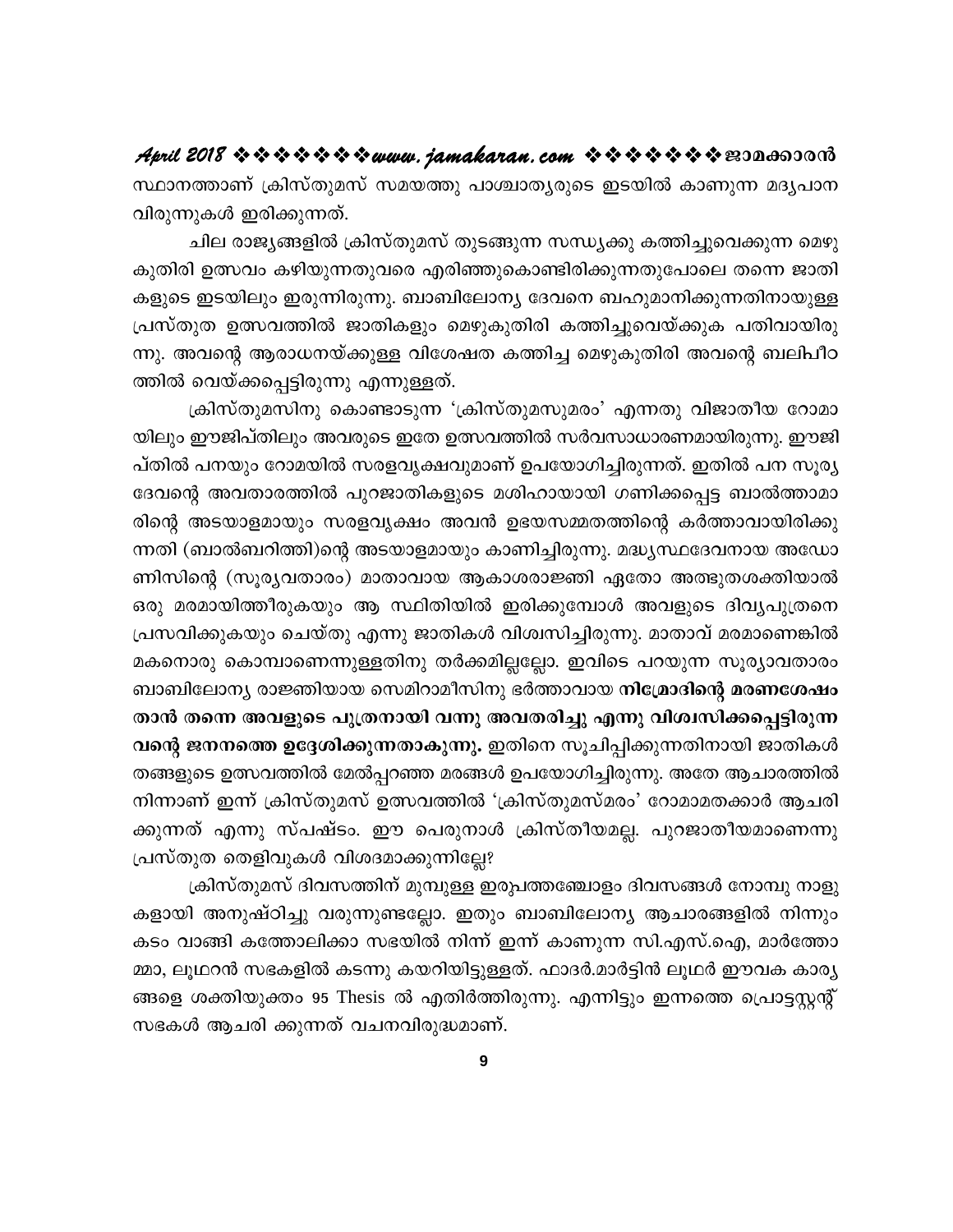സ്ഥാനത്താണ് ക്രിസ്തുമസ് സമയത്തു പാശ്ചാത്യരുടെ ഇടയിൽ കാണുന്ന മദ്യപാന വിരുന്നുകൾ ഇരിക്കുന്നത്.

ചില രാജ്യങ്ങളിൽ ക്രിസ്തുമസ് തുടങ്ങുന്ന സന്ധ്യക്കു കത്തിച്ചുവെക്കുന്ന മെഴുകുതിരി ഉത്സവം കഴിയുന്നതുവരെ എരിഞ്ഞുകൊണ്ടിരിക്കുന്നതുപോലെ തന്നെ ജാതികളുടെ ഇടയിലും ഇരുന്നിരുന്നു. ബാബിലോന്യ ദേവനെ ബഹുമാനിക്കുന്നതിനായുള്ള പ്രസ്തുത ഉത്സവത്തിൽ ജാതികളും മെഴുകുതിരി കത്തിച്ചുവെയ്ക്കുക പതിവായിരുന്നു. അവന്റെ ആരാധനയ്ക്കുള്ള വിശേഷത കത്തിച്ച മെഴുകുതിരി അവന്റെ ബലിപീഠത്തിൽ വെയ്ക്കപ്പെട്ടിരുന്നു എന്നുള്ളത്.

ക്രിസ്തുമസിനു കൊണ്ടാടുന്ന 'ക്രിസ്തുമസുമരം' എന്നതു വിജാതീയ റോമായിലും ഈജിപ്തിലും അവരുടെ ഇതേ ഉത്സവത്തിൽ സർവസാധാരണമായിരുന്നു. ഈജിപ്തിൽ പനയും റോമയിൽ സരളവൃക്ഷവുമാണ് ഉപയോഗിച്ചിരുന്നത്. ഇതിൽ പന സൂര്യദേവന്റെ അവതാരത്തിൽ പുറജാതികളുടെ മശിഹായായി ഗണിക്കപ്പെട്ട ബാൽത്താമാരിന്റെ അടയാളമായും സരളവൃക്ഷം അവൻ ഉഭയസമ്മതത്തിന്റെ കർത്താവായിരിക്കുന്നതി (ബാൽബറിത്തി)ന്റെ അടയാളമായും കാണിച്ചിരുന്നു. മദ്ധ്യസ്ഥദേവനായ അഡോണിസിന്റെ (സൂര്യവതാരം) മാതാവായ ആകാശരാജ്ഞി ഏതോ അത്ഭുതശക്തിയാൽ ഒരു മരമായിത്തീരുകയും ആ സ്ഥിതിയിൽ ഇരിക്കുമ്പോൾ അവളുടെ ദിവ്യപുത്രനെ പ്രസവിക്കുകയും ചെയ്തു എന്നു ജാതികൾ വിശ്വസിച്ചിരുന്നു. മാതാവ് മരമാണെങ്കിൽ മകനൊരു കൊമ്പാണെന്നുള്ളതിനു തർക്കമില്ലല്ലോ. ഇവിടെ പറയുന്ന സൂര്യാവതാരം ബാബിലോന്യ രാജ്ഞിയായ സെമിറാമീസിനു ഭർത്താവായ **നിമ്രോദിന്റെ മരണശേഷം താൻ തന്നെ അവളുടെ പുത്രനായി വന്നു അവതരിച്ചു എന്നു വിശ്വസിക്കപ്പെട്ടിരുന്നവന്റെ ജനനത്തെ ഉദ്ദേശിക്കുന്നതാകുന്നു.** ഇതിനെ സൂചിപ്പിക്കുന്നതിനായി ജാതികൾ തങ്ങളുടെ ഉത്സവത്തിൽ മേൽപ്പറഞ്ഞ മരങ്ങൾ ഉപയോഗിച്ചിരുന്നു. അതേ ആചാരത്തിൽ നിന്നാണ് ഇന്ന് ക്രിസ്തുമസ് ഉത്സവത്തിൽ 'ക്രിസ്തുമസ്മരം' റോമാമതക്കാർ ആചരിക്കുന്നത് എന്നു സ്പഷ്ടം. ഈ പെരുനാൾ ക്രിസ്തീയമല്ല. പുറജാതീയമാണെന്നു പ്രസ്തുത തെളിവുകൾ വിശദമാക്കുന്നില്ലേ?

ക്രിസ്തുമസ് ദിവസത്തിന് മുമ്പുള്ള ഇരുപത്തഞ്ചോളം ദിവസങ്ങൾ നോമ്പു നാളുകളായി അനുഷ്ഠിച്ചു വരുന്നുണ്ടല്ലോ. ഇതും ബാബിലോന്യ ആചാരങ്ങളിൽ നിന്നും കടം വാങ്ങി കത്തോലിക്കാ സഭയിൽ നിന്ന് ഇന്ന് കാണുന്ന സി.എസ്.ഐ, മാർത്തോമ്മാ, ലൂഥറൻ സഭകളിൽ കടന്നു കയറിയിട്ടുള്ളത്. ഫാദർ.മാർട്ടിൻ ലൂഥർ ഈവക കാര്യങ്ങളെ ശക്തിയുക്തം 95 Thesis ൽ എതിർത്തിരുന്നു. എന്നിട്ടും ഇന്നത്തെ പ്രൊട്ടസ്റ്റന്റ് സഭകൾ ആചരി ക്കുന്നത് വചനവിരുദ്ധമാണ്.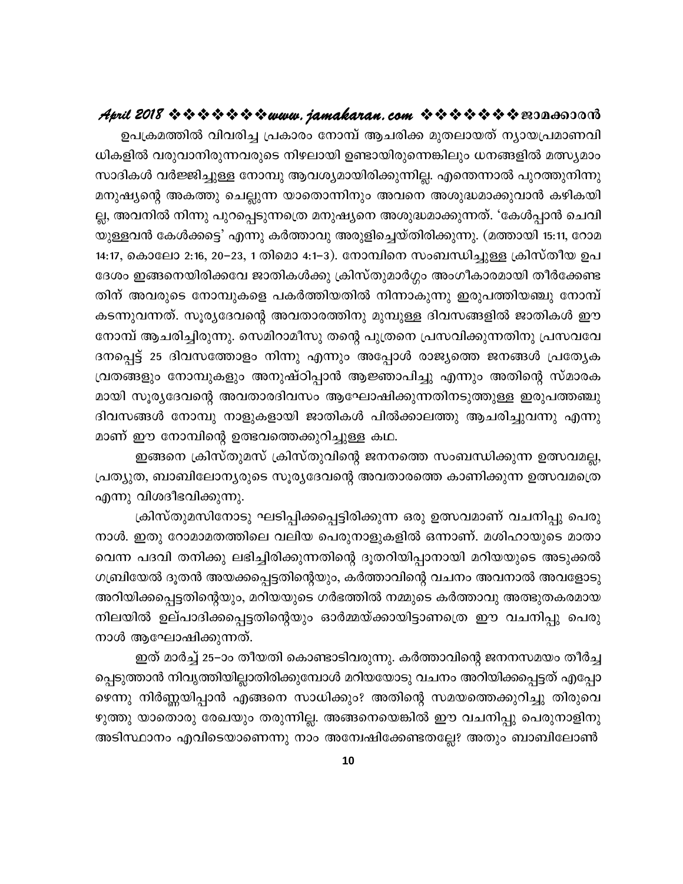ഉപക്രമത്തിൽ വിവരിച്ച പ്രകാരം നോമ്പ് ആചരിക്ക മുതലായത് ന്യായപ്രമാണവിധികളിൽ വരുവാനിരുന്നവരുടെ നിഴലായി ഉണ്ടായിരുന്നെങ്കിലും ധനങ്ങളിൽ മത്സ്യമാംസാദികൾ വർജ്ജിച്ചുള്ള നോമ്പു ആവശ്യമായിരിക്കുന്നില്ല. എന്തെന്നാൽ പുറത്തുനിന്നു മനുഷ്യന്റെ അകത്തു ചെല്ലുന്ന യാതൊന്നിനും അവനെ അശുദ്ധമാക്കുവാൻ കഴികയില്ല, അവനിൽ നിന്നു പുറപ്പെടുന്നത്രെ മനുഷ്യനെ അശുദ്ധമാക്കുന്നത്. 'കേൾപ്പാൻ ചെവിയുള്ളവൻ കേൾക്കട്ടെ' എന്നു കർത്താവു അരുളിച്ചെയ്തിരിക്കുന്നു. (മത്തായി 15:11, റോമ 14:17, കൊലോ 2:16, 20–23, 1 തിമൊ 4:1–3). നോമ്പിനെ സംബന്ധിച്ചുള്ള ക്രിസ്തീയ ഉപദേശം ഇങ്ങനെയിരിക്കവേ ജാതികൾക്കു ക്രിസ്തുമാർഗ്ഗം അംഗീകാരമായി തീർക്കേണ്ടതിന് അവരുടെ നോമ്പുകളെ പകർത്തിയതിൽ നിന്നാകുന്നു ഇരുപത്തിയഞ്ചു നോമ്പ് കടന്നുവന്നത്. സൂര്യദേവന്റെ അവതാരത്തിനു മുമ്പുള്ള ദിവസങ്ങളിൽ ജാതികൾ ഈ നോമ്പ് ആചരിച്ചിരുന്നു. സെമിറാമീസു തന്റെ പുത്രനെ പ്രസവിക്കുന്നതിനു പ്രസവവേദനപ്പെട്ട് 25 ദിവസത്തോളം നിന്നു എന്നും അപ്പോൾ രാജ്യത്തെ ജനങ്ങൾ പ്രത്യേക വ്രതങ്ങളും നോമ്പുകളും അനുഷ്ഠിപ്പാൻ ആജ്ഞാപിച്ചു എന്നും അതിന്റെ സ്മാരകമായി സൂര്യദേവന്റെ അവതാരദിവസം ആഘോഷിക്കുന്നതിനടുത്തുള്ള ഇരുപത്തഞ്ചു ദിവസങ്ങൾ നോമ്പു നാളുകളായി ജാതികൾ പിൽക്കാലത്തു ആചരിച്ചുവന്നു എന്നുമാണ് ഈ നോമ്പിന്റെ ഉത്ഭവത്തെക്കുറിച്ചുള്ള കഥ.

ഇങ്ങനെ ക്രിസ്തുമസ് ക്രിസ്തുവിന്റെ ജനനത്തെ സംബന്ധിക്കുന്ന ഉത്സവമല്ല, പ്രത്യുത, ബാബിലോന്യരുടെ സൂര്യദേവന്റെ അവതാരത്തെ കാണിക്കുന്ന ഉത്സവമത്രെ എന്നു വിശദീഭവിക്കുന്നു.

ക്രിസ്തുമസിനോടു ഘടിപ്പിക്കപ്പെട്ടിരിക്കുന്ന ഒരു ഉത്സവമാണ് വചനിപ്പു പെരുനാൾ. ഇതു റോമാമതത്തിലെ വലിയ പെരുനാളുകളിൽ ഒന്നാണ്. മശിഹായുടെ മാതാവെന്ന പദവി തനിക്കു ലഭിച്ചിരിക്കുന്നതിന്റെ ദൂതറിയിപ്പാനായി മറിയയുടെ അടുക്കൽ ഗബ്രിയേൽ ദൂതൻ അയക്കപ്പെട്ടതിന്റെയും, കർത്താവിന്റെ വചനം അവനാൽ അവളോടു അറിയിക്കപ്പെട്ടതിന്റെയും, മറിയയുടെ ഗർഭത്തിൽ നമ്മുടെ കർത്താവു അത്ഭുതകരമായ നിലയിൽ ഉല്പാദിക്കപ്പെട്ടതിന്റെയും ഓർമ്മയ്ക്കായിട്ടാണത്രെ ഈ വചനിപ്പു പെരുനാൾ ആഘോഷിക്കുന്നത്.

ഇത് മാർച്ച് 25–ാം തീയതി കൊണ്ടാടിവരുന്നു. കർത്താവിന്റെ ജനനസമയം തീർച്ചപ്പെടുത്താൻ നിവൃത്തിയില്ലാതിരിക്കുമ്പോൾ മറിയയോടു വചനം അറിയിക്കപ്പെട്ടത് എപ്പോഴെന്നു നിർണ്ണയിപ്പാൻ എങ്ങനെ സാധിക്കും? അതിന്റെ സമയത്തെക്കുറിച്ചു തിരുവെഴുത്തു യാതൊരു രേഖയും തരുന്നില്ല. അങ്ങനെയെങ്കിൽ ഈ വചനിപ്പു പെരുനാളിനു അടിസ്ഥാനം എവിടെയാണെന്നു നാം അന്വേഷിക്കേണ്ടതല്ലേ? അതും ബാബിലോൺ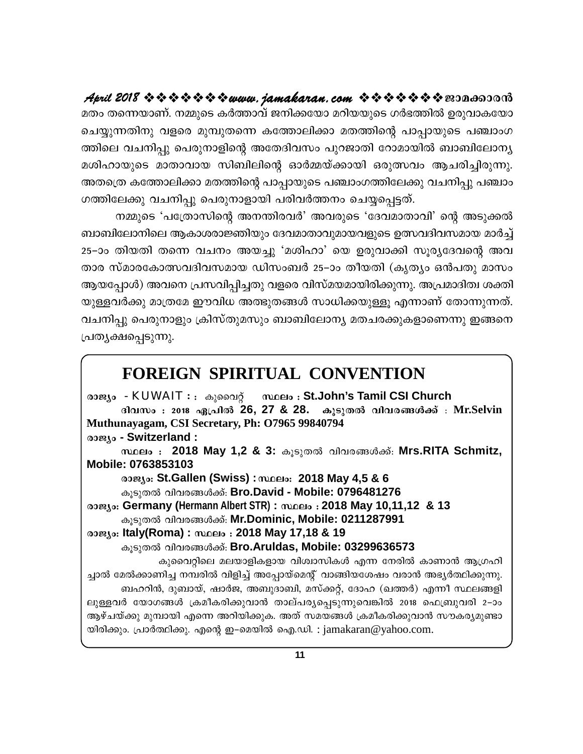മതം തന്നെയാണ്. നമ്മുടെ കർത്താവ് ജനിക്കയോ മറിയയുടെ ഗർഭത്തിൽ ഉരുവാകയോ ചെയ്യുന്നതിനു വളരെ മുമ്പുതന്നെ കത്തോലിക്കാ മതത്തിന്റെ പാപ്പായുടെ പഞ്ചാംഗത്തിലെ വചനിപ്പു പെരുനാളിന്റെ അതേദിവസം പുറജാതി റോമായിൽ ബാബിലോന്യ മശിഹായുടെ മാതാവായ സിബിലിന്റെ ഓർമ്മയ്ക്കായി ഒരുത്സവം ആചരിച്ചിരുന്നു. അതത്രെ കത്തോലിക്കാ മതത്തിന്റെ പാപ്പായുടെ പഞ്ചാംഗത്തിലേക്കു വചനിപ്പു പഞ്ചാംഗത്തിലേക്കു വചനിപ്പു പെരുനാളായി പരിവർത്തനം ചെയ്യപ്പെട്ടത്.

നമ്മുടെ 'പത്രോസിന്റെ അനന്തിരവർ' അവരുടെ 'ദേവമാതാവി' ന്റെ അടുക്കൽ ബാബിലോനിലെ ആകാശരാജ്ഞിയും ദേവമാതാവുമായവളുടെ ഉത്സവദിവസമായ മാർച്ച് 25–ാം തിയതി തന്നെ വചനം അയച്ചു 'മശിഹാ' യെ ഉരുവാക്കി സൂര്യദേവന്റെ അവതാര സ്മാരകോത്സവദിവസമായ ഡിസംബർ 25–ാം തീയതി (കൃത്യം ഒൻപതു മാസം ആയപ്പോൾ) അവനെ പ്രസവിപ്പിച്ചതു വളരെ വിസ്മയമായിരിക്കുന്നു. അപ്രമാദിത്വ ശക്തിയുള്ളവർക്കു മാത്രമേ ഈവിധ അത്ഭുതങ്ങൾ സാധിക്കയുള്ളൂ എന്നാണ് തോന്നുന്നത്. വചനിപ്പു പെരുനാളും ക്രിസ്തുമസും ബാബിലോന്യ മതചരക്കുകളാണെന്നു ഇങ്ങനെ പ്രത്യക്ഷപ്പെടുന്നു.

## FOREIGN SPIRITUAL CONVENTION

**രാജ്യം - KUWAIT : : കുവൈറ്റ് സ്ഥലം : St.John's Tamil CSI Church**

**ദിവസം : 2018 ഏപ്രിൽ 26, 27 & 28. കൂടുതൽ വിവരങ്ങൾക്ക് : Mr.Selvin Muthunayagam, CSI Secretary, Ph: O7965 99840794**

**രാജ്യം - Switzerland :**

**സ്ഥലം : 2018 May 1,2 & 3:** കൂടുതൽ വിവരങ്ങൾക്ക്: **Mrs.RITA Schmitz, Mobile: 0763853103**

**രാജ്യം: St.Gallen (Swiss) : സ്ഥലം: 2018 May 4,5 & 6**

കൂടുതൽ വിവരങ്ങൾക്ക്: **Bro.David - Mobile: 0796481276**

**രാജ്യം: Germany (Hermann Albert STR) : സ്ഥലം : 2018 May 10,11,12 & 13**

കൂടുതൽ വിവരങ്ങൾക്ക്: **Mr.Dominic, Mobile: 0211287991**

**രാജ്യം: Italy(Roma) : സ്ഥലം : 2018 May 17,18 & 19**

കൂടുതൽ വിവരങ്ങൾക്ക്: **Bro.Aruldas, Mobile: 03299636573**

കുവൈറ്റിലെ മലയാളികളായ വിശ്വാസികൾ എന്ന നേരിൽ കാണാൻ ആഗ്രഹിച്ചാൽ മേൽക്കാണിച്ച നമ്പരിൽ വിളിച്ച് അപ്പോയ്മെന്റ് വാങ്ങിയശേഷം വരാൻ അഭ്യർത്ഥിക്കുന്നു.

ബഹറിൻ, ദുബായ്, ഷാർജ, അബുദാബി, മസ്ക്കറ്റ്, ദോഹ (ഖത്തർ) എന്നീ സ്ഥലങ്ങളിലുള്ളവർ യോഗങ്ങൾ ക്രമീകരിക്കുവാൻ താല്പര്യപ്പെടുന്നുവെങ്കിൽ 2018 ഫെബ്രുവരി 2–ാം ആഴ്ചയ്ക്കു മുമ്പായി എന്നെ അറിയിക്കുക. അത് സമയങ്ങൾ ക്രമീകരിക്കുവാൻ സൗകര്യമുണ്ടായിരിക്കും. പ്രാർത്ഥിക്കു. എന്റെ ഇ–മെയിൽ ഐ.ഡി. : jamakaran@yahoo.com.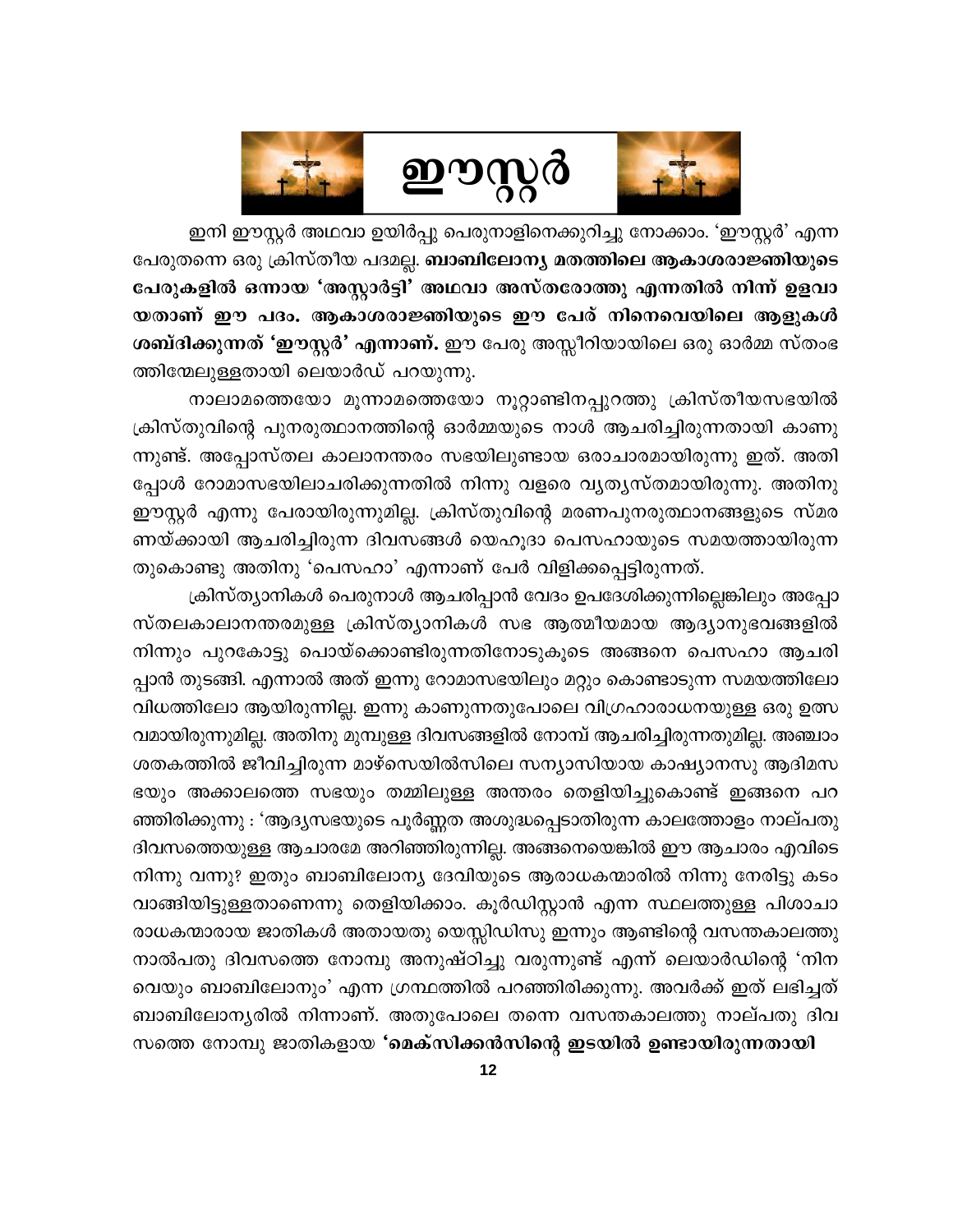# ഈസ്റ്റർ

ഇനി ഈസ്റ്റർ അഥവാ ഉയിർപ്പു പെരുനാളിനെക്കുറിച്ചു നോക്കാം. 'ഈസ്റ്റർ' എന്ന പേരുതന്നെ ഒരു ക്രിസ്തീയ പദമല്ല. **ബാബിലോന്യ മതത്തിലെ ആകാശരാജ്ഞിയുടെ പേരുകളിൽ ഒന്നായ 'അസ്റ്റാർട്ടി' അഥവാ അസ്തരോത്തു എന്നതിൽ നിന്ന് ഉളവായതാണ് ഈ പദം. ആകാശരാജ്ഞിയുടെ ഈ പേര് നിനെവെയിലെ ആളുകൾ ശബ്ദിക്കുന്നത് 'ഈസ്റ്റർ' എന്നാണ്.** ഈ പേരു അസ്സീറിയായിലെ ഒരു ഓർമ്മ സ്തംഭത്തിന്മേലുള്ളതായി ലെയാർഡ് പറയുന്നു.

നാലാമത്തെയോ മൂന്നാമത്തെയോ നൂറ്റാണ്ടിനപ്പുറത്തു ക്രിസ്തീയസഭയിൽ ക്രിസ്തുവിന്റെ പുനരുത്ഥാനത്തിന്റെ ഓർമ്മയുടെ നാൾ ആചരിച്ചിരുന്നതായി കാണുന്നുണ്ട്. അപ്പോസ്തല കാലാനന്തരം സഭയിലുണ്ടായ ഒരാചാരമായിരുന്നു ഇത്. അതിപ്പോൾ റോമാസഭയിലാചരിക്കുന്നതിൽ നിന്നു വളരെ വ്യത്യസ്തമായിരുന്നു. അതിനു ഈസ്റ്റർ എന്നു പേരായിരുന്നുമില്ല. ക്രിസ്തുവിന്റെ മരണപുനരുത്ഥാനങ്ങളുടെ സ്മരണയ്ക്കായി ആചരിച്ചിരുന്ന ദിവസങ്ങൾ യെഹൂദാ പെസഹായുടെ സമയത്തായിരുന്നതുകൊണ്ടു അതിനു 'പെസഹാ' എന്നാണ് പേർ വിളിക്കപ്പെട്ടിരുന്നത്.

ക്രിസ്ത്യാനികൾ പെരുനാൾ ആചരിപ്പാൻ വേദം ഉപദേശിക്കുന്നില്ലെങ്കിലും അപ്പോസ്തലകാലാനന്തരമുള്ള ക്രിസ്ത്യാനികൾ സഭ ആത്മീയമായ ആദ്യാനുഭവങ്ങളിൽ നിന്നും പുറകോട്ടു പൊയ്ക്കൊണ്ടിരുന്നതിനോടുകൂടെ അങ്ങനെ പെസഹാ ആചരിപ്പാൻ തുടങ്ങി. എന്നാൽ അത് ഇന്നു റോമാസഭയിലും മറ്റും കൊണ്ടാടുന്ന സമയത്തിലോ വിധത്തിലോ ആയിരുന്നില്ല. ഇന്നു കാണുന്നതുപോലെ വിഗ്രഹാരാധനയുള്ള ഒരു ഉത്സവമായിരുന്നുമില്ല. അതിനു മുമ്പുള്ള ദിവസങ്ങളിൽ നോമ്പ് ആചരിച്ചിരുന്നതുമില്ല. അഞ്ചാം ശതകത്തിൽ ജീവിച്ചിരുന്ന മാഴ്സെയിൽസിലെ സന്യാസിയായ കാഷ്യാനസു ആദിമസഭയും അക്കാലത്തെ സഭയും തമ്മിലുള്ള അന്തരം തെളിയിച്ചുകൊണ്ട് ഇങ്ങനെ പറഞ്ഞിരിക്കുന്നു : 'ആദ്യസഭയുടെ പൂർണ്ണത അശുദ്ധപ്പെടാതിരുന്ന കാലത്തോളം നാല്പതു ദിവസത്തെയുള്ള ആചാരമേ അറിഞ്ഞിരുന്നില്ല. അങ്ങനെയെങ്കിൽ ഈ ആചാരം എവിടെ നിന്നു വന്നു? ഇതും ബാബിലോന്യ ദേവിയുടെ ആരാധകന്മാരിൽ നിന്നു നേരിട്ടു കടം വാങ്ങിയിട്ടുള്ളതാണെന്നു തെളിയിക്കാം. കൂർഡിസ്റ്റാൻ എന്ന സ്ഥലത്തുള്ള പിശാചാരാധകന്മാരായ ജാതികൾ അതായതു യെസ്സിഡിസു ഇന്നും ആണ്ടിന്റെ വസന്തകാലത്തു നാൽപതു ദിവസത്തെ നോമ്പു അനുഷ്ഠിച്ചു വരുന്നുണ്ട് എന്ന് ലെയാർഡിന്റെ 'നിനവെയും ബാബിലോനും' എന്ന ഗ്രന്ഥത്തിൽ പറഞ്ഞിരിക്കുന്നു. അവർക്ക് ഇത് ലഭിച്ചത് ബാബിലോന്യരിൽ നിന്നാണ്. അതുപോലെ തന്നെ വസന്തകാലത്തു നാല്പതു ദിവസത്തെ നോമ്പു ജാതികളായ **'മെക്സിക്കൻസിന്റെ ഇടയിൽ ഉണ്ടായിരുന്നതായി**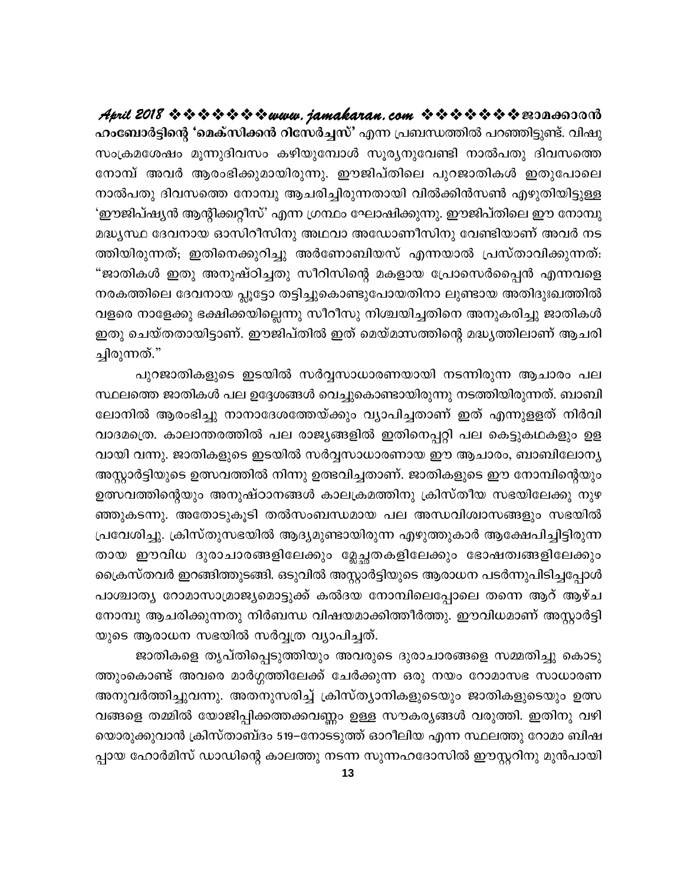**ഹംബോർട്ടിന്റെ 'മെക്സിക്കൻ റിസേർച്ചസ്'** എന്ന പ്രബന്ധത്തിൽ പറഞ്ഞിട്ടുണ്ട്. വിഷു സംക്രമശേഷം മൂന്നുദിവസം കഴിയുമ്പോൾ സൂര്യനുവേണ്ടി നാൽപതു ദിവസത്തെ നോമ്പ് അവർ ആരംഭിക്കുമായിരുന്നു. ഈജിപ്തിലെ പുറജാതികൾ ഇതുപോലെ നാൽപതു ദിവസത്തെ നോമ്പു ആചരിച്ചിരുന്നതായി വിൽക്കിൻസൺ എഴുതിയിട്ടുള്ള 'ഈജിപ്ഷ്യൻ ആന്റിക്ക്വറ്റീസ്' എന്ന ഗ്രന്ഥം ഘോഷിക്കുന്നു. ഈജിപ്തിലെ ഈ നോമ്പു മദ്ധ്യസ്ഥ ദേവനായ ഓസിറീസിനു അഥവാ അഡോണീസിനു വേണ്ടിയാണ് അവർ നടത്തിയിരുന്നത്; ഇതിനെക്കുറിച്ചു അർണോബിയസ് എന്നയാൽ പ്രസ്താവിക്കുന്നത്: "ജാതികൾ ഇതു അനുഷ്ഠിച്ചതു സീറിസിന്റെ മകളായ പ്രോസെർപ്പൈൻ എന്നവളെ നരകത്തിലെ ദേവനായ പ്ലൂട്ടോ തട്ടിച്ചുകൊണ്ടുപോയതിനാ ലുണ്ടായ അതിദുഃഖത്തിൽ വളരെ നാളേക്കു ഭക്ഷിക്കയില്ലെന്നു സീറീസു നിശ്ചയിച്ചതിനെ അനുകരിച്ചു ജാതികൾ ഇതു ചെയ്തതായിട്ടാണ്. ഈജിപ്തിൽ ഇത് മെയ്മാസത്തിന്റെ മദ്ധ്യത്തിലാണ് ആചരിച്ചിരുന്നത്."

പുറജാതികളുടെ ഇടയിൽ സർവ്വസാധാരണയായി നടന്നിരുന്ന ആചാരം പല സ്ഥലത്തെ ജാതികൾ പല ഉദ്ദേശങ്ങൾ വെച്ചുകൊണ്ടായിരുന്നു നടത്തിയിരുന്നത്. ബാബിലോനിൽ ആരംഭിച്ചു നാനാദേശത്തേയ്ക്കും വ്യാപിച്ചതാണ് ഇത് എന്നുള്ളത് നിർവിവാദമത്രെ. കാലാന്തരത്തിൽ പല രാജ്യങ്ങളിൽ ഇതിനെപ്പറ്റി പല കെട്ടുകഥകളും ഉളവായി വന്നു. ജാതികളുടെ ഇടയിൽ സർവ്വസാധാരണായ ഈ ആചാരം, ബാബിലോന്യ അസ്റ്റാർട്ടിയുടെ ഉത്സവത്തിൽ നിന്നു ഉത്ഭവിച്ചതാണ്. ജാതികളുടെ ഈ നോമ്പിന്റെയും ഉത്സവത്തിന്റെയും അനുഷ്ഠാനങ്ങൾ കാലക്രമത്തിനു ക്രിസ്തീയ സഭയിലേക്കു നുഴഞ്ഞുകടന്നു. അതോടുകൂടി തൽസംബന്ധമായ പല അന്ധവിശ്വാസങ്ങളും സഭയിൽ പ്രവേശിച്ചു. ക്രിസ്തുസഭയിൽ ആദ്യമുണ്ടായിരുന്ന എഴുത്തുകാർ ആക്ഷേപിച്ചിട്ടിരുന്നതായ ഈവിധ ദുരാചാരങ്ങളിലേക്കും മ്ലേച്ഛതകളിലേക്കും ഭോഷത്വങ്ങളിലേക്കും ക്രൈസ്തവർ ഇറങ്ങിത്തുടങ്ങി. ഒടുവിൽ അസ്റ്റാർട്ടിയുടെ ആരാധന പടർന്നുപിടിച്ചപ്പോൾ പാശ്ചാത്യ റോമാസാമ്രാജ്യമൊട്ടുക്ക് കൽദയ നോമ്പിലെപ്പോലെ തന്നെ ആറ് ആഴ്ച നോമ്പു ആചരിക്കുന്നതു നിർബന്ധ വിഷയമാക്കിത്തീർത്തു. ഈവിധമാണ് അസ്റ്റാർട്ടിയുടെ ആരാധന സഭയിൽ സർവ്വത്ര വ്യാപിച്ചത്.

ജാതികളെ തൃപ്തിപ്പെടുത്തിയും അവരുടെ ദുരാചാരങ്ങളെ സമ്മതിച്ചു കൊടുത്തുംകൊണ്ട് അവരെ മാർഗ്ഗത്തിലേക്ക് ചേർക്കുന്ന ഒരു നയം റോമാസഭ സാധാരണ അനുവർത്തിച്ചുവന്നു. അതനുസരിച്ച് ക്രിസ്ത്യാനികളുടെയും ജാതികളുടെയും ഉത്സവങ്ങളെ തമ്മിൽ യോജിപ്പിക്കത്തക്കവണ്ണം ഉള്ള സൗകര്യങ്ങൾ വരുത്തി. ഇതിനു വഴിയൊരുക്കുവാൻ ക്രിസ്താബ്ദം 519–നോടടുത്ത് ഓറീലിയ എന്ന സ്ഥലത്തു റോമാ ബിഷപ്പായ ഹോർമിസ് ഡാഡിന്റെ കാലത്തു നടന്ന സുന്നഹദോസിൽ ഈസ്റ്ററിനു മുൻപായി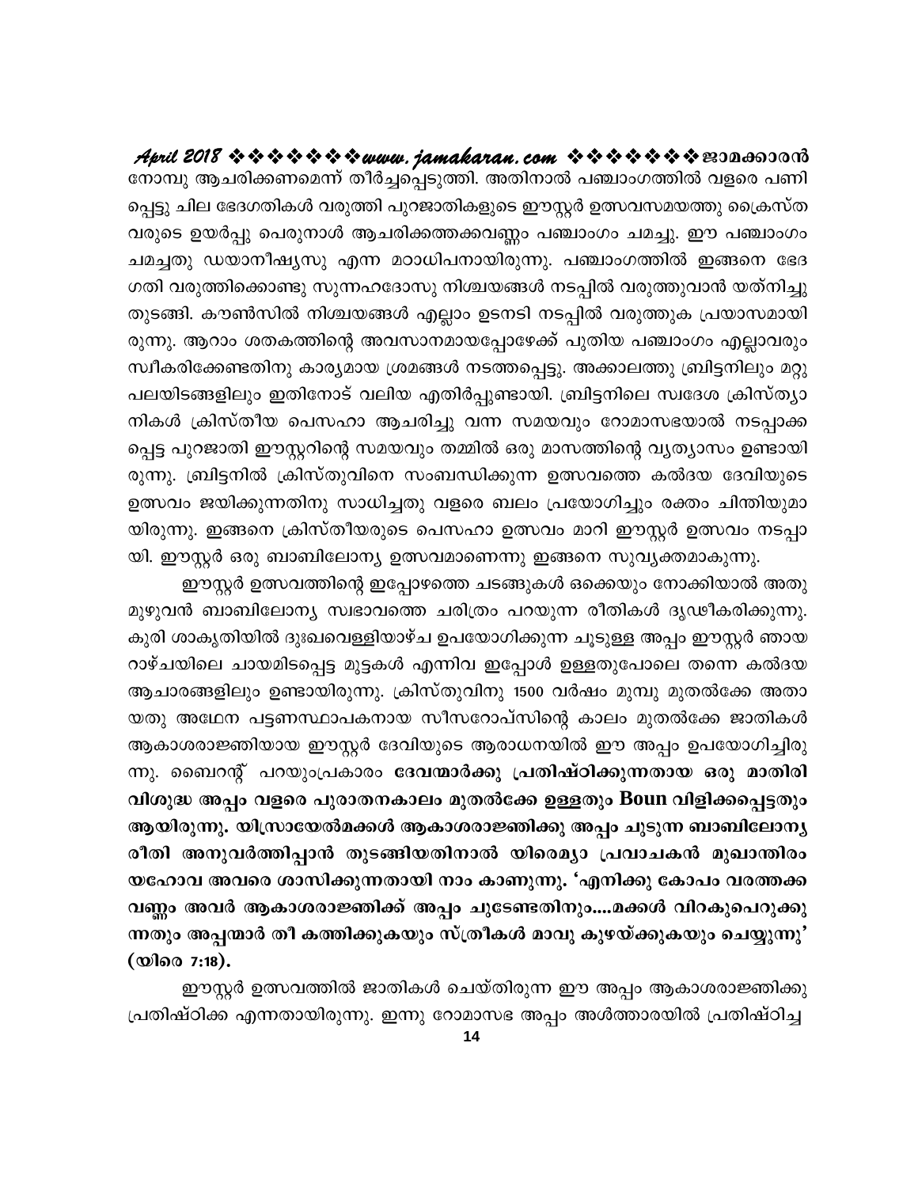നോമ്പു ആചരിക്കണമെന്ന് തീർച്ചപ്പെടുത്തി. അതിനാൽ പഞ്ചാംഗത്തിൽ വളരെ പണി പ്പെട്ടു ചില ഭേദഗതികൾ വരുത്തി പുറജാതികളുടെ ഈസ്റ്റർ ഉത്സവസമയത്തു ക്രൈസ്തവരുടെ ഉയർപ്പു പെരുനാൾ ആചരിക്കത്തക്കവണ്ണം പഞ്ചാംഗം ചമച്ചു. ഈ പഞ്ചാംഗം ചമച്ചതു ഡയാനീഷ്യസു എന്ന മഠാധിപനായിരുന്നു. പഞ്ചാംഗത്തിൽ ഇങ്ങനെ ഭേദഗതി വരുത്തിക്കൊണ്ടു സുന്നഹദോസു നിശ്ചയങ്ങൾ നടപ്പിൽ വരുത്തുവാൻ യത്നിച്ചു തുടങ്ങി. കൗൺസിൽ നിശ്ചയങ്ങൾ എല്ലാം ഉടനടി നടപ്പിൽ വരുത്തുക പ്രയാസമായിരുന്നു. ആറാം ശതകത്തിന്റെ അവസാനമായപ്പോഴേക്ക് പുതിയ പഞ്ചാംഗം എല്ലാവരും സ്വീകരിക്കേണ്ടതിനു കാര്യമായ ശ്രമങ്ങൾ നടത്തപ്പെട്ടു. അക്കാലത്തു ബ്രിട്ടനിലും മറ്റു പലയിടങ്ങളിലും ഇതിനോട് വലിയ എതിർപ്പുണ്ടായി. ബ്രിട്ടനിലെ സ്വദേശ ക്രിസ്ത്യാനികൾ ക്രിസ്തീയ പെസഹാ ആചരിച്ചു വന്ന സമയവും റോമാസഭയാൽ നടപ്പാക്കപ്പെട്ട പുറജാതി ഈസ്റ്ററിന്റെ സമയവും തമ്മിൽ ഒരു മാസത്തിന്റെ വ്യത്യാസം ഉണ്ടായിരുന്നു. ബ്രിട്ടനിൽ ക്രിസ്തുവിനെ സംബന്ധിക്കുന്ന ഉത്സവത്തെ കൽദയ ദേവിയുടെ ഉത്സവം ജയിക്കുന്നതിനു സാധിച്ചതു വളരെ ബലം പ്രയോഗിച്ചും രക്തം ചിന്തിയുമായിരുന്നു. ഇങ്ങനെ ക്രിസ്തീയരുടെ പെസഹാ ഉത്സവം മാറി ഈസ്റ്റർ ഉത്സവം നടപ്പായി. ഈസ്റ്റർ ഒരു ബാബിലോന്യ ഉത്സവമാണെന്നു ഇങ്ങനെ സുവ്യക്തമാകുന്നു.

ഈസ്റ്റർ ഉത്സവത്തിന്റെ ഇപ്പോഴത്തെ ചടങ്ങുകൾ ഒക്കെയും നോക്കിയാൽ അതു മുഴുവൻ ബാബിലോന്യ സ്വഭാവത്തെ ചരിത്രം പറയുന്ന രീതികൾ ദൃഢീകരിക്കുന്നു. കുരി ശാകൃതിയിൽ ദുഃഖവെള്ളിയാഴ്ച ഉപയോഗിക്കുന്ന ചൂടുള്ള അപ്പം ഈസ്റ്റർ ഞായറാഴ്ചയിലെ ചായമിടപ്പെട്ട മുട്ടകൾ എന്നിവ ഇപ്പോൾ ഉള്ളതുപോലെ തന്നെ കൽദയ ആചാരങ്ങളിലും ഉണ്ടായിരുന്നു. ക്രിസ്തുവിനു 1500 വർഷം മുമ്പു മുതൽക്കേ അതായതു അഥേന പട്ടണസ്ഥാപകനായ സീസറോപ്സിന്റെ കാലം മുതൽക്കേ ജാതികൾ ആകാശരാജ്ഞിയായ ഈസ്റ്റർ ദേവിയുടെ ആരാധനയിൽ ഈ അപ്പം ഉപയോഗിച്ചിരുന്നു. ബൈറന്റ് പറയുംപ്രകാരം **ദേവന്മാർക്കു പ്രതിഷ്ഠിക്കുന്നതായ ഒരു മാതിരി വിശുദ്ധ അപ്പം വളരെ പുരാതനകാലം മുതൽക്കേ ഉള്ളതും Boun വിളിക്കപ്പെട്ടതും ആയിരുന്നു. യിസ്രായേൽമക്കൾ ആകാശരാജ്ഞിക്കു അപ്പം ചുടുന്ന ബാബിലോന്യ രീതി അനുവർത്തിപ്പാൻ തുടങ്ങിയതിനാൽ യിരെമ്യാ പ്രവാചകൻ മുഖാന്തിരം യഹോവ അവരെ ശാസിക്കുന്നതായി നാം കാണുന്നു. 'എനിക്കു കോപം വരത്തക്കവണ്ണം അവർ ആകാശരാജ്ഞിക്ക് അപ്പം ചുടേണ്ടതിനും....മക്കൾ വിറകുപെറുക്കുന്നതും അപ്പന്മാർ തീ കത്തിക്കുകയും സ്ത്രീകൾ മാവു കുഴയ്ക്കുകയും ചെയ്യുന്നു' (യിരെ 7:18).**

ഈസ്റ്റർ ഉത്സവത്തിൽ ജാതികൾ ചെയ്തിരുന്ന ഈ അപ്പം ആകാശരാജ്ഞിക്കു പ്രതിഷ്ഠിക്ക എന്നതായിരുന്നു. ഇന്നു റോമാസഭ അപ്പം അൾത്താരയിൽ പ്രതിഷ്ഠിച്ച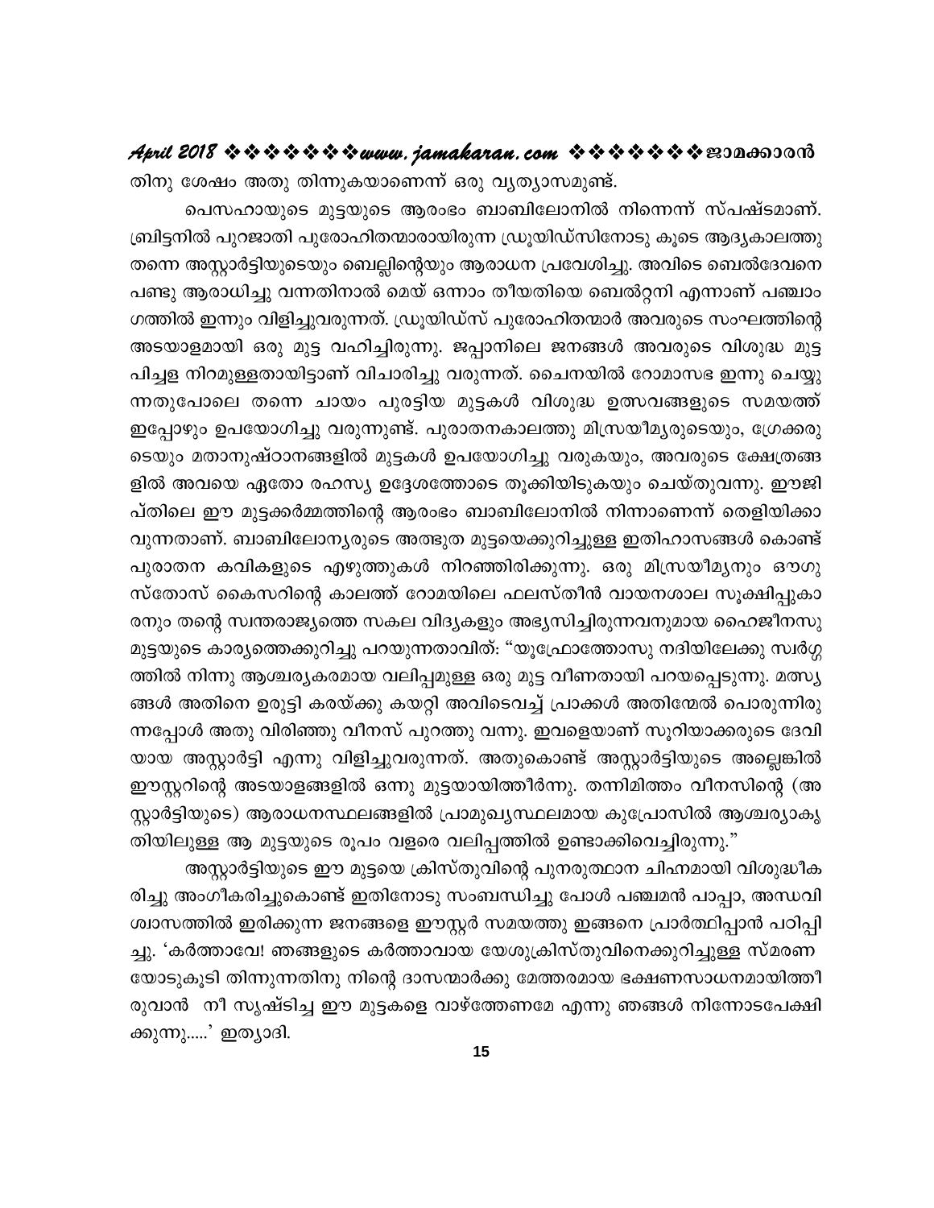തിനു ശേഷം അതു തിന്നുകയാണെന്ന് ഒരു വ്യത്യാസമുണ്ട്.

പെസഹായുടെ മുട്ടയുടെ ആരംഭം ബാബിലോനിൽ നിന്നെന്ന് സ്പഷ്ടമാണ്. ബ്രിട്ടനിൽ പുറജാതി പുരോഹിതന്മാരായിരുന്ന ഡ്രൂയിഡ്സിനോടു കൂടെ ആദ്യകാലത്തു തന്നെ അസ്റ്റാർട്ടിയുടെയും ബെല്ലിന്റെയും ആരാധന പ്രവേശിച്ചു. അവിടെ ബെൽദേവനെ പണ്ടു ആരാധിച്ചു വന്നതിനാൽ മെയ് ഒന്നാം തീയതിയെ ബെൽറ്റനി എന്നാണ് പഞ്ചാംഗത്തിൽ ഇന്നും വിളിച്ചുവരുന്നത്. ഡ്രൂയിഡ്സ് പുരോഹിതന്മാർ അവരുടെ സംഘത്തിന്റെ അടയാളമായി ഒരു മുട്ട വഹിച്ചിരുന്നു. ജപ്പാനിലെ ജനങ്ങൾ അവരുടെ വിശുദ്ധ മുട്ട പിച്ചള നിറമുള്ളതായിട്ടാണ് വിചാരിച്ചു വരുന്നത്. ചൈനയിൽ റോമാസഭ ഇന്നു ചെയ്യുന്നതുപോലെ തന്നെ ചായം പുരട്ടിയ മുട്ടകൾ വിശുദ്ധ ഉത്സവങ്ങളുടെ സമയത്ത് ഇപ്പോഴും ഉപയോഗിച്ചു വരുന്നുണ്ട്. പുരാതനകാലത്തു മിസ്രയീമ്യരുടെയും, ഗ്രേക്കരുടെയും മതാനുഷ്ഠാനങ്ങളിൽ മുട്ടകൾ ഉപയോഗിച്ചു വരുകയും, അവരുടെ ക്ഷേത്രങ്ങളിൽ അവയെ ഏതോ രഹസ്യ ഉദ്ദേശത്തോടെ തൂക്കിയിടുകയും ചെയ്തുവന്നു. ഈജിപ്തിലെ ഈ മുട്ടക്കർമ്മത്തിന്റെ ആരംഭം ബാബിലോനിൽ നിന്നാണെന്ന് തെളിയിക്കാവുന്നതാണ്. ബാബിലോന്യരുടെ അത്ഭുത മുട്ടയെക്കുറിച്ചുള്ള ഇതിഹാസങ്ങൾ കൊണ്ട് പുരാതന കവികളുടെ എഴുത്തുകൾ നിറഞ്ഞിരിക്കുന്നു. ഒരു മിസ്രയീമ്യനും ഔഗുസ്തോസ് കൈസറിന്റെ കാലത്ത് റോമയിലെ ഫലസ്തീൻ വായനശാല സൂക്ഷിപ്പുകാരനും തന്റെ സ്വന്തരാജ്യത്തെ സകല വിദ്യകളും അഭ്യസിച്ചിരുന്നവനുമായ ഹൈജീനസു മുട്ടയുടെ കാര്യത്തെക്കുറിച്ചു പറയുന്നതാവിത്: "യൂഫ്രോത്തോസു നദിയിലേക്കു സ്വർഗ്ഗത്തിൽ നിന്നു ആശ്ചര്യകരമായ വലിപ്പമുള്ള ഒരു മുട്ട വീണതായി പറയപ്പെടുന്നു. മത്സ്യങ്ങൾ അതിനെ ഉരുട്ടി കരയ്ക്കു കയറ്റി അവിടെവച്ച് പ്രാക്കൾ അതിന്മേൽ പൊരുന്നിരുന്നപ്പോൾ അതു വിരിഞ്ഞു വീനസ് പുറത്തു വന്നു. ഇവളെയാണ് സൂറിയാക്കരുടെ ദേവിയായ അസ്റ്റാർട്ടി എന്നു വിളിച്ചുവരുന്നത്. അതുകൊണ്ട് അസ്റ്റാർട്ടിയുടെ അല്ലെങ്കിൽ ഈസ്റ്ററിന്റെ അടയാളങ്ങളിൽ ഒന്നു മുട്ടയായിത്തീർന്നു. തന്നിമിത്തം വീനസിന്റെ (അസ്റ്റാർട്ടിയുടെ) ആരാധനസ്ഥലങ്ങളിൽ പ്രാമുഖ്യസ്ഥലമായ കുപ്രോസിൽ ആശ്ചര്യാകൃതിയിലുള്ള ആ മുട്ടയുടെ രൂപം വളരെ വലിപ്പത്തിൽ ഉണ്ടാക്കിവെച്ചിരുന്നു."

അസ്റ്റാർട്ടിയുടെ ഈ മുട്ടയെ ക്രിസ്തുവിന്റെ പുനരുത്ഥാന ചിഹ്നമായി വിശുദ്ധീകരിച്ചു അംഗീകരിച്ചുകൊണ്ട് ഇതിനോടു സംബന്ധിച്ചു പോൾ പഞ്ചമൻ പാപ്പാ, അന്ധവിശ്വാസത്തിൽ ഇരിക്കുന്ന ജനങ്ങളെ ഈസ്റ്റർ സമയത്തു ഇങ്ങനെ പ്രാർത്ഥിപ്പാൻ പഠിപ്പിച്ചു. 'കർത്താവേ! ഞങ്ങളുടെ കർത്താവായ യേശുക്രിസ്തുവിനെക്കുറിച്ചുള്ള സ്മരണയോടുകൂടി തിന്നുന്നതിനു നിന്റെ ദാസന്മാർക്കു മേത്തരമായ ഭക്ഷണസാധനമായിത്തീരുവാൻ നീ സൃഷ്ടിച്ച ഈ മുട്ടകളെ വാഴ്ത്തേണമേ എന്നു ഞങ്ങൾ നിന്നോടപേക്ഷിക്കുന്നു.....' ഇത്യാദി.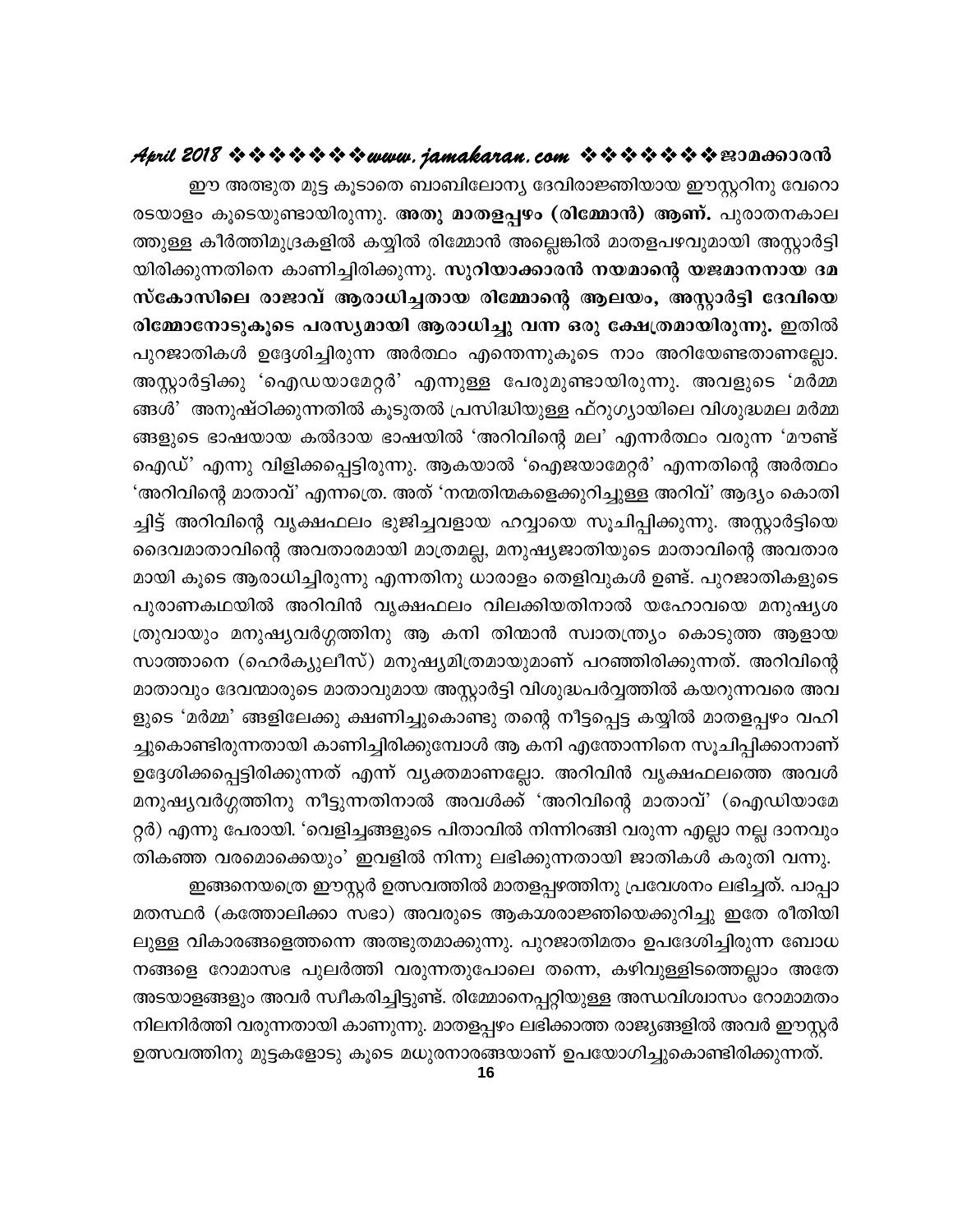ഈ അത്ഭുത മുട്ട കൂടാതെ ബാബിലോന്യ ദേവിരാജ്ഞിയായ ഈസ്റ്ററിനു വേറൊരടയാളം കൂടെയുണ്ടായിരുന്നു. **അതു മാതളപ്പഴം (രിമ്മോൻ) ആണ്.** പുരാതനകാലത്തുള്ള കീർത്തിമുദ്രകളിൽ കയ്യിൽ രിമ്മോൻ അല്ലെങ്കിൽ മാതളപഴവുമായി അസ്റ്റാർട്ടിയിരിക്കുന്നതിനെ കാണിച്ചിരിക്കുന്നു. **സുറിയാക്കാരൻ നയമാന്റെ യജമാനനായ ദമസ്കോസിലെ രാജാവ് ആരാധിച്ചതായ രിമ്മോന്റെ ആലയം, അസ്റ്റാർട്ടി ദേവിയെ രിമ്മോനോടുകൂടെ പരസ്യമായി ആരാധിച്ചു വന്ന ഒരു ക്ഷേത്രമായിരുന്നു.** ഇതിൽ പുറജാതികൾ ഉദ്ദേശിച്ചിരുന്ന അർത്ഥം എന്തെന്നുകൂടെ നാം അറിയേണ്ടതാണല്ലോ. അസ്റ്റാർട്ടിക്കു 'ഐഡയാമേറ്റർ' എന്നുള്ള പേരുമുണ്ടായിരുന്നു. അവളുടെ 'മർമ്മങ്ങൾ' അനുഷ്ഠിക്കുന്നതിൽ കൂടുതൽ പ്രസിദ്ധിയുള്ള ഫ്റുഗ്യായിലെ വിശുദ്ധമല മർമ്മങ്ങളുടെ ഭാഷയായ കൽദായ ഭാഷയിൽ 'അറിവിന്റെ മല' എന്നർത്ഥം വരുന്ന 'മൗണ്ട് ഐഡ്' എന്നു വിളിക്കപ്പെട്ടിരുന്നു. ആകയാൽ 'ഐജയാമേറ്റർ' എന്നതിന്റെ അർത്ഥം 'അറിവിന്റെ മാതാവ്' എന്നത്രെ. അത് 'നന്മതിന്മകളെക്കുറിച്ചുള്ള അറിവ്' ആദ്യം കൊതിച്ചിട്ട് അറിവിന്റെ വൃക്ഷഫലം ഭുജിച്ചവളായ ഹവ്വായെ സൂചിപ്പിക്കുന്നു. അസ്റ്റാർട്ടിയെ ദൈവമാതാവിന്റെ അവതാരമായി മാത്രമല്ല, മനുഷ്യജാതിയുടെ മാതാവിന്റെ അവതാരമായി കൂടെ ആരാധിച്ചിരുന്നു എന്നതിനു ധാരാളം തെളിവുകൾ ഉണ്ട്. പുറജാതികളുടെ പുരാണകഥയിൽ അറിവിൻ വൃക്ഷഫലം വിലക്കിയതിനാൽ യഹോവയെ മനുഷ്യശത്രുവായും മനുഷ്യവർഗ്ഗത്തിനു ആ കനി തിന്മാൻ സ്വാതന്ത്ര്യം കൊടുത്ത ആളായ സാത്താനെ (ഹെർക്യുലീസ്) മനുഷ്യമിത്രമായുമാണ് പറഞ്ഞിരിക്കുന്നത്. അറിവിന്റെ മാതാവും ദേവന്മാരുടെ മാതാവുമായ അസ്റ്റാർട്ടി വിശുദ്ധപർവ്വതിൽ കയറുന്നവരെ അവളുടെ 'മർമ്മ' ങ്ങളിലേക്കു ക്ഷണിച്ചുകൊണ്ടു തന്റെ നീട്ടപ്പെട്ട കയ്യിൽ മാതളപ്പഴം വഹിച്ചുകൊണ്ടിരുന്നതായി കാണിച്ചിരിക്കുമ്പോൾ ആ കനി എന്തോന്നിനെ സൂചിപ്പിക്കാനാണ് ഉദ്ദേശിക്കപ്പെട്ടിരിക്കുന്നത് എന്ന് വ്യക്തമാണല്ലോ. അറിവിൻ വൃക്ഷഫലത്തെ അവൾ മനുഷ്യവർഗ്ഗത്തിനു നീട്ടുന്നതിനാൽ അവൾക്ക് 'അറിവിന്റെ മാതാവ്' (ഐഡിയാമേറ്റർ) എന്നു പേരായി. 'വെളിച്ചങ്ങളുടെ പിതാവിൽ നിന്നിറങ്ങി വരുന്ന എല്ലാ നല്ല ദാനവും തികഞ്ഞ വരമൊക്കെയും' ഇവളിൽ നിന്നു ലഭിക്കുന്നതായി ജാതികൾ കരുതി വന്നു.

ഇങ്ങനെയത്രെ ഈസ്റ്റർ ഉത്സവത്തിൽ മാതളപ്പഴത്തിനു പ്രവേശനം ലഭിച്ചത്. പാപ്പാമതസ്ഥർ (കത്തോലിക്കാ സഭാ) അവരുടെ ആകാശരാജ്ഞിയെക്കുറിച്ചു ഇതേ രീതിയിലുള്ള വികാരങ്ങളെത്തന്നെ അത്ഭുതമാക്കുന്നു. പുറജാതിമതം ഉപദേശിച്ചിരുന്ന ബോധനങ്ങളെ റോമാസഭ പുലർത്തി വരുന്നതുപോലെ തന്നെ, കഴിവുള്ളിടത്തെല്ലാം അതേ അടയാളങ്ങളും അവർ സ്വീകരിച്ചിട്ടുണ്ട്. രിമ്മോനെപ്പറ്റിയുള്ള അന്ധവിശ്വാസം റോമാമതം നിലനിർത്തി വരുന്നതായി കാണുന്നു. മാതളപ്പഴം ലഭിക്കാത്ത രാജ്യങ്ങളിൽ അവർ ഈസ്റ്റർ ഉത്സവത്തിനു മുട്ടകളോടു കൂടെ മധുരനാരങ്ങയാണ് ഉപയോഗിച്ചുകൊണ്ടിരിക്കുന്നത്.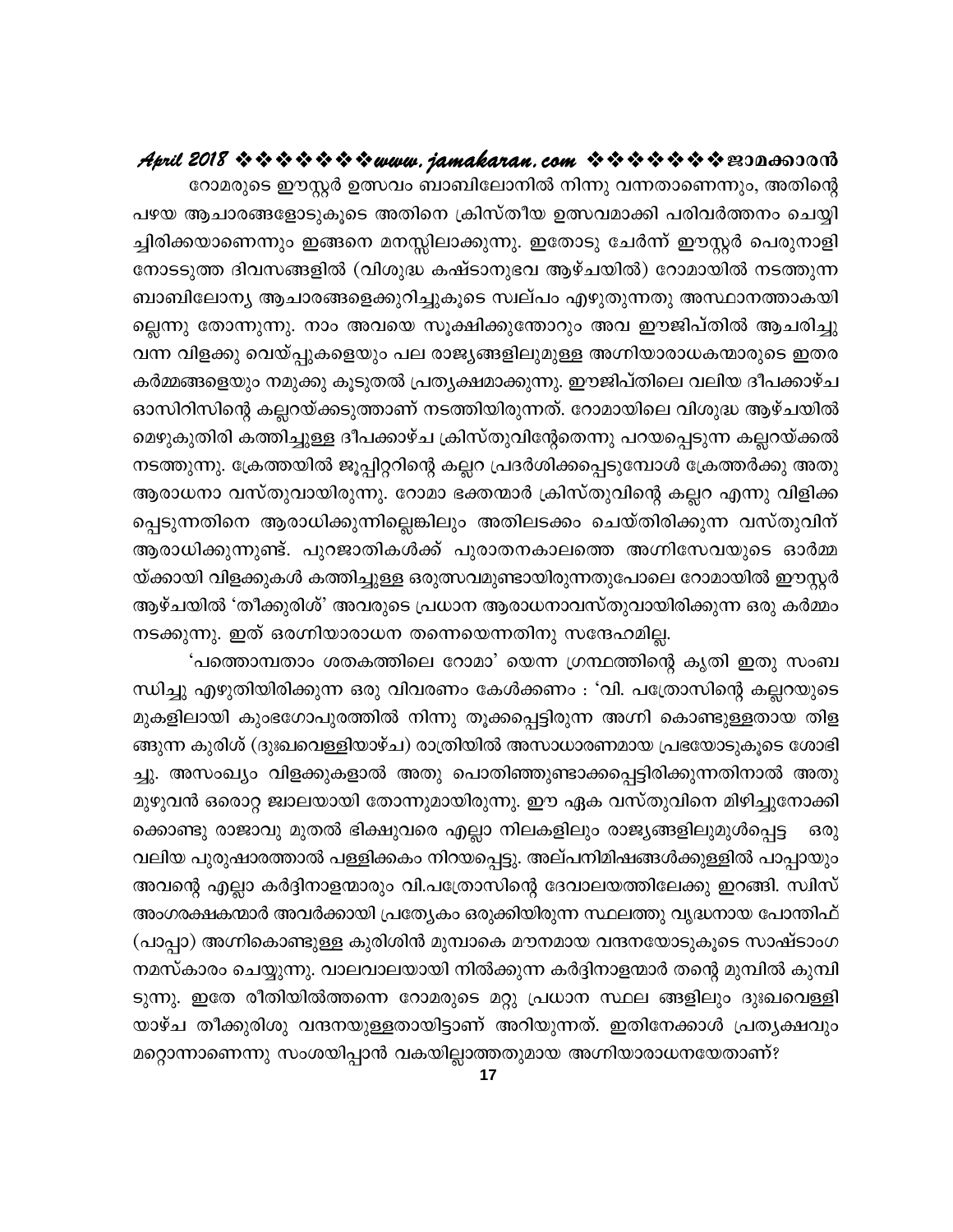റോമരുടെ ഈസ്റ്റർ ഉത്സവം ബാബിലോനിൽ നിന്നു വന്നതാണെന്നും, അതിന്റെ പഴയ ആചാരങ്ങളോടുകൂടെ അതിനെ ക്രിസ്തീയ ഉത്സവമാക്കി പരിവർത്തനം ചെയ്യിച്ചിരിക്കയാണെന്നും ഇങ്ങനെ മനസ്സിലാക്കുന്നു. ഇതോടു ചേർന്ന് ഈസ്റ്റർ പെരുനാളിനോടടുത്ത ദിവസങ്ങളിൽ (വിശുദ്ധ കഷ്ടാനുഭവ ആഴ്ചയിൽ) റോമായിൽ നടത്തുന്ന ബാബിലോന്യ ആചാരങ്ങളെക്കുറിച്ചുകൂടെ സ്വല്പം എഴുതുന്നതു അസ്ഥാനത്താകയില്ലെന്നു തോന്നുന്നു. നാം അവയെ സൂക്ഷിക്കുന്തോറും അവ ഈജിപ്തിൽ ആചരിച്ചു വന്ന വിളക്കു വെയ്പ്പുകളെയും പല രാജ്യങ്ങളിലുമുള്ള അഗ്നിയാരാധകന്മാരുടെ ഇതര കർമ്മങ്ങളെയും നമുക്കു കൂടുതൽ പ്രത്യക്ഷമാക്കുന്നു. ഈജിപ്തിലെ വലിയ ദീപക്കാഴ്ച ഓസിറിസിന്റെ കല്ലറയ്ക്കടുത്താണ് നടത്തിയിരുന്നത്. റോമായിലെ വിശുദ്ധ ആഴ്ചയിൽ മെഴുകുതിരി കത്തിച്ചുള്ള ദീപക്കാഴ്ച ക്രിസ്തുവിന്റേതെന്നു പറയപ്പെടുന്ന കല്ലറയ്ക്കൽ നടത്തുന്നു. ക്രേത്തയിൽ ജൂപ്പിറ്ററിന്റെ കല്ലറ പ്രദർശിക്കപ്പെടുമ്പോൾ ക്രേത്തർക്കു അതു ആരാധനാ വസ്തുവായിരുന്നു. റോമാ ഭക്തന്മാർ ക്രിസ്തുവിന്റെ കല്ലറ എന്നു വിളിക്കപ്പെടുന്നതിനെ ആരാധിക്കുന്നില്ലെങ്കിലും അതിലടക്കം ചെയ്തിരിക്കുന്ന വസ്തുവിന് ആരാധിക്കുന്നുണ്ട്. പുറജാതികൾക്ക് പുരാതനകാലത്തെ അഗ്നിസേവയുടെ ഓർമ്മയ്ക്കായി വിളക്കുകൾ കത്തിച്ചുള്ള ഒരുത്സവമുണ്ടായിരുന്നതുപോലെ റോമായിൽ ഈസ്റ്റർ ആഴ്ചയിൽ 'തീക്കുരിശ്' അവരുടെ പ്രധാന ആരാധനാവസ്തുവായിരിക്കുന്ന ഒരു കർമ്മം നടക്കുന്നു. ഇത് ഒരഗ്നിയാരാധന തന്നെയെന്നതിനു സന്ദേഹമില്ല.

'പത്തൊമ്പതാം ശതകത്തിലെ റോമാ' യെന്ന ഗ്രന്ഥത്തിന്റെ കൃതി ഇതു സംബന്ധിച്ചു എഴുതിയിരിക്കുന്ന ഒരു വിവരണം കേൾക്കണം : 'വി. പത്രോസിന്റെ കല്ലറയുടെ മുകളിലായി കുംഭഗോപുരത്തിൽ നിന്നു തൂക്കപ്പെട്ടിരുന്ന അഗ്നി കൊണ്ടുള്ളതായ തിളങ്ങുന്ന കുരിശ് (ദുഃഖവെള്ളിയാഴ്ച) രാത്രിയിൽ അസാധാരണമായ പ്രഭയോടുകൂടെ ശോഭിച്ചു. അസംഖ്യം വിളക്കുകളാൽ അതു പൊതിഞ്ഞുണ്ടാക്കപ്പെട്ടിരിക്കുന്നതിനാൽ അതു മുഴുവൻ ഒരൊറ്റ ജ്വാലയായി തോന്നുമായിരുന്നു. ഈ ഏക വസ്തുവിനെ മിഴിച്ചുനോക്കിക്കൊണ്ടു രാജാവു മുതൽ ഭിക്ഷുവരെ എല്ലാ നിലകളിലും രാജ്യങ്ങളിലുമുൾപ്പെട്ട ഒരു വലിയ പുരുഷാരത്താൽ പള്ളിക്കകം നിറയപ്പെട്ടു. അല്പനിമിഷങ്ങൾക്കുള്ളിൽ പാപ്പായും അവന്റെ എല്ലാ കർദ്ദിനാളന്മാരും വി.പത്രോസിന്റെ ദേവാലയത്തിലേക്കു ഇറങ്ങി. സ്വിസ് അംഗരക്ഷകന്മാർ അവർക്കായി പ്രത്യേകം ഒരുക്കിയിരുന്ന സ്ഥലത്തു വൃദ്ധനായ പോന്തിഫ് (പാപ്പാ) അഗ്നികൊണ്ടുള്ള കുരിശിൻ മുമ്പാകെ മൗനമായ വന്ദനയോടുകൂടെ സാഷ്ടാംഗ നമസ്കാരം ചെയ്യുന്നു. വാലവാലയായി നിൽക്കുന്ന കർദ്ദിനാളന്മാർ തന്റെ മുമ്പിൽ കുമ്പിടുന്നു. ഇതേ രീതിയിൽത്തന്നെ റോമരുടെ മറ്റു പ്രധാന സ്ഥല ങ്ങളിലും ദുഃഖവെള്ളിയാഴ്ച തീക്കുരിശു വന്ദനയുള്ളതായിട്ടാണ് അറിയുന്നത്. ഇതിനേക്കാൾ പ്രത്യക്ഷവും മറ്റൊന്നാണെന്നു സംശയിപ്പാൻ വകയില്ലാത്തതുമായ അഗ്നിയാരാധനയേതാണ്?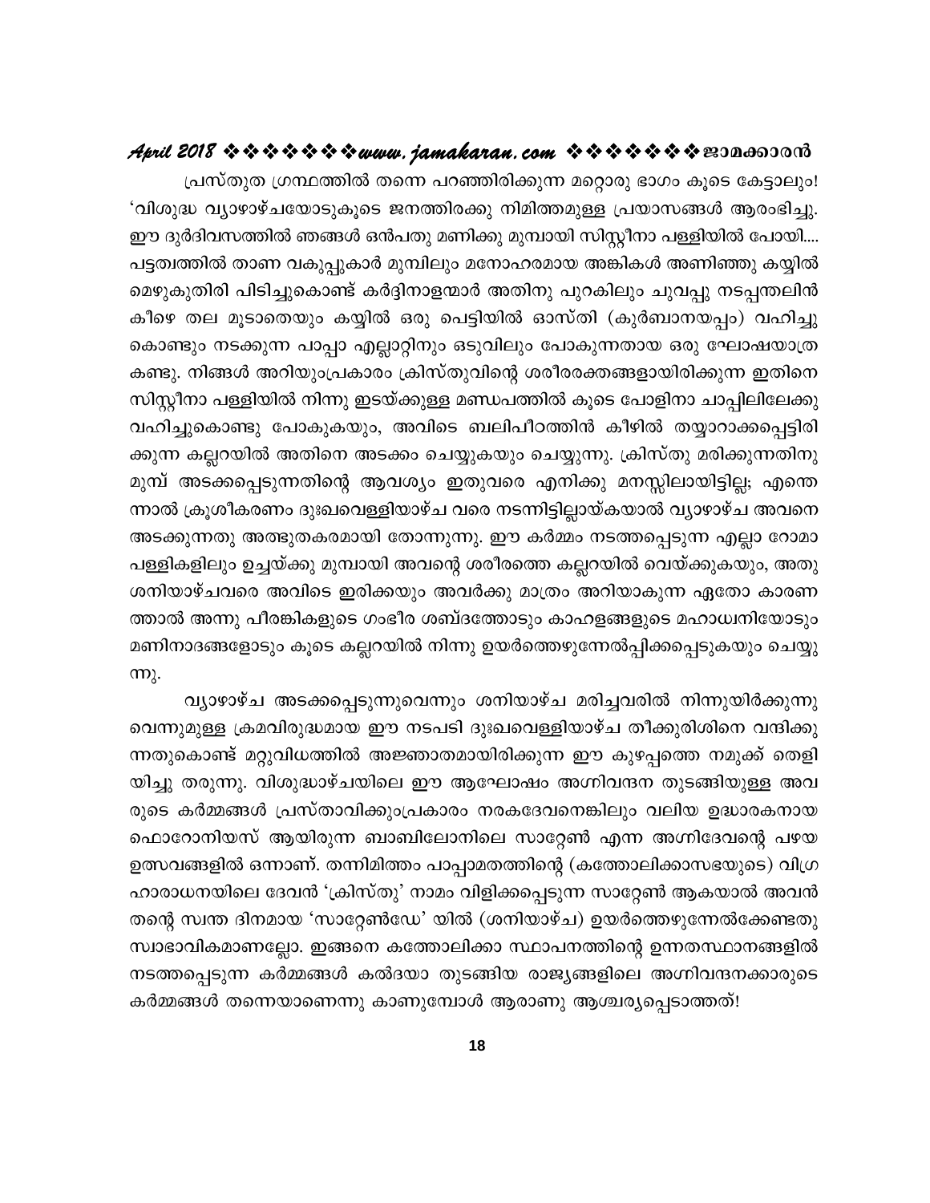പ്രസ്തുത ഗ്രന്ഥത്തിൽ തന്നെ പറഞ്ഞിരിക്കുന്ന മറ്റൊരു ഭാഗം കൂടെ കേട്ടാലും! 'വിശുദ്ധ വ്യാഴാഴ്ചയോടുകൂടെ ജനത്തിരക്കു നിമിത്തമുള്ള പ്രയാസങ്ങൾ ആരംഭിച്ചു. ഈ ദുർദിവസത്തിൽ ഞങ്ങൾ ഒൻപതു മണിക്കു മുമ്പായി സിസ്റ്റീനാ പള്ളിയിൽ പോയി.... പട്ടത്വത്തിൽ താണ വകുപ്പുകാർ മുമ്പിലും മനോഹരമായ അങ്കികൾ അണിഞ്ഞു കയ്യിൽ മെഴുകുതിരി പിടിച്ചുകൊണ്ട് കർദ്ദിനാളന്മാർ അതിനു പുറകിലും ചുവപ്പു നടപ്പന്തലിൻ കീഴെ തല മൂടാതെയും കയ്യിൽ ഒരു പെട്ടിയിൽ ഓസ്തി (കുർബാനയപ്പം) വഹിച്ചു കൊണ്ടും നടക്കുന്ന പാപ്പാ എല്ലാറ്റിനും ഒടുവിലും പോകുന്നതായ ഒരു ഘോഷയാത്ര കണ്ടു. നിങ്ങൾ അറിയുംപ്രകാരം ക്രിസ്തുവിന്റെ ശരീരരക്തങ്ങളായിരിക്കുന്ന ഇതിനെ സിസ്റ്റീനാ പള്ളിയിൽ നിന്നു ഇടയ്ക്കുള്ള മണ്ഡപത്തിൽ കൂടെ പോളിനാ ചാപ്പിലിലേക്കു വഹിച്ചുകൊണ്ടു പോകുകയും, അവിടെ ബലിപീഠത്തിൻ കീഴിൽ തയ്യാറാക്കപ്പെട്ടിരിക്കുന്ന കല്ലറയിൽ അതിനെ അടക്കം ചെയ്യുകയും ചെയ്യുന്നു. ക്രിസ്തു മരിക്കുന്നതിനു മുമ്പ് അടക്കപ്പെടുന്നതിന്റെ ആവശ്യം ഇതുവരെ എനിക്കു മനസ്സിലായിട്ടില്ല; എന്തെന്നാൽ ക്രൂശീകരണം ദുഃഖവെള്ളിയാഴ്ച വരെ നടന്നിട്ടില്ലായ്കയാൽ വ്യാഴാഴ്ച അവനെ അടക്കുന്നതു അത്ഭുതകരമായി തോന്നുന്നു. ഈ കർമ്മം നടത്തപ്പെടുന്ന എല്ലാ റോമാ പള്ളികളിലും ഉച്ചയ്ക്കു മുമ്പായി അവന്റെ ശരീരത്തെ കല്ലറയിൽ വെയ്ക്കുകയും, അതു ശനിയാഴ്ചവരെ അവിടെ ഇരിക്കയും അവർക്കു മാത്രം അറിയാകുന്ന ഏതോ കാരണത്താൽ അന്നു പീരങ്കികളുടെ ഗംഭീര ശബ്ദത്തോടും കാഹളങ്ങളുടെ മഹാധ്വനിയോടും മണിനാദങ്ങളോടും കൂടെ കല്ലറയിൽ നിന്നു ഉയർത്തെഴുന്നേൽപ്പിക്കപ്പെടുകയും ചെയ്യുന്നു.

വ്യാഴാഴ്ച അടക്കപ്പെടുന്നുവെന്നും ശനിയാഴ്ച മരിച്ചവരിൽ നിന്നുയിർക്കുന്നുവെന്നുമുള്ള ക്രമവിരുദ്ധമായ ഈ നടപടി ദുഃഖവെള്ളിയാഴ്ച തീക്കുരിശിനെ വന്ദിക്കുന്നതുകൊണ്ട് മറ്റുവിധത്തിൽ അജ്ഞാതമായിരിക്കുന്ന ഈ കുഴപ്പത്തെ നമുക്ക് തെളിയിച്ചു തരുന്നു. വിശുദ്ധാഴ്ചയിലെ ഈ ആഘോഷം അഗ്നിവന്ദന തുടങ്ങിയുള്ള അവരുടെ കർമ്മങ്ങൾ പ്രസ്താവിക്കുംപ്രകാരം നരകദേവനെങ്കിലും വലിയ ഉദ്ധാരകനായ ഫൊറോനിയസ് ആയിരുന്ന ബാബിലോനിലെ സാറ്റേൺ എന്ന അഗ്നിദേവന്റെ പഴയ ഉത്സവങ്ങളിൽ ഒന്നാണ്. തന്നിമിത്തം പാപ്പാമതത്തിന്റെ (കത്തോലിക്കാസഭയുടെ) വിഗ്രഹാരാധനയിലെ ദേവൻ 'ക്രിസ്തു' നാമം വിളിക്കപ്പെടുന്ന സാറ്റേൺ ആകയാൽ അവൻ തന്റെ സ്വന്ത ദിനമായ 'സാറ്റേൺഡേ' യിൽ (ശനിയാഴ്ച) ഉയർത്തെഴുന്നേൽക്കേണ്ടതു സ്വാഭാവികമാണല്ലോ. ഇങ്ങനെ കത്തോലിക്കാ സ്ഥാപനത്തിന്റെ ഉന്നതസ്ഥാനങ്ങളിൽ നടത്തപ്പെടുന്ന കർമ്മങ്ങൾ കൽദയാ തുടങ്ങിയ രാജ്യങ്ങളിലെ അഗ്നിവന്ദനക്കാരുടെ കർമ്മങ്ങൾ തന്നെയാണെന്നു കാണുമ്പോൾ ആരാണു ആശ്ചര്യപ്പെടാത്തത്!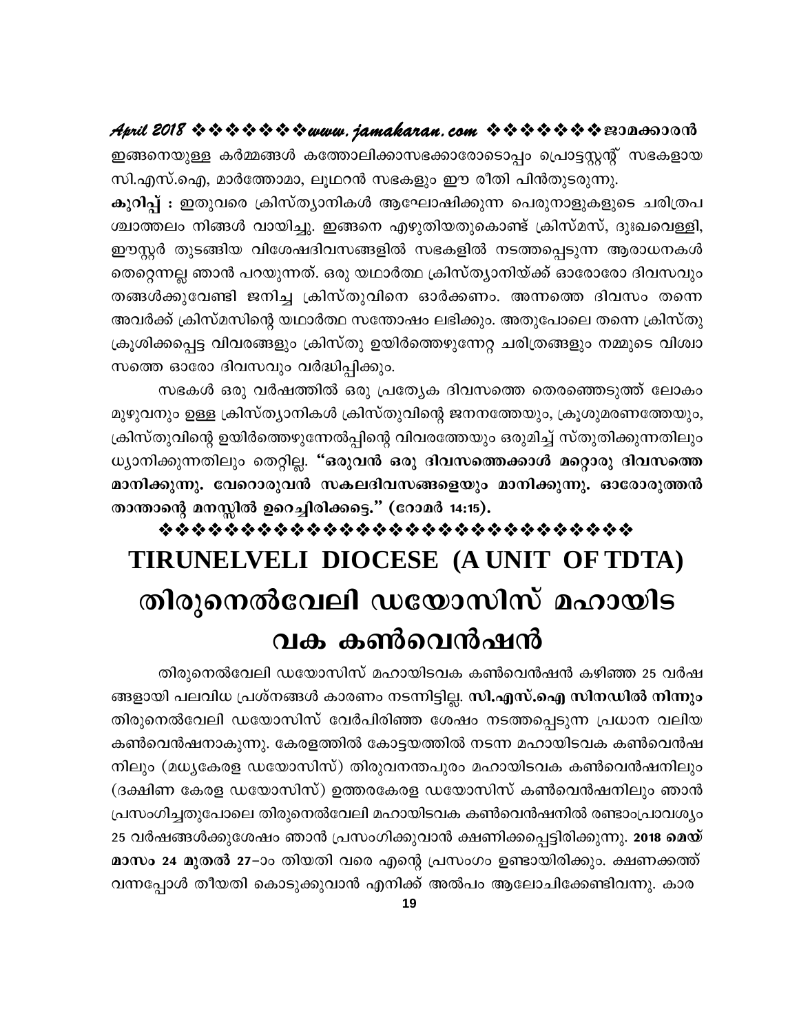ഇങ്ങനെയുള്ള കർമ്മങ്ങൾ കത്തോലിക്കാസഭക്കാരോടൊപ്പം പ്രൊട്ടസ്റ്റന്റ് സഭകളായ സി.എസ്.ഐ, മാർത്തോമാ, ലൂഥറൻ സഭകളും ഈ രീതി പിൻതുടരുന്നു.

**കുറിപ്പ് :** ഇതുവരെ ക്രിസ്ത്യാനികൾ ആഘോഷിക്കുന്ന പെരുനാളുകളുടെ ചരിത്രപശ്ചാത്തലം നിങ്ങൾ വായിച്ചു. ഇങ്ങനെ എഴുതിയതുകൊണ്ട് ക്രിസ്മസ്, ദുഃഖവെള്ളി, ഈസ്റ്റർ തുടങ്ങിയ വിശേഷദിവസങ്ങളിൽ സഭകളിൽ നടത്തപ്പെടുന്ന ആരാധനകൾ തെറ്റെന്നല്ല ഞാൻ പറയുന്നത്. ഒരു യഥാർത്ഥ ക്രിസ്ത്യാനിയ്ക്ക് ഓരോരോ ദിവസവും തങ്ങൾക്കുവേണ്ടി ജനിച്ച ക്രിസ്തുവിനെ ഓർക്കണം. അന്നത്തെ ദിവസം തന്നെ അവർക്ക് ക്രിസ്മസിന്റെ യഥാർത്ഥ സന്തോഷം ലഭിക്കും. അതുപോലെ തന്നെ ക്രിസ്തു ക്രൂശിക്കപ്പെട്ട വിവരങ്ങളും ക്രിസ്തു ഉയിർത്തെഴുന്നേറ്റ ചരിത്രങ്ങളും നമ്മുടെ വിശ്വാസത്തെ ഓരോ ദിവസവും വർദ്ധിപ്പിക്കും.

സഭകൾ ഒരു വർഷത്തിൽ ഒരു പ്രത്യേക ദിവസത്തെ തെരഞ്ഞെടുത്ത് ലോകം മുഴുവനും ഉള്ള ക്രിസ്ത്യാനികൾ ക്രിസ്തുവിന്റെ ജനനത്തേയും, ക്രൂശുമരണത്തേയും, ക്രിസ്തുവിന്റെ ഉയിർത്തെഴുന്നേൽപ്പിന്റെ വിവരത്തേയും ഒരുമിച്ച് സ്തുതിക്കുന്നതിലും ധ്യാനിക്കുന്നതിലും തെറ്റില്ല. **"ഒരുവൻ ഒരു ദിവസത്തെക്കാൾ മറ്റൊരു ദിവസത്തെ മാനിക്കുന്നു. വേറൊരുവൻ സകലദിവസങ്ങളെയും മാനിക്കുന്നു. ഓരോരുത്തൻ താന്താന്റെ മനസ്സിൽ ഉറെച്ചിരിക്കട്ടെ." (റോമർ 14:15).**

❖❖❖❖❖❖❖❖❖❖❖❖❖❖❖❖❖❖❖❖❖❖❖❖❖❖❖❖❖❖

# TIRUNELVELI DIOCESE (A UNIT OF TDTA)

# തിരുനെൽവേലി ഡയോസിസ് മഹായിടവക കൺവെൻഷൻ

തിരുനെൽവേലി ഡയോസിസ് മഹായിടവക കൺവെൻഷൻ കഴിഞ്ഞ 25 വർഷങ്ങളായി പലവിധ പ്രശ്നങ്ങൾ കാരണം നടന്നിട്ടില്ല. **സി.എസ്.ഐ സിനഡിൽ നിന്നും** തിരുനെൽവേലി ഡയോസിസ് വേർപിരിഞ്ഞ ശേഷം നടത്തപ്പെടുന്ന പ്രധാന വലിയ കൺവെൻഷനാകുന്നു. കേരളത്തിൽ കോട്ടയത്തിൽ നടന്ന മഹായിടവക കൺവെൻഷനിലും (മധ്യകേരള ഡയോസിസ്) തിരുവനന്തപുരം മഹായിടവക കൺവെൻഷനിലും (ദക്ഷിണ കേരള ഡയോസിസ്) ഉത്തരകേരള ഡയോസിസ് കൺവെൻഷനിലും ഞാൻ പ്രസംഗിച്ചതുപോലെ തിരുനെൽവേലി മഹായിടവക കൺവെൻഷനിൽ രണ്ടാംപ്രാവശ്യം 25 വർഷങ്ങൾക്കുശേഷം ഞാൻ പ്രസംഗിക്കുവാൻ ക്ഷണിക്കപ്പെട്ടിരിക്കുന്നു. **2018 മെയ് മാസം 24 മുതൽ 27-ാം** തിയതി വരെ എന്റെ പ്രസംഗം ഉണ്ടായിരിക്കും. ക്ഷണക്കത്ത് വന്നപ്പോൾ തീയതി കൊടുക്കുവാൻ എനിക്ക് അൽപം ആലോചിക്കേണ്ടിവന്നു. കാര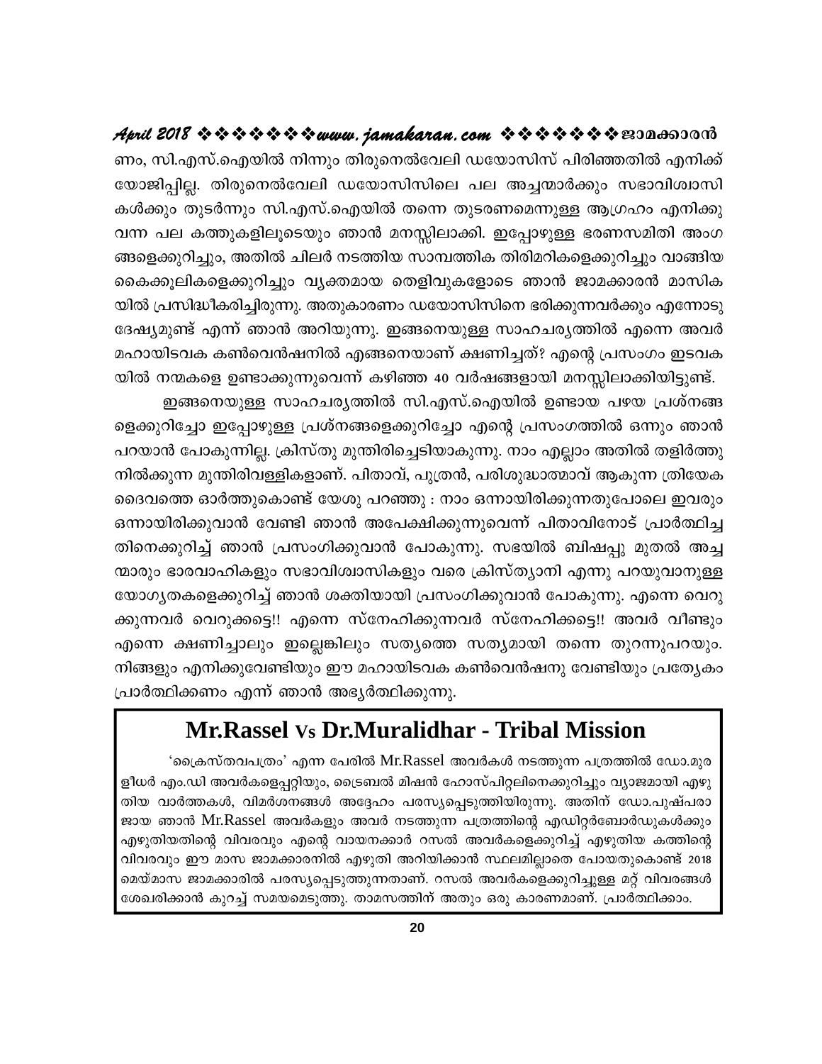ണം, സി.എസ്.ഐയിൽ നിന്നും തിരുനെൽവേലി ഡയോസിസ് പിരിഞ്ഞതിൽ എനിക്ക് യോജിപ്പില്ല. തിരുനെൽവേലി ഡയോസിസിലെ പല അച്ചന്മാർക്കും സഭാവിശ്വാസികൾക്കും തുടർന്നും സി.എസ്.ഐയിൽ തന്നെ തുടരണമെന്നുള്ള ആഗ്രഹം എനിക്കു വന്ന പല കത്തുകളിലൂടെയും ഞാൻ മനസ്സിലാക്കി. ഇപ്പോഴുള്ള ഭരണസമിതി അംഗങ്ങളെക്കുറിച്ചും, അതിൽ ചിലർ നടത്തിയ സാമ്പത്തിക തിരിമറികളെക്കുറിച്ചും വാങ്ങിയ കൈക്കൂലികളെക്കുറിച്ചും വ്യക്തമായ തെളിവുകളോടെ ഞാൻ ജാമക്കാരൻ മാസികയിൽ പ്രസിദ്ധീകരിച്ചിരുന്നു. അതുകാരണം ഡയോസിസിനെ ഭരിക്കുന്നവർക്കും എന്നോടു ദേഷ്യമുണ്ട് എന്ന് ഞാൻ അറിയുന്നു. ഇങ്ങനെയുള്ള സാഹചര്യത്തിൽ എന്നെ അവർ മഹായിടവക കൺവെൻഷനിൽ എങ്ങനെയാണ് ക്ഷണിച്ചത്? എന്റെ പ്രസംഗം ഇടവകയിൽ നന്മകളെ ഉണ്ടാക്കുന്നുവെന്ന് കഴിഞ്ഞ 40 വർഷങ്ങളായി മനസ്സിലാക്കിയിട്ടുണ്ട്.

ഇങ്ങനെയുള്ള സാഹചര്യത്തിൽ സി.എസ്.ഐയിൽ ഉണ്ടായ പഴയ പ്രശ്നങ്ങളെക്കുറിച്ചോ ഇപ്പോഴുള്ള പ്രശ്നങ്ങളെക്കുറിച്ചോ എന്റെ പ്രസംഗത്തിൽ ഒന്നും ഞാൻ പറയാൻ പോകുന്നില്ല. ക്രിസ്തു മുന്തിരിച്ചെടിയാകുന്നു. നാം എല്ലാം അതിൽ തളിർത്തു നിൽക്കുന്ന മുന്തിരിവള്ളികളാണ്. പിതാവ്, പുത്രൻ, പരിശുദ്ധാത്മാവ് ആകുന്ന ത്രിയേക ദൈവത്തെ ഓർത്തുകൊണ്ട് യേശു പറഞ്ഞു : നാം ഒന്നായിരിക്കുന്നതുപോലെ ഇവരും ഒന്നായിരിക്കുവാൻ വേണ്ടി ഞാൻ അപേക്ഷിക്കുന്നുവെന്ന് പിതാവിനോട് പ്രാർത്ഥിച്ചതിനെക്കുറിച്ച് ഞാൻ പ്രസംഗിക്കുവാൻ പോകുന്നു. സഭയിൽ ബിഷപ്പു മുതൽ അച്ചന്മാരും ഭാരവാഹികളും സഭാവിശ്വാസികളും വരെ ക്രിസ്ത്യാനി എന്നു പറയുവാനുള്ള യോഗ്യതകളെക്കുറിച്ച് ഞാൻ ശക്തിയായി പ്രസംഗിക്കുവാൻ പോകുന്നു. എന്നെ വെറുക്കുന്നവർ വെറുക്കട്ടെ!! എന്നെ സ്നേഹിക്കുന്നവർ സ്നേഹിക്കട്ടെ!! അവർ വീണ്ടും എന്നെ ക്ഷണിച്ചാലും ഇല്ലെങ്കിലും സത്യത്തെ സത്യമായി തന്നെ തുറന്നുപറയും. നിങ്ങളും എനിക്കുവേണ്ടിയും ഈ മഹായിടവക കൺവെൻഷനു വേണ്ടിയും പ്രത്യേകം പ്രാർത്ഥിക്കണം എന്ന് ഞാൻ അഭ്യർത്ഥിക്കുന്നു.

## Mr.Rassel Vs Dr.Muralidhar - Tribal Mission

'ക്രൈസ്തവപത്രം' എന്ന പേരിൽ Mr.Rassel അവർകൾ നടത്തുന്ന പത്രത്തിൽ ഡോ.മുരളീധർ എം.ഡി അവർകളെപ്പറ്റിയും, ട്രൈബൽ മിഷൻ ഹോസ്പിറ്റലിനെക്കുറിച്ചും വ്യാജമായി എഴുതിയ വാർത്തകൾ, വിമർശനങ്ങൾ അദ്ദേഹം പരസ്യപ്പെടുത്തിയിരുന്നു. അതിന് ഡോ.പുഷ്പരാജായ ഞാൻ Mr.Rassel അവർകളും അവർ നടത്തുന്ന പത്രത്തിന്റെ എഡിറ്റർബോർഡുകൾക്കും എഴുതിയതിന്റെ വിവരവും എന്റെ വായനക്കാർ റസൽ അവർകളെക്കുറിച്ച് എഴുതിയ കത്തിന്റെ വിവരവും ഈ മാസ ജാമക്കാരനിൽ എഴുതി അറിയിക്കാൻ സ്ഥലമില്ലാതെ പോയതുകൊണ്ട് 2018 മെയ്മാസ ജാമക്കാരനിൽ പരസ്യപ്പെടുത്തുന്നതാണ്. റസൽ അവർകളെക്കുറിച്ചുള്ള മറ്റ് വിവരങ്ങൾ ശേഖരിക്കാൻ കുറച്ച് സമയമെടുത്തു. താമസത്തിന് അതും ഒരു കാരണമാണ്. പ്രാർത്ഥിക്കാം.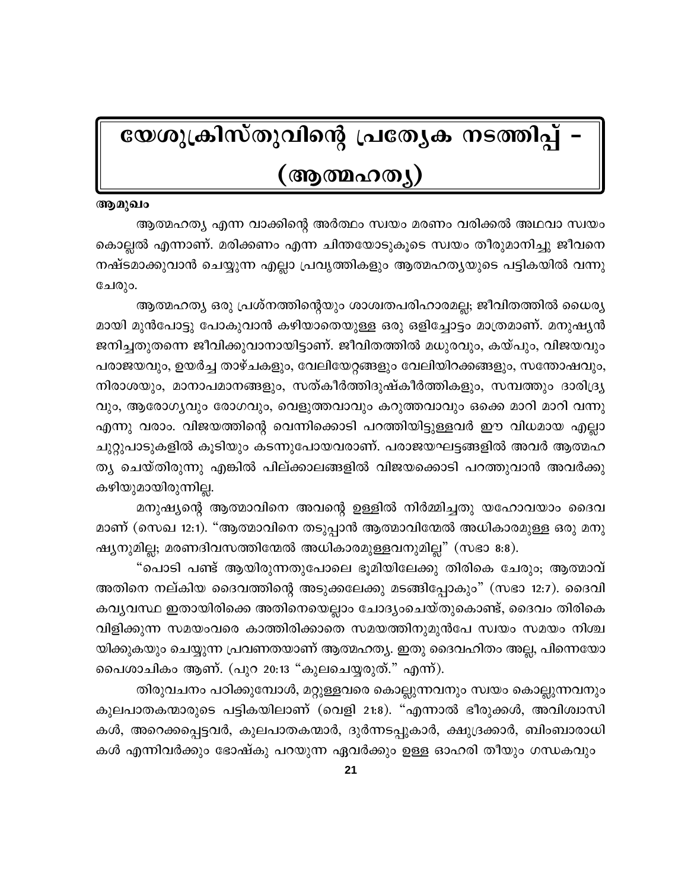# യേശുക്രിസ്തുവിന്റെ പ്രത്യേക നടത്തിപ്പ് - (ആത്മഹത്യ)

**ആമുഖം**

ആത്മഹത്യ എന്ന വാക്കിന്റെ അർത്ഥം സ്വയം മരണം വരിക്കൽ അഥവാ സ്വയം കൊല്ലൽ എന്നാണ്. മരിക്കണം എന്ന ചിന്തയോടുകൂടെ സ്വയം തീരുമാനിച്ചു ജീവനെ നഷ്ടമാക്കുവാൻ ചെയ്യുന്ന എല്ലാ പ്രവൃത്തികളും ആത്മഹത്യയുടെ പട്ടികയിൽ വന്നു ചേരും.

ആത്മഹത്യ ഒരു പ്രശ്നത്തിന്റെയും ശാശ്വതപരിഹാരമല്ല; ജീവിതത്തിൽ ധൈര്യമായി മുൻപോട്ടു പോകുവാൻ കഴിയാതെയുള്ള ഒരു ഒളിച്ചോട്ടം മാത്രമാണ്. മനുഷ്യൻ ജനിച്ചതുതന്നെ ജീവിക്കുവാനായിട്ടാണ്. ജീവിതത്തിൽ മധുരവും, കയ്പും, വിജയവും പരാജയവും, ഉയർച്ച താഴ്ചകളും, വേലിയേറ്റങ്ങളും വേലിയിറക്കങ്ങളും, സന്തോഷവും, നിരാശയും, മാനാപമാനങ്ങളും, സത്കീർത്തിദുഷ്കീർത്തികളും, സമ്പത്തും ദാരിദ്ര്യവും, ആരോഗ്യവും രോഗവും, വെളുത്തവാവും കറുത്തവാവും ഒക്കെ മാറി മാറി വന്നു എന്നു വരാം. വിജയത്തിന്റെ വെന്നിക്കൊടി പറത്തിയിട്ടുള്ളവർ ഈ വിധമായ എല്ലാ ചുറ്റുപാടുകളിൽ കൂടിയും കടന്നുപോയവരാണ്. പരാജയഘട്ടങ്ങളിൽ അവർ ആത്മഹത്യ ചെയ്തിരുന്നു എങ്കിൽ പില്ക്കാലങ്ങളിൽ വിജയക്കൊടി പറത്തുവാൻ അവർക്കു കഴിയുമായിരുന്നില്ല.

മനുഷ്യന്റെ ആത്മാവിനെ അവന്റെ ഉള്ളിൽ നിർമ്മിച്ചതു യഹോവയാം ദൈവമാണ് (സെഖ 12:1). "ആത്മാവിനെ തടുപ്പാൻ ആത്മാവിന്മേൽ അധികാരമുള്ള ഒരു മനുഷ്യനുമില്ല; മരണദിവസത്തിന്മേൽ അധികാരമുള്ളവനുമില്ല" (സഭാ 8:8).

"പൊടി പണ്ട് ആയിരുന്നതുപോലെ ഭൂമിയിലേക്കു തിരികെ ചേരും; ആത്മാവ് അതിനെ നല്കിയ ദൈവത്തിന്റെ അടുക്കലേക്കു മടങ്ങിപ്പോകും" (സഭാ 12:7). ദൈവികവ്യവസ്ഥ ഇതായിരിക്കെ അതിനെയെല്ലാം ചോദ്യംചെയ്തുകൊണ്ട്, ദൈവം തിരികെ വിളിക്കുന്ന സമയംവരെ കാത്തിരിക്കാതെ സമയത്തിനുമുൻപേ സ്വയം സമയം നിശ്ചയിക്കുകയും ചെയ്യുന്ന പ്രവണതയാണ് ആത്മഹത്യ. ഇതു ദൈവഹിതം അല്ല, പിന്നെയോ പൈശാചികം ആണ്. (പുറ 20:13 "കുലചെയ്യരുത്." എന്ന്).

തിരുവചനം പഠിക്കുമ്പോൾ, മറ്റുള്ളവരെ കൊല്ലുന്നവനും സ്വയം കൊല്ലുന്നവനും കുലപാതകന്മാരുടെ പട്ടികയിലാണ് (വെളി 21:8). "എന്നാൽ ഭീരുക്കൾ, അവിശ്വാസികൾ, അറെക്കപ്പെട്ടവർ, കുലപാതകന്മാർ, ദുർന്നടപ്പുകാർ, ക്ഷുദ്രക്കാർ, ബിംബാരാധികൾ എന്നിവർക്കും ഭോഷ്കു പറയുന്ന ഏവർക്കും ഉള്ള ഓഹരി തീയും ഗന്ധകവും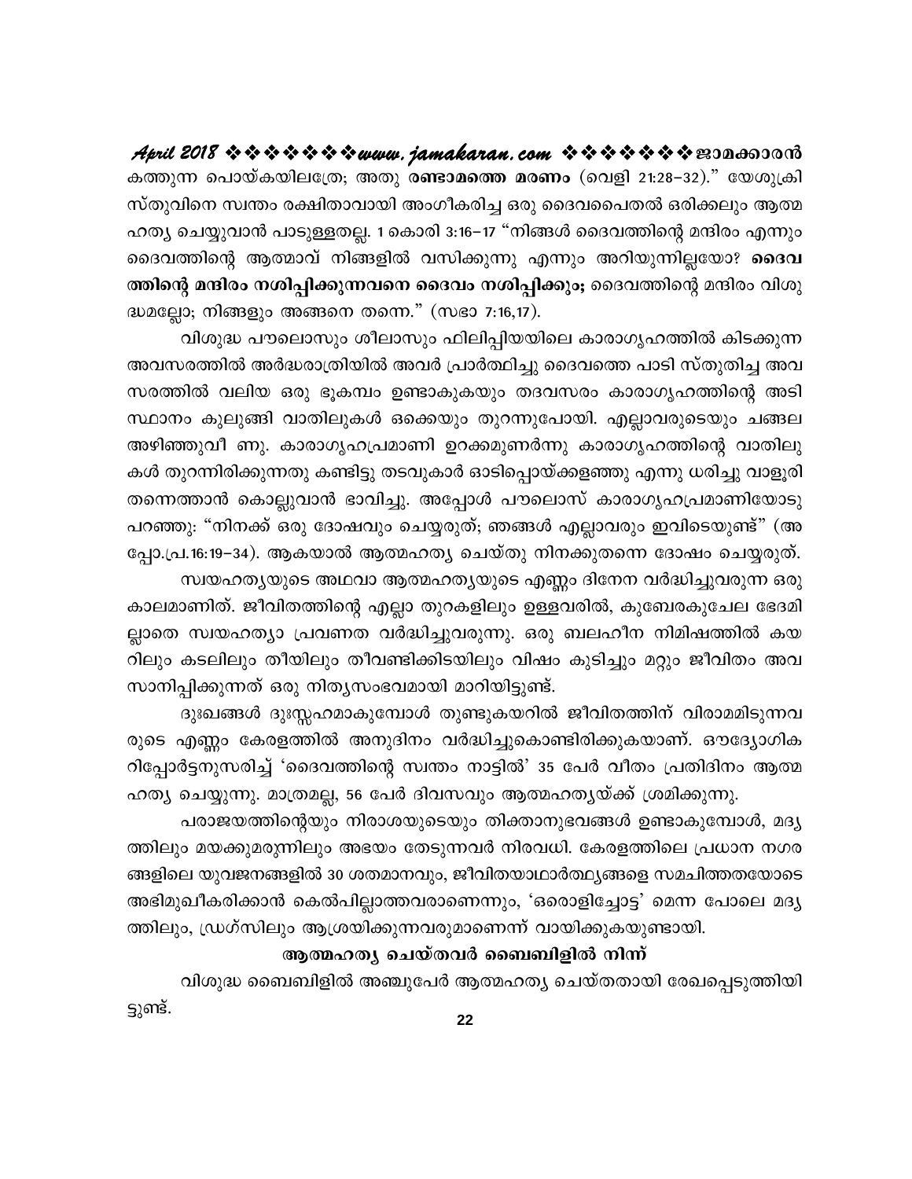കത്തുന്ന പൊയ്കയിലത്രേ; അതു **രണ്ടാമത്തെ മരണം** (വെളി 21:28–32)." യേശുക്രിസ്തുവിനെ സ്വന്തം രക്ഷിതാവായി അംഗീകരിച്ച ഒരു ദൈവപൈതൽ ഒരിക്കലും ആത്മഹത്യ ചെയ്യുവാൻ പാടുള്ളതല്ല. 1 കൊരി 3:16–17 "നിങ്ങൾ ദൈവത്തിന്റെ മന്ദിരം എന്നും ദൈവത്തിന്റെ ആത്മാവ് നിങ്ങളിൽ വസിക്കുന്നു എന്നും അറിയുന്നില്ലയോ? **ദൈവത്തിന്റെ മന്ദിരം നശിപ്പിക്കുന്നവനെ ദൈവം നശിപ്പിക്കും;** ദൈവത്തിന്റെ മന്ദിരം വിശുദ്ധമല്ലോ; നിങ്ങളും അങ്ങനെ തന്നെ." (സഭാ 7:16,17).

വിശുദ്ധ പൗലൊസും ശീലാസും ഫിലിപ്പിയയിലെ കാരാഗൃഹത്തിൽ കിടക്കുന്ന അവസരത്തിൽ അർദ്ധരാത്രിയിൽ അവർ പ്രാർത്ഥിച്ചു ദൈവത്തെ പാടി സ്തുതിച്ച അവസരത്തിൽ വലിയ ഒരു ഭൂകമ്പം ഉണ്ടാകുകയും തദവസരം കാരാഗൃഹത്തിന്റെ അടിസ്ഥാനം കുലുങ്ങി വാതിലുകൾ ഒക്കെയും തുറന്നുപോയി. എല്ലാവരുടെയും ചങ്ങല അഴിഞ്ഞുവീ ണു. കാരാഗൃഹപ്രമാണി ഉറക്കമുണർന്നു കാരാഗൃഹത്തിന്റെ വാതിലുകൾ തുറന്നിരിക്കുന്നതു കണ്ടിട്ടു തടവുകാർ ഓടിപ്പൊയ്ക്കളഞ്ഞു എന്നു ധരിച്ചു വാളൂരി തന്നെത്താൻ കൊല്ലുവാൻ ഭാവിച്ചു. അപ്പോൾ പൗലൊസ് കാരാഗൃഹപ്രമാണിയോടു പറഞ്ഞു: "നിനക്ക് ഒരു ദോഷവും ചെയ്യരുത്; ഞങ്ങൾ എല്ലാവരും ഇവിടെയുണ്ട്" (അപ്പോ.പ്ര.16:19–34). ആകയാൽ ആത്മഹത്യ ചെയ്തു നിനക്കുതന്നെ ദോഷം ചെയ്യരുത്.

സ്വയഹത്യയുടെ അഥവാ ആത്മഹത്യയുടെ എണ്ണം ദിനേന വർദ്ധിച്ചുവരുന്ന ഒരു കാലമാണിത്. ജീവിതത്തിന്റെ എല്ലാ തുറകളിലും ഉള്ളവരിൽ, കുബേരകുചേല ഭേദമില്ലാതെ സ്വയഹത്യാ പ്രവണത വർദ്ധിച്ചുവരുന്നു. ഒരു ബലഹീന നിമിഷത്തിൽ കയറിലും കടലിലും തീയിലും തീവണ്ടിക്കിടയിലും വിഷം കുടിച്ചും മറ്റും ജീവിതം അവസാനിപ്പിക്കുന്നത് ഒരു നിത്യസംഭവമായി മാറിയിട്ടുണ്ട്.

ദുഃഖങ്ങൾ ദുഃസ്സഹമാകുമ്പോൾ തുണ്ടുകയറിൽ ജീവിതത്തിന് വിരാമമിടുന്നവരുടെ എണ്ണം കേരളത്തിൽ അനുദിനം വർദ്ധിച്ചുകൊണ്ടിരിക്കുകയാണ്. ഔദ്യോഗിക റിപ്പോർട്ടനുസരിച്ച് 'ദൈവത്തിന്റെ സ്വന്തം നാട്ടിൽ' 35 പേർ വീതം പ്രതിദിനം ആത്മഹത്യ ചെയ്യുന്നു. മാത്രമല്ല, 56 പേർ ദിവസവും ആത്മഹത്യയ്ക്ക് ശ്രമിക്കുന്നു.

പരാജയത്തിന്റെയും നിരാശയുടെയും തിക്താനുഭവങ്ങൾ ഉണ്ടാകുമ്പോൾ, മദ്യത്തിലും മയക്കുമരുന്നിലും അഭയം തേടുന്നവർ നിരവധി. കേരളത്തിലെ പ്രധാന നഗരങ്ങളിലെ യുവജനങ്ങളിൽ 30 ശതമാനവും, ജീവിതയാഥാർത്ഥ്യങ്ങളെ സമചിത്തതയോടെ അഭിമുഖീകരിക്കാൻ കെൽപില്ലാത്തവരാണെന്നും, 'ഒരൊളിച്ചോട്ട' മെന്ന പോലെ മദ്യത്തിലും, ഡ്രഗ്സിലും ആശ്രയിക്കുന്നവരുമാണെന്ന് വായിക്കുകയുണ്ടായി.

## ആത്മഹത്യ ചെയ്തവർ ബൈബിളിൽ നിന്ന്

വിശുദ്ധ ബൈബിളിൽ അഞ്ചുപേർ ആത്മഹത്യ ചെയ്തതായി രേഖപ്പെടുത്തിയിട്ടുണ്ട്.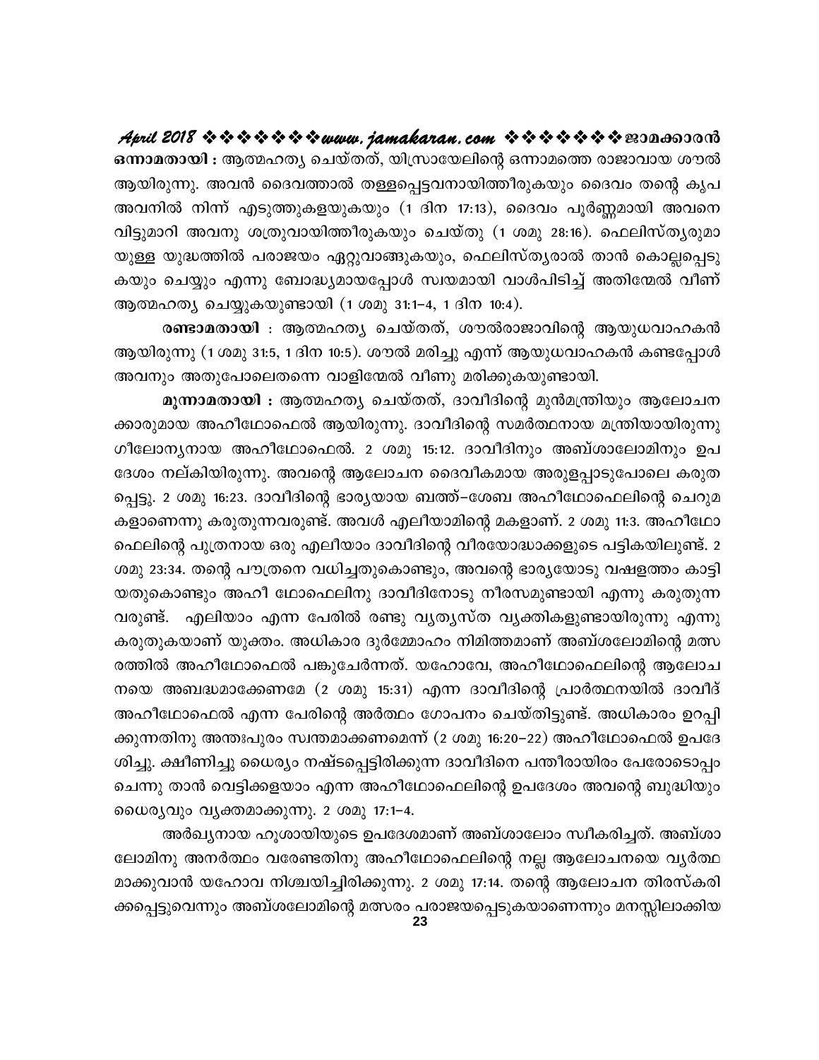**ഒന്നാമതായി :** ആത്മഹത്യ ചെയ്തത്, യിസ്രായേലിന്റെ ഒന്നാമത്തെ രാജാവായ ശൗൽ ആയിരുന്നു. അവൻ ദൈവത്താൽ തള്ളപ്പെട്ടവനായിത്തീരുകയും ദൈവം തന്റെ കൃപ അവനിൽ നിന്ന് എടുത്തുകളയുകയും (1 ദിന 17:13), ദൈവം പൂർണ്ണമായി അവനെ വിട്ടുമാറി അവനു ശത്രുവായിത്തീരുകയും ചെയ്തു (1 ശമു 28:16). ഫെലിസ്ത്യരുമായുള്ള യുദ്ധത്തിൽ പരാജയം ഏറ്റുവാങ്ങുകയും, ഫെലിസ്ത്യരാൽ താൻ കൊല്ലപ്പെടുകയും ചെയ്യും എന്നു ബോദ്ധ്യമായപ്പോൾ സ്വയമായി വാൾപിടിച്ച് അതിന്മേൽ വീണ് ആത്മഹത്യ ചെയ്യുകയുണ്ടായി (1 ശമു 31:1–4, 1 ദിന 10:4).

**രണ്ടാമതായി** : ആത്മഹത്യ ചെയ്തത്, ശൗൽരാജാവിന്റെ ആയുധവാഹകൻ ആയിരുന്നു (1 ശമു 31:5, 1 ദിന 10:5). ശൗൽ മരിച്ചു എന്ന് ആയുധവാഹകൻ കണ്ടപ്പോൾ അവനും അതുപോലെതന്നെ വാളിന്മേൽ വീണു മരിക്കുകയുണ്ടായി.

**മൂന്നാമതായി :** ആത്മഹത്യ ചെയ്തത്, ദാവീദിന്റെ മുൻമന്ത്രിയും ആലോചനക്കാരുമായ അഹീഥോഫെൽ ആയിരുന്നു. ദാവീദിന്റെ സമർത്ഥനായ മന്ത്രിയായിരുന്നു ഗീലോന്യനായ അഹീഥോഫെൽ. 2 ശമു 15:12. ദാവീദിനും അബ്ശാലോമിനും ഉപദേശം നല്കിയിരുന്നു. അവന്റെ ആലോചന ദൈവീകമായ അരുളപ്പാടുപോലെ കരുതപ്പെട്ടു. 2 ശമു 16:23. ദാവീദിന്റെ ഭാര്യയായ ബത്ത്–ശേബ അഹീഥോഫെലിന്റെ ചെറുമകളാണെന്നു കരുതുന്നവരുണ്ട്. അവൾ എലീയാമിന്റെ മകളാണ്. 2 ശമു 11:3. അഹീഥോഫെലിന്റെ പുത്രനായ ഒരു എലീയാം ദാവീദിന്റെ വീരയോദ്ധാക്കളുടെ പട്ടികയിലുണ്ട്. 2 ശമു 23:34. തന്റെ പൗത്രനെ വധിച്ചതുകൊണ്ടും, അവന്റെ ഭാര്യയോടു വഷളത്തം കാട്ടിയതുകൊണ്ടും അഹീ ഥോഫെലിനു ദാവീദിനോടു നീരസമുണ്ടായി എന്നു കരുതുന്നവരുണ്ട്. എലിയാം എന്ന പേരിൽ രണ്ടു വ്യത്യസ്ത വ്യക്തികളുണ്ടായിരുന്നു എന്നു കരുതുകയാണ് യുക്തം. അധികാര ദുർമ്മോഹം നിമിത്തമാണ് അബ്ശലോമിന്റെ മത്സരത്തിൽ അഹീഥോഫെൽ പങ്കുചേർന്നത്. യഹോവേ, അഹീഥോഫെലിന്റെ ആലോചനയെ അബദ്ധമാക്കേണമേ (2 ശമു 15:31) എന്ന ദാവീദിന്റെ പ്രാർത്ഥനയിൽ ദാവീദ് അഹീഥോഫെൽ എന്ന പേരിന്റെ അർത്ഥം ഗോപനം ചെയ്തിട്ടുണ്ട്. അധികാരം ഉറപ്പിക്കുന്നതിനു അന്തഃപുരം സ്വന്തമാക്കണമെന്ന് (2 ശമു 16:20–22) അഹീഥോഫെൽ ഉപദേശിച്ചു. ക്ഷീണിച്ചു ധൈര്യം നഷ്ടപ്പെട്ടിരിക്കുന്ന ദാവീദിനെ പന്തീരായിരം പേരോടൊപ്പം ചെന്നു താൻ വെട്ടിക്കളയാം എന്ന അഹീഥോഫെലിന്റെ ഉപദേശം അവന്റെ ബുദ്ധിയും ധൈര്യവും വ്യക്തമാക്കുന്നു. 2 ശമു 17:1–4.

അർഖ്യനായ ഹൂശായിയുടെ ഉപദേശമാണ് അബ്ശാലോം സ്വീകരിച്ചത്. അബ്ശാലോമിനു അനർത്ഥം വരേണ്ടതിനു അഹീഥോഫെലിന്റെ നല്ല ആലോചനയെ വ്യർത്ഥമാക്കുവാൻ യഹോവ നിശ്ചയിച്ചിരിക്കുന്നു. 2 ശമു 17:14. തന്റെ ആലോചന തിരസ്കരിക്കപ്പെട്ടുവെന്നും അബ്ശലോമിന്റെ മത്സരം പരാജയപ്പെടുകയാണെന്നും മനസ്സിലാക്കിയ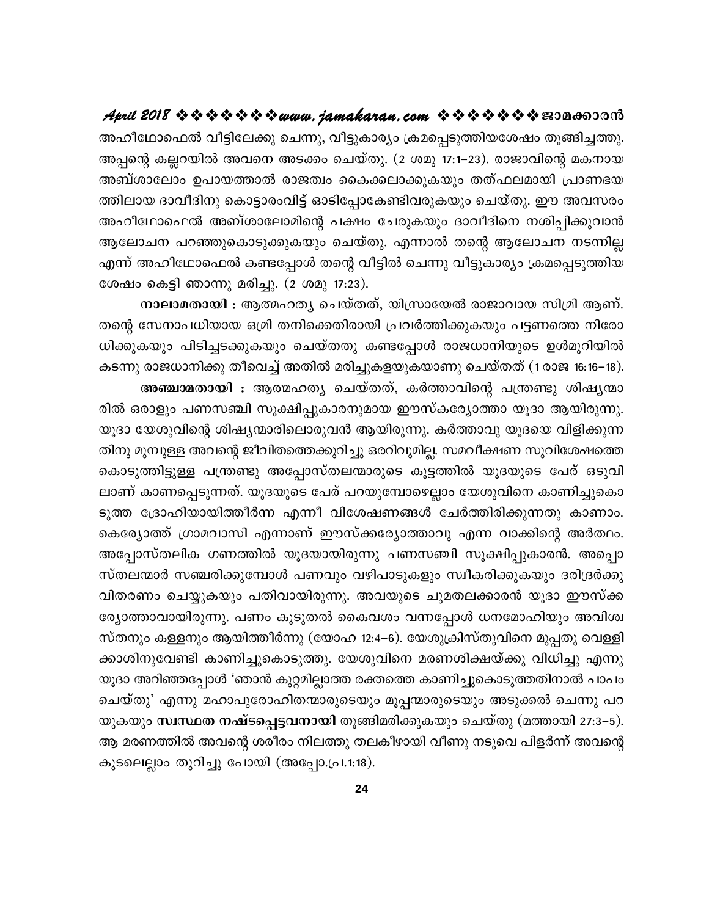അഹീഥോഫെൽ വീട്ടിലേക്കു ചെന്നു, വീട്ടുകാര്യം ക്രമപ്പെടുത്തിയശേഷം തൂങ്ങിച്ചത്തു. അപ്പന്റെ കല്ലറയിൽ അവനെ അടക്കം ചെയ്തു. (2 ശമു 17:1–23). രാജാവിന്റെ മകനായ അബ്ശാലോം ഉപായത്താൽ രാജത്വം കൈക്കലാക്കുകയും തത്ഫലമായി പ്രാണഭയത്തിലായ ദാവീദിനു കൊട്ടാരംവിട്ട് ഓടിപ്പോകേണ്ടിവരുകയും ചെയ്തു. ഈ അവസരം അഹീഥോഫെൽ അബ്ശാലോമിന്റെ പക്ഷം ചേരുകയും ദാവീദിനെ നശിപ്പിക്കുവാൻ ആലോചന പറഞ്ഞുകൊടുക്കുകയും ചെയ്തു. എന്നാൽ തന്റെ ആലോചന നടന്നില്ല എന്ന് അഹീഥോഫെൽ കണ്ടപ്പോൾ തന്റെ വീട്ടിൽ ചെന്നു വീട്ടുകാര്യം ക്രമപ്പെടുത്തിയ ശേഷം കെട്ടി ഞാന്നു മരിച്ചു. (2 ശമു 17:23).

**നാലാമതായി :** ആത്മഹത്യ ചെയ്തത്, യിസ്രായേൽ രാജാവായ സിമ്രി ആണ്. തന്റെ സേനാപധിയായ ഒമ്രി തനിക്കെതിരായി പ്രവർത്തിക്കുകയും പട്ടണത്തെ നിരോധിക്കുകയും പിടിച്ചടക്കുകയും ചെയ്തതു കണ്ടപ്പോൾ രാജധാനിയുടെ ഉൾമുറിയിൽ കടന്നു രാജധാനിക്കു തീവെച്ച് അതിൽ മരിച്ചുകളയുകയാണു ചെയ്തത് (1 രാജ 16:16–18).

**അഞ്ചാമതായി :** ആത്മഹത്യ ചെയ്തത്, കർത്താവിന്റെ പന്ത്രണ്ടു ശിഷ്യന്മാരിൽ ഒരാളും പണസഞ്ചി സൂക്ഷിപ്പുകാരനുമായ ഈസ്കര്യോത്താ യൂദാ ആയിരുന്നു. യൂദാ യേശുവിന്റെ ശിഷ്യന്മാരിലൊരുവൻ ആയിരുന്നു. കർത്താവു യൂദയെ വിളിക്കുന്നതിനു മുമ്പുള്ള അവന്റെ ജീവിതത്തെക്കുറിച്ചു ഒരറിവുമില്ല. സമവീക്ഷണ സുവിശേഷത്തെ കൊടുത്തിട്ടുള്ള പന്ത്രണ്ടു അപ്പോസ്തലന്മാരുടെ കൂട്ടത്തിൽ യൂദയുടെ പേര് ഒടുവിലാണ് കാണപ്പെടുന്നത്. യൂദയുടെ പേര് പറയുമ്പോഴെല്ലാം യേശുവിനെ കാണിച്ചുകൊടുത്ത ദ്രോഹിയായിത്തീർന്ന എന്നീ വിശേഷണങ്ങൾ ചേർത്തിരിക്കുന്നതു കാണാം. കെര്യോത്ത് ഗ്രാമവാസി എന്നാണ് ഈസ്ക്കര്യോത്താവു എന്ന വാക്കിന്റെ അർത്ഥം. അപ്പോസ്തലിക ഗണത്തിൽ യൂദയായിരുന്നു പണസഞ്ചി സൂക്ഷിപ്പുകാരൻ. അപ്പൊസ്തലന്മാർ സഞ്ചരിക്കുമ്പോൾ പണവും വഴിപാടുകളും സ്വീകരിക്കുകയും ദരിദ്രർക്കു വിതരണം ചെയ്യുകയും പതിവായിരുന്നു. അവയുടെ ചുമതലക്കാരൻ യൂദാ ഈസ്ക്കര്യോത്താവായിരുന്നു. പണം കൂടുതൽ കൈവശം വന്നപ്പോൾ ധനമോഹിയും അവിശ്വസ്തനും കള്ളനും ആയിത്തീർന്നു (യോഹ 12:4–6). യേശുക്രിസ്തുവിനെ മുപ്പതു വെള്ളിക്കാശിനുവേണ്ടി കാണിച്ചുകൊടുത്തു. യേശുവിനെ മരണശിക്ഷയ്ക്കു വിധിച്ചു എന്നു യൂദാ അറിഞ്ഞപ്പോൾ 'ഞാൻ കുറ്റമില്ലാത്ത രക്തത്തെ കാണിച്ചുകൊടുത്തതിനാൽ പാപം ചെയ്തു' എന്നു മഹാപുരോഹിതന്മാരുടെയും മൂപ്പന്മാരുടെയും അടുക്കൽ ചെന്നു പറയുകയും **സ്വസ്ഥത നഷ്ടപ്പെട്ടവനായി** തൂങ്ങിമരിക്കുകയും ചെയ്തു (മത്തായി 27:3–5). ആ മരണത്തിൽ അവന്റെ ശരീരം നിലത്തു തലകീഴായി വീണു നടുവെ പിളർന്ന് അവന്റെ കുടലെല്ലാം തുറിച്ചു പോയി (അപ്പോ.പ്ര.1:18).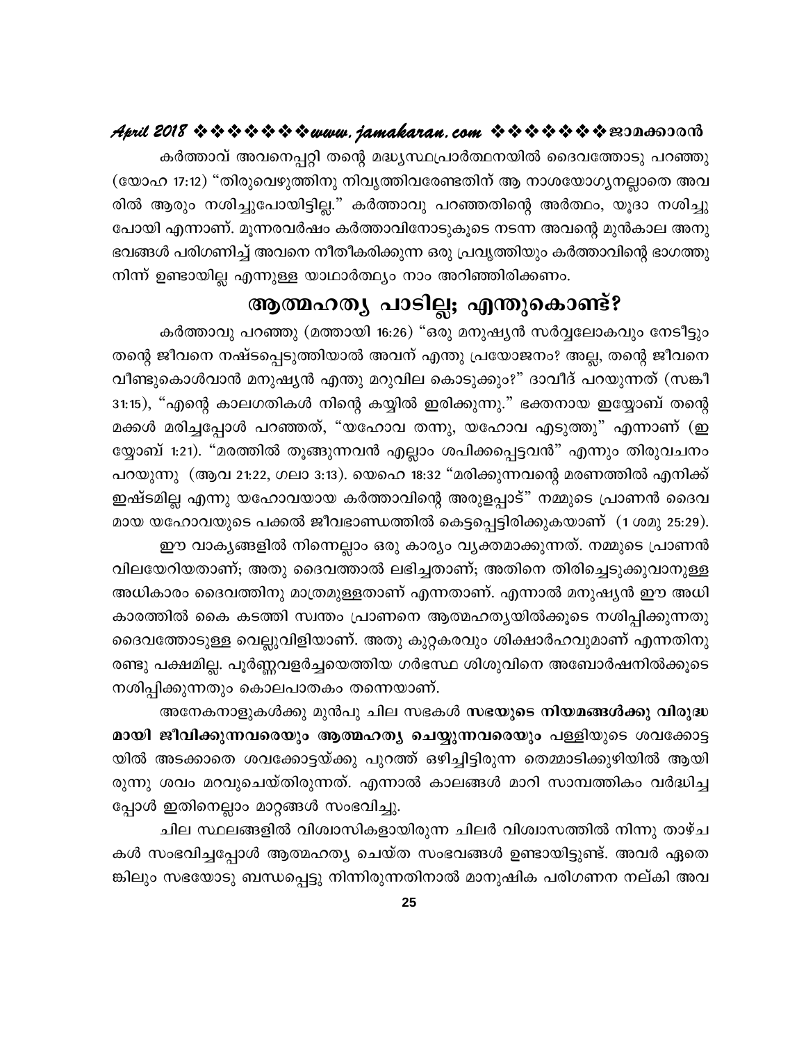കർത്താവ് അവനെപ്പറ്റി തന്റെ മദ്ധ്യസ്ഥപ്രാർത്ഥനയിൽ ദൈവത്തോടു പറഞ്ഞു (യോഹ 17:12) "തിരുവെഴുത്തിനു നിവൃത്തിവരേണ്ടതിന് ആ നാശയോഗ്യനല്ലാതെ അവരിൽ ആരും നശിച്ചുപോയിട്ടില്ല." കർത്താവു പറഞ്ഞതിന്റെ അർത്ഥം, യൂദാ നശിച്ചുപോയി എന്നാണ്. മൂന്നരവർഷം കർത്താവിനോടുകൂടെ നടന്ന അവന്റെ മുൻകാല അനുഭവങ്ങൾ പരിഗണിച്ച് അവനെ നീതീകരിക്കുന്ന ഒരു പ്രവൃത്തിയും കർത്താവിന്റെ ഭാഗത്തുനിന്ന് ഉണ്ടായില്ല എന്നുള്ള യാഥാർത്ഥ്യം നാം അറിഞ്ഞിരിക്കണം.

## ആത്മഹത്യ പാടില്ല; എന്തുകൊണ്ട്?

കർത്താവു പറഞ്ഞു (മത്തായി 16:26) "ഒരു മനുഷ്യൻ സർവ്വലോകവും നേടീട്ടും തന്റെ ജീവനെ നഷ്ടപ്പെടുത്തിയാൽ അവന് എന്തു പ്രയോജനം? അല്ല, തന്റെ ജീവനെ വീണ്ടുകൊൾവാൻ മനുഷ്യൻ എന്തു മറുവില കൊടുക്കും?" ദാവീദ് പറയുന്നത് (സങ്കീ 31:15), "എന്റെ കാലഗതികൾ നിന്റെ കയ്യിൽ ഇരിക്കുന്നു." ഭക്തനായ ഇയ്യോബ് തന്റെ മക്കൾ മരിച്ചപ്പോൾ പറഞ്ഞത്, "യഹോവ തന്നു, യഹോവ എടുത്തു" എന്നാണ് (ഇയ്യോബ് 1:21). "മരത്തിൽ തൂങ്ങുന്നവൻ എല്ലാം ശപിക്കപ്പെട്ടവൻ" എന്നും തിരുവചനം പറയുന്നു (ആവ 21:22, ഗലാ 3:13). യെഹെ 18:32 "മരിക്കുന്നവന്റെ മരണത്തിൽ എനിക്ക് ഇഷ്ടമില്ല എന്നു യഹോവയായ കർത്താവിന്റെ അരുളപ്പാട്" നമ്മുടെ പ്രാണൻ ദൈവമായ യഹോവയുടെ പക്കൽ ജീവഭാണ്ഡത്തിൽ കെട്ടപ്പെട്ടിരിക്കുകയാണ് (1 ശമു 25:29).

ഈ വാക്യങ്ങളിൽ നിന്നെല്ലാം ഒരു കാര്യം വ്യക്തമാക്കുന്നത്. നമ്മുടെ പ്രാണൻ വിലയേറിയതാണ്; അതു ദൈവത്താൽ ലഭിച്ചതാണ്; അതിനെ തിരിച്ചെടുക്കുവാനുള്ള അധികാരം ദൈവത്തിനു മാത്രമുള്ളതാണ് എന്നതാണ്. എന്നാൽ മനുഷ്യൻ ഈ അധികാരത്തിൽ കൈ കടത്തി സ്വന്തം പ്രാണനെ ആത്മഹത്യയിൽക്കൂടെ നശിപ്പിക്കുന്നതു ദൈവത്തോടുള്ള വെല്ലുവിളിയാണ്. അതു കുറ്റകരവും ശിക്ഷാർഹവുമാണ് എന്നതിനു രണ്ടു പക്ഷമില്ല. പൂർണ്ണവളർച്ചയെത്തിയ ഗർഭസ്ഥ ശിശുവിനെ അബോർഷനിൽക്കൂടെ നശിപ്പിക്കുന്നതും കൊലപാതകം തന്നെയാണ്.

അനേകനാളുകൾക്കു മുൻപു ചില സഭകൾ **സഭയുടെ നിയമങ്ങൾക്കു വിരുദ്ധമായി ജീവിക്കുന്നവരെയും ആത്മഹത്യ ചെയ്യുന്നവരെയും** പള്ളിയുടെ ശവക്കോട്ടയിൽ അടക്കാതെ ശവക്കോട്ടയ്ക്കു പുറത്ത് ഒഴിച്ചിട്ടിരുന്ന തെമ്മാടിക്കുഴിയിൽ ആയിരുന്നു ശവം മറവുചെയ്തിരുന്നത്. എന്നാൽ കാലങ്ങൾ മാറി സാമ്പത്തികം വർദ്ധിച്ചപ്പോൾ ഇതിനെല്ലാം മാറ്റങ്ങൾ സംഭവിച്ചു.

ചില സ്ഥലങ്ങളിൽ വിശ്വാസികളായിരുന്ന ചിലർ വിശ്വാസത്തിൽ നിന്നു താഴ്ചകൾ സംഭവിച്ചപ്പോൾ ആത്മഹത്യ ചെയ്ത സംഭവങ്ങൾ ഉണ്ടായിട്ടുണ്ട്. അവർ ഏതെങ്കിലും സഭയോടു ബന്ധപ്പെട്ടു നിന്നിരുന്നതിനാൽ മാനുഷിക പരിഗണന നല്കി അവ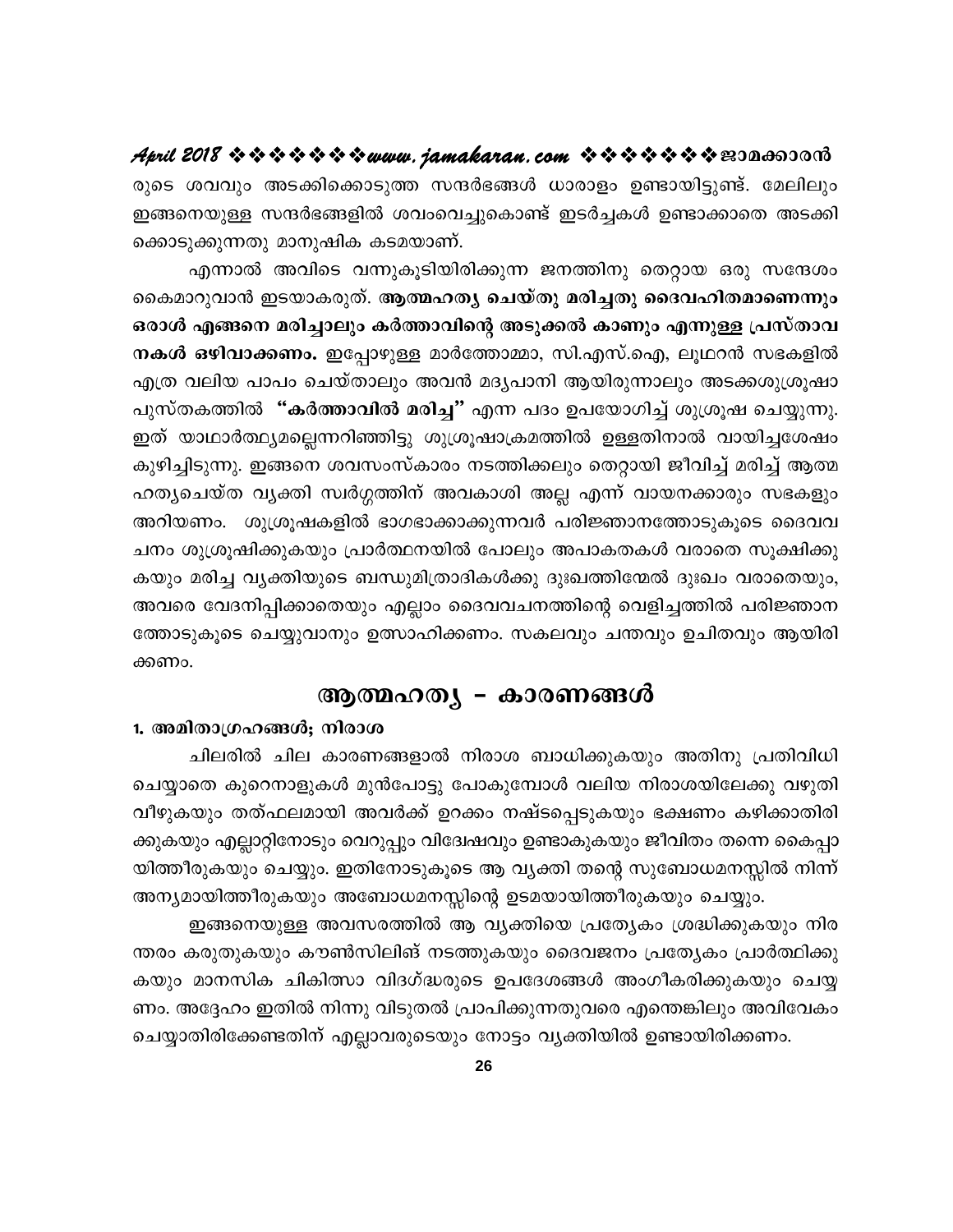രുടെ ശവവും അടക്കിക്കൊടുത്ത സന്ദർഭങ്ങൾ ധാരാളം ഉണ്ടായിട്ടുണ്ട്. മേലിലും ഇങ്ങനെയുള്ള സന്ദർഭങ്ങളിൽ ശവംവെച്ചുകൊണ്ട് ഇടർച്ചകൾ ഉണ്ടാക്കാതെ അടക്കിക്കൊടുക്കുന്നതു മാനുഷിക കടമയാണ്.

എന്നാൽ അവിടെ വന്നുകൂടിയിരിക്കുന്ന ജനത്തിനു തെറ്റായ ഒരു സന്ദേശം കൈമാറുവാൻ ഇടയാകരുത്. **ആത്മഹത്യ ചെയ്തു മരിച്ചതു ദൈവഹിതമാണെന്നും ഒരാൾ എങ്ങനെ മരിച്ചാലും കർത്താവിന്റെ അടുക്കൽ കാണും എന്നുള്ള പ്രസ്താവനകൾ ഒഴിവാക്കണം.** ഇപ്പോഴുള്ള മാർത്തോമ്മാ, സി.എസ്.ഐ, ലൂഥറൻ സഭകളിൽ എത്ര വലിയ പാപം ചെയ്താലും അവൻ മദ്യപാനി ആയിരുന്നാലും അടക്കശുശ്രൂഷാ പുസ്തകത്തിൽ **"കർത്താവിൽ മരിച്ച"** എന്ന പദം ഉപയോഗിച്ച് ശുശ്രൂഷ ചെയ്യുന്നു. ഇത് യാഥാർത്ഥ്യമല്ലെന്നറിഞ്ഞിട്ടു ശുശ്രൂഷാക്രമത്തിൽ ഉള്ളതിനാൽ വായിച്ചശേഷം കുഴിച്ചിടുന്നു. ഇങ്ങനെ ശവസംസ്കാരം നടത്തിക്കലും തെറ്റായി ജീവിച്ച് മരിച്ച് ആത്മഹത്യചെയ്ത വ്യക്തി സ്വർഗ്ഗത്തിന് അവകാശി അല്ല എന്ന് വായനക്കാരും സഭകളും അറിയണം. ശുശ്രൂഷകളിൽ ഭാഗഭാക്കാക്കുന്നവർ പരിജ്ഞാനത്തോടുകൂടെ ദൈവവചനം ശുശ്രൂഷിക്കുകയും പ്രാർത്ഥനയിൽ പോലും അപാകതകൾ വരാതെ സൂക്ഷിക്കുകയും മരിച്ച വ്യക്തിയുടെ ബന്ധുമിത്രാദികൾക്കു ദുഃഖത്തിന്മേൽ ദുഃഖം വരാതെയും, അവരെ വേദനിപ്പിക്കാതെയും എല്ലാം ദൈവവചനത്തിന്റെ വെളിച്ചത്തിൽ പരിജ്ഞാനത്തോടുകൂടെ ചെയ്യുവാനും ഉത്സാഹിക്കണം. സകലവും ചന്തവും ഉചിതവും ആയിരിക്കണം.

## ആത്മഹത്യ - കാരണങ്ങൾ

**1. അമിതാഗ്രഹങ്ങൾ; നിരാശ**

ചിലരിൽ ചില കാരണങ്ങളാൽ നിരാശ ബാധിക്കുകയും അതിനു പ്രതിവിധി ചെയ്യാതെ കുറെനാളുകൾ മുൻപോട്ടു പോകുമ്പോൾ വലിയ നിരാശയിലേക്കു വഴുതിവീഴുകയും തത്ഫലമായി അവർക്ക് ഉറക്കം നഷ്ടപ്പെടുകയും ഭക്ഷണം കഴിക്കാതിരിക്കുകയും എല്ലാറ്റിനോടും വെറുപ്പും വിദ്വേഷവും ഉണ്ടാകുകയും ജീവിതം തന്നെ കൈപ്പായിത്തീരുകയും ചെയ്യും. ഇതിനോടുകൂടെ ആ വ്യക്തി തന്റെ സുബോധമനസ്സിൽ നിന്ന് അന്യമായിത്തീരുകയും അബോധമനസ്സിന്റെ ഉടമയായിത്തീരുകയും ചെയ്യും.

ഇങ്ങനെയുള്ള അവസരത്തിൽ ആ വ്യക്തിയെ പ്രത്യേകം ശ്രദ്ധിക്കുകയും നിരന്തരം കരുതുകയും കൗൺസിലിങ് നടത്തുകയും ദൈവജനം പ്രത്യേകം പ്രാർത്ഥിക്കുകയും മാനസിക ചികിത്സാ വിദഗ്ദ്ധരുടെ ഉപദേശങ്ങൾ അംഗീകരിക്കുകയും ചെയ്യണം. അദ്ദേഹം ഇതിൽ നിന്നു വിടുതൽ പ്രാപിക്കുന്നതുവരെ എന്തെങ്കിലും അവിവേകം ചെയ്യാതിരിക്കേണ്ടതിന് എല്ലാവരുടെയും നോട്ടം വ്യക്തിയിൽ ഉണ്ടായിരിക്കണം.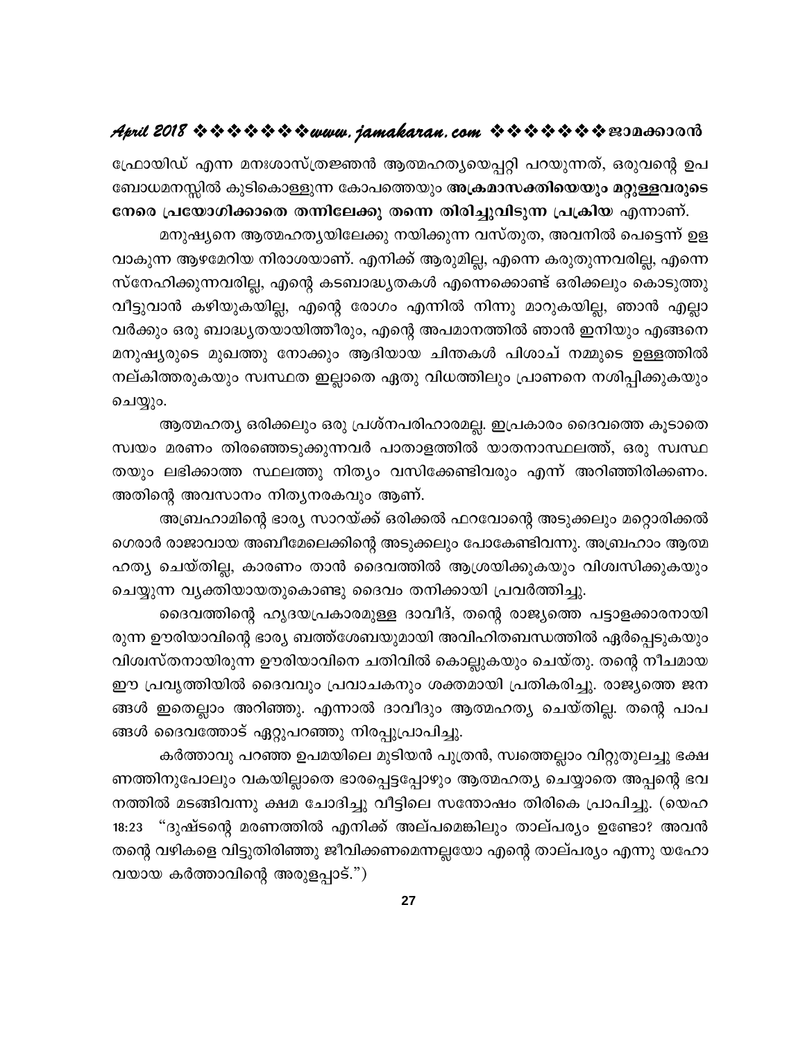ഫ്രോയിഡ് എന്ന മനഃശാസ്ത്രജ്ഞൻ ആത്മഹത്യയെപ്പറ്റി പറയുന്നത്, ഒരുവന്റെ ഉപബോധമനസ്സിൽ കുടികൊള്ളുന്ന കോപത്തെയും **അക്രമാസക്തിയെയും മറ്റുള്ളവരുടെ നേരെ പ്രയോഗിക്കാതെ തന്നിലേക്കു തന്നെ തിരിച്ചുവിടുന്ന പ്രക്രിയ** എന്നാണ്.

മനുഷ്യനെ ആത്മഹത്യയിലേക്കു നയിക്കുന്ന വസ്തുത, അവനിൽ പെട്ടെന്ന് ഉളവാകുന്ന ആഴമേറിയ നിരാശയാണ്. എനിക്ക് ആരുമില്ല, എന്നെ കരുതുന്നവരില്ല, എന്നെ സ്നേഹിക്കുന്നവരില്ല, എന്റെ കടബാദ്ധ്യതകൾ എന്നെക്കൊണ്ട് ഒരിക്കലും കൊടുത്തുവീട്ടുവാൻ കഴിയുകയില്ല, എന്റെ രോഗം എന്നിൽ നിന്നു മാറുകയില്ല, ഞാൻ എല്ലാവർക്കും ഒരു ബാദ്ധ്യതയായിത്തീരും, എന്റെ അപമാനത്തിൽ ഞാൻ ഇനിയും എങ്ങനെ മനുഷ്യരുടെ മുഖത്തു നോക്കും ആദിയായ ചിന്തകൾ പിശാച് നമ്മുടെ ഉള്ളത്തിൽ നല്കിത്തരുകയും സ്വസ്ഥത ഇല്ലാതെ ഏതു വിധത്തിലും പ്രാണനെ നശിപ്പിക്കുകയും ചെയ്യും.

ആത്മഹത്യ ഒരിക്കലും ഒരു പ്രശ്നപരിഹാരമല്ല. ഇപ്രകാരം ദൈവത്തെ കൂടാതെ സ്വയം മരണം തിരഞ്ഞെടുക്കുന്നവർ പാതാളത്തിൽ യാതനാസ്ഥലത്ത്, ഒരു സ്വസ്ഥതയും ലഭിക്കാത്ത സ്ഥലത്തു നിത്യം വസിക്കേണ്ടിവരും എന്ന് അറിഞ്ഞിരിക്കണം. അതിന്റെ അവസാനം നിത്യനരകവും ആണ്.

അബ്രഹാമിന്റെ ഭാര്യ സാറയ്ക്ക് ഒരിക്കൽ ഫറവോന്റെ അടുക്കലും മറ്റൊരിക്കൽ ഗെരാർ രാജാവായ അബീമേലെക്കിന്റെ അടുക്കലും പോകേണ്ടിവന്നു. അബ്രഹാം ആത്മഹത്യ ചെയ്തില്ല, കാരണം താൻ ദൈവത്തിൽ ആശ്രയിക്കുകയും വിശ്വസിക്കുകയും ചെയ്യുന്ന വ്യക്തിയായതുകൊണ്ടു ദൈവം തനിക്കായി പ്രവർത്തിച്ചു.

ദൈവത്തിന്റെ ഹൃദയപ്രകാരമുള്ള ദാവീദ്, തന്റെ രാജ്യത്തെ പട്ടാളക്കാരനായിരുന്ന ഊരിയാവിന്റെ ഭാര്യ ബത്ത്ശേബയുമായി അവിഹിതബന്ധത്തിൽ ഏർപ്പെടുകയും വിശ്വസ്തനായിരുന്ന ഊരിയാവിനെ ചതിവിൽ കൊല്ലുകയും ചെയ്തു. തന്റെ നീചമായ ഈ പ്രവൃത്തിയിൽ ദൈവവും പ്രവാചകനും ശക്തമായി പ്രതികരിച്ചു. രാജ്യത്തെ ജനങ്ങൾ ഇതെല്ലാം അറിഞ്ഞു. എന്നാൽ ദാവീദും ആത്മഹത്യ ചെയ്തില്ല. തന്റെ പാപങ്ങൾ ദൈവത്തോട് ഏറ്റുപറഞ്ഞു നിരപ്പുപ്രാപിച്ചു.

കർത്താവു പറഞ്ഞ ഉപമയിലെ മുടിയൻ പുത്രൻ, സ്വത്തെല്ലാം വിറ്റുതുലച്ചു ഭക്ഷണത്തിനുപോലും വകയില്ലാതെ ഭാരപ്പെട്ടപ്പോഴും ആത്മഹത്യ ചെയ്യാതെ അപ്പന്റെ ഭവനത്തിൽ മടങ്ങിവന്നു ക്ഷമ ചോദിച്ചു വീട്ടിലെ സന്തോഷം തിരികെ പ്രാപിച്ചു. (യെഹ 18:23 "ദുഷ്ടന്റെ മരണത്തിൽ എനിക്ക് അല്പമെങ്കിലും താല്പര്യം ഉണ്ടോ? അവൻ തന്റെ വഴികളെ വിട്ടുതിരിഞ്ഞു ജീവിക്കണമെന്നല്ലയോ എന്റെ താല്പര്യം എന്നു യഹോവയായ കർത്താവിന്റെ അരുളപ്പാട്.")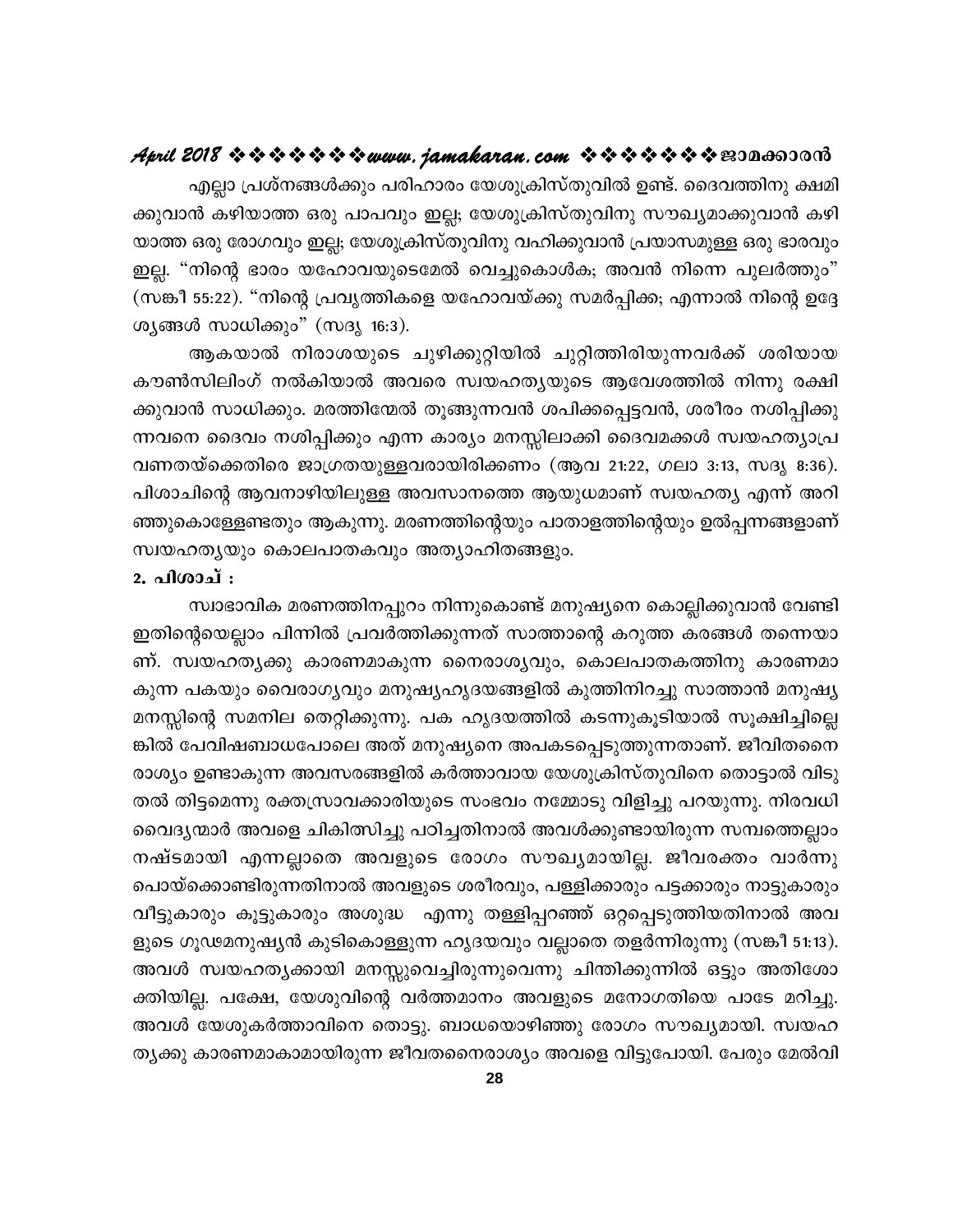എല്ലാ പ്രശ്നങ്ങൾക്കും പരിഹാരം യേശുക്രിസ്തുവിൽ ഉണ്ട്. ദൈവത്തിനു ക്ഷമിക്കുവാൻ കഴിയാത്ത ഒരു പാപവും ഇല്ല; യേശുക്രിസ്തുവിനു സൗഖ്യമാക്കുവാൻ കഴിയാത്ത ഒരു രോഗവും ഇല്ല; യേശുക്രിസ്തുവിനു വഹിക്കുവാൻ പ്രയാസമുള്ള ഒരു ഭാരവും ഇല്ല. "നിന്റെ ഭാരം യഹോവയുടെമേൽ വെച്ചുകൊൾക; അവൻ നിന്നെ പുലർത്തും" (സങ്കീ 55:22). "നിന്റെ പ്രവൃത്തികളെ യഹോവയ്ക്കു സമർപ്പിക്ക; എന്നാൽ നിന്റെ ഉദ്ദേശ്യങ്ങൾ സാധിക്കും" (സദൃ 16:3).

ആകയാൽ നിരാശയുടെ ചുഴിക്കുറ്റിയിൽ ചുറ്റിത്തിരിയുന്നവർക്ക് ശരിയായ കൗൺസിലിംഗ് നൽകിയാൽ അവരെ സ്വയഹത്യയുടെ ആവേശത്തിൽ നിന്നു രക്ഷിക്കുവാൻ സാധിക്കും. മരത്തിന്മേൽ തൂങ്ങുന്നവൻ ശപിക്കപ്പെട്ടവൻ, ശരീരം നശിപ്പിക്കുന്നവനെ ദൈവം നശിപ്പിക്കും എന്ന കാര്യം മനസ്സിലാക്കി ദൈവമക്കൾ സ്വയഹത്യാപ്രവണതയ്ക്കെതിരെ ജാഗ്രതയുള്ളവരായിരിക്കണം (ആവ 21:22, ഗലാ 3:13, സദൃ 8:36). പിശാചിന്റെ ആവനാഴിയിലുള്ള അവസാനത്തെ ആയുധമാണ് സ്വയഹത്യ എന്ന് അറിഞ്ഞുകൊള്ളേണ്ടതും ആകുന്നു. മരണത്തിന്റെയും പാതാളത്തിന്റെയും ഉൽപ്പന്നങ്ങളാണ് സ്വയഹത്യയും കൊലപാതകവും അത്യാഹിതങ്ങളും.

**2. പിശാച് :**

സ്വാഭാവിക മരണത്തിനപ്പുറം നിന്നുകൊണ്ട് മനുഷ്യനെ കൊല്ലിക്കുവാൻ വേണ്ടി ഇതിന്റെയെല്ലാം പിന്നിൽ പ്രവർത്തിക്കുന്നത് സാത്താന്റെ കറുത്ത കരങ്ങൾ തന്നെയാണ്. സ്വയഹത്യക്കു കാരണമാകുന്ന നൈരാശ്യവും, കൊലപാതകത്തിനു കാരണമാകുന്ന പകയും വൈരാഗ്യവും മനുഷ്യഹൃദയങ്ങളിൽ കുത്തിനിറച്ചു സാത്താൻ മനുഷ്യമനസ്സിന്റെ സമനില തെറ്റിക്കുന്നു. പക ഹൃദയത്തിൽ കടന്നുകൂടിയാൽ സൂക്ഷിച്ചില്ലെങ്കിൽ പേവിഷബാധപോലെ അത് മനുഷ്യനെ അപകടപ്പെടുത്തുന്നതാണ്. ജീവിതനൈരാശ്യം ഉണ്ടാകുന്ന അവസരങ്ങളിൽ കർത്താവായ യേശുക്രിസ്തുവിനെ തൊട്ടാൽ വിടുതൽ തിട്ടമെന്നു രക്തസ്രാവക്കാരിയുടെ സംഭവം നമ്മോടു വിളിച്ചു പറയുന്നു. നിരവധി വൈദ്യന്മാർ അവളെ ചികിത്സിച്ചു പഠിച്ചതിനാൽ അവൾക്കുണ്ടായിരുന്ന സമ്പത്തെല്ലാം നഷ്ടമായി എന്നല്ലാതെ അവളുടെ രോഗം സൗഖ്യമായില്ല. ജീവരക്തം വാർന്നു പൊയ്ക്കൊണ്ടിരുന്നതിനാൽ അവളുടെ ശരീരവും, പള്ളിക്കാരും പട്ടക്കാരും നാട്ടുകാരും വീട്ടുകാരും കൂട്ടുകാരും അശുദ്ധ എന്നു തള്ളിപ്പറഞ്ഞ് ഒറ്റപ്പെടുത്തിയതിനാൽ അവളുടെ ഗൂഢമനുഷ്യൻ കുടികൊള്ളുന്ന ഹൃദയവും വല്ലാതെ തളർന്നിരുന്നു (സങ്കീ 51:13). അവൾ സ്വയഹത്യക്കായി മനസ്സുവെച്ചിരുന്നുവെന്നു ചിന്തിക്കുന്നിൽ ഒട്ടും അതിശോക്തിയില്ല. പക്ഷേ, യേശുവിന്റെ വർത്തമാനം അവളുടെ മനോഗതിയെ പാടേ മറിച്ചു. അവൾ യേശുകർത്താവിനെ തൊട്ടു. ബാധയൊഴിഞ്ഞു രോഗം സൗഖ്യമായി. സ്വയഹത്യക്കു കാരണമാകാമായിരുന്ന ജീവതനൈരാശ്യം അവളെ വിട്ടുപോയി. പേരും മേൽവി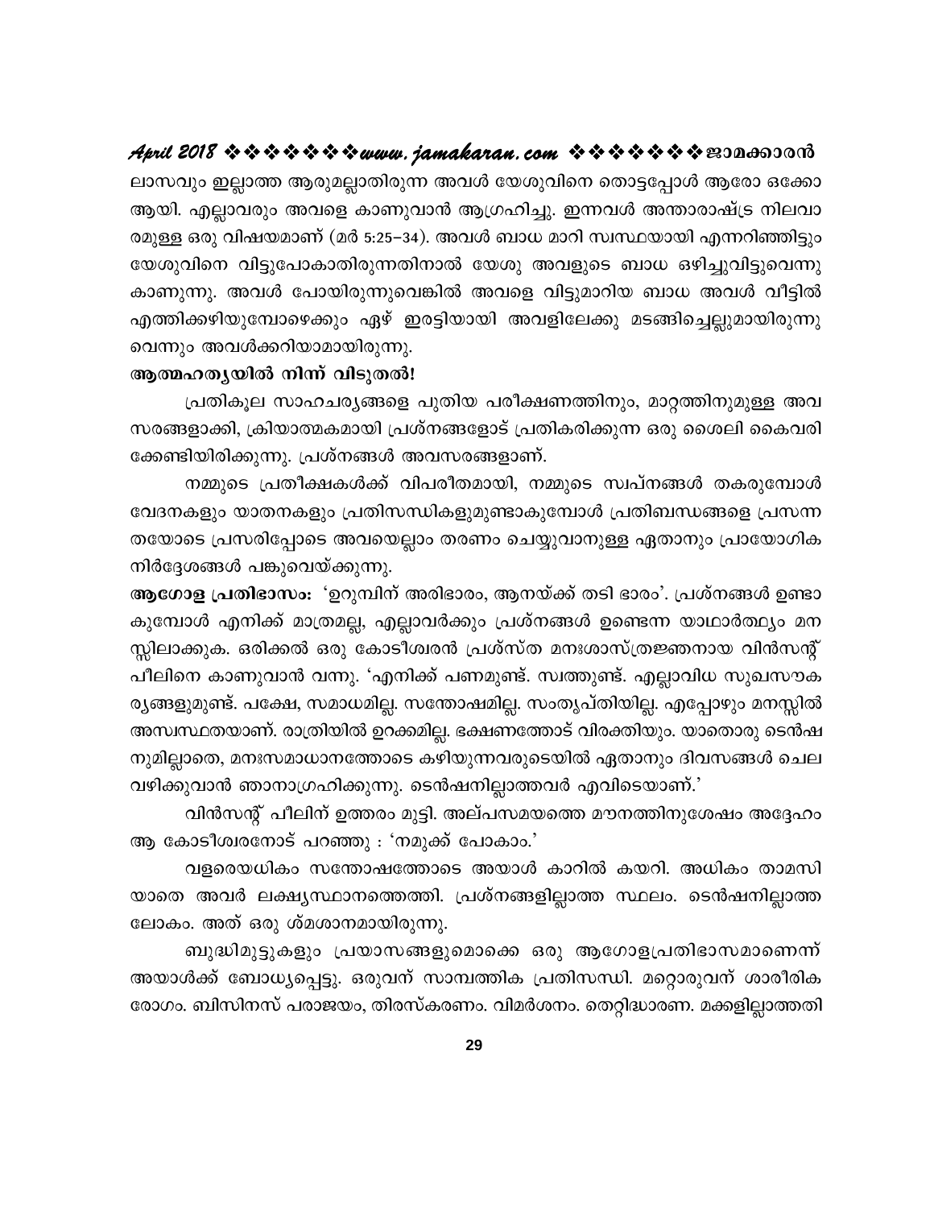ലാസവും ഇല്ലാത്ത ആരുമല്ലാതിരുന്ന അവൾ യേശുവിനെ തൊട്ടപ്പോൾ ആരോ ഒക്കോ ആയി. എല്ലാവരും അവളെ കാണുവാൻ ആഗ്രഹിച്ചു. ഇന്നവൾ അന്താരാഷ്ട്ര നിലവാരമുള്ള ഒരു വിഷയമാണ് (മർ 5:25–34). അവൾ ബാധ മാറി സ്വസ്ഥയായി എന്നറിഞ്ഞിട്ടും യേശുവിനെ വിട്ടുപോകാതിരുന്നതിനാൽ യേശു അവളുടെ ബാധ ഒഴിച്ചുവിട്ടുവെന്നു കാണുന്നു. അവൾ പോയിരുന്നുവെങ്കിൽ അവളെ വിട്ടുമാറിയ ബാധ അവൾ വീട്ടിൽ എത്തിക്കഴിയുമ്പോഴെക്കും ഏഴ് ഇരട്ടിയായി അവളിലേക്കു മടങ്ങിച്ചെല്ലുമായിരുന്നുവെന്നും അവൾക്കറിയാമായിരുന്നു.

**ആത്മഹത്യയിൽ നിന്ന് വിടുതൽ!**

പ്രതികൂല സാഹചര്യങ്ങളെ പുതിയ പരീക്ഷണത്തിനും, മാറ്റത്തിനുമുള്ള അവസരങ്ങളാക്കി, ക്രിയാത്മകമായി പ്രശ്നങ്ങളോട് പ്രതികരിക്കുന്ന ഒരു ശൈലി കൈവരിക്കേണ്ടിയിരിക്കുന്നു. പ്രശ്നങ്ങൾ അവസരങ്ങളാണ്.

നമ്മുടെ പ്രതീക്ഷകൾക്ക് വിപരീതമായി, നമ്മുടെ സ്വപ്നങ്ങൾ തകരുമ്പോൾ വേദനകളും യാതനകളും പ്രതിസന്ധികളുമുണ്ടാകുമ്പോൾ പ്രതിബന്ധങ്ങളെ പ്രസന്നതയോടെ പ്രസരിപ്പോടെ അവയെല്ലാം തരണം ചെയ്യുവാനുള്ള ഏതാനും പ്രായോഗിക നിർദ്ദേശങ്ങൾ പങ്കുവെയ്ക്കുന്നു.

**ആഗോള പ്രതിഭാസം:** 'ഉറുമ്പിന് അരിഭാരം, ആനയ്ക്ക് തടി ഭാരം'. പ്രശ്നങ്ങൾ ഉണ്ടാകുമ്പോൾ എനിക്ക് മാത്രമല്ല, എല്ലാവർക്കും പ്രശ്നങ്ങൾ ഉണ്ടെന്ന യാഥാർത്ഥ്യം മനസ്സിലാക്കുക. ഒരിക്കൽ ഒരു കോടീശ്വരൻ പ്രശ്സ്ത മനഃശാസ്ത്രജ്ഞനായ വിൻസന്റ് പീലിനെ കാണുവാൻ വന്നു. 'എനിക്ക് പണമുണ്ട്. സ്വത്തുണ്ട്. എല്ലാവിധ സുഖസൗകര്യങ്ങളുമുണ്ട്. പക്ഷേ, സമാധമില്ല. സന്തോഷമില്ല. സംതൃപ്തിയില്ല. എപ്പോഴും മനസ്സിൽ അസ്വസ്ഥതയാണ്. രാത്രിയിൽ ഉറക്കമില്ല. ഭക്ഷണത്തോട് വിരക്തിയും. യാതൊരു ടെൻഷനുമില്ലാതെ, മനഃസമാധാനത്തോടെ കഴിയുന്നവരുടെയിൽ ഏതാനും ദിവസങ്ങൾ ചെലവഴിക്കുവാൻ ഞാനാഗ്രഹിക്കുന്നു. ടെൻഷനില്ലാത്തവർ എവിടെയാണ്.'

വിൻസന്റ് പീലിന് ഉത്തരം മുട്ടി. അല്പസമയത്തെ മൗനത്തിനുശേഷം അദ്ദേഹം ആ കോടീശ്വരനോട് പറഞ്ഞു : 'നമുക്ക് പോകാം.'

വളരെയധികം സന്തോഷത്തോടെ അയാൾ കാറിൽ കയറി. അധികം താമസിയാതെ അവർ ലക്ഷ്യസ്ഥാനത്തെത്തി. പ്രശ്നങ്ങളില്ലാത്ത സ്ഥലം. ടെൻഷനില്ലാത്ത ലോകം. അത് ഒരു ശ്മശാനമായിരുന്നു.

ബുദ്ധിമുട്ടുകളും പ്രയാസങ്ങളുമൊക്കെ ഒരു ആഗോളപ്രതിഭാസമാണെന്ന് അയാൾക്ക് ബോധ്യപ്പെട്ടു. ഒരുവന് സാമ്പത്തിക പ്രതിസന്ധി. മറ്റൊരുവന് ശാരീരിക രോഗം. ബിസിനസ് പരാജയം, തിരസ്കരണം. വിമർശനം. തെറ്റിദ്ധാരണ. മക്കളില്ലാത്തതി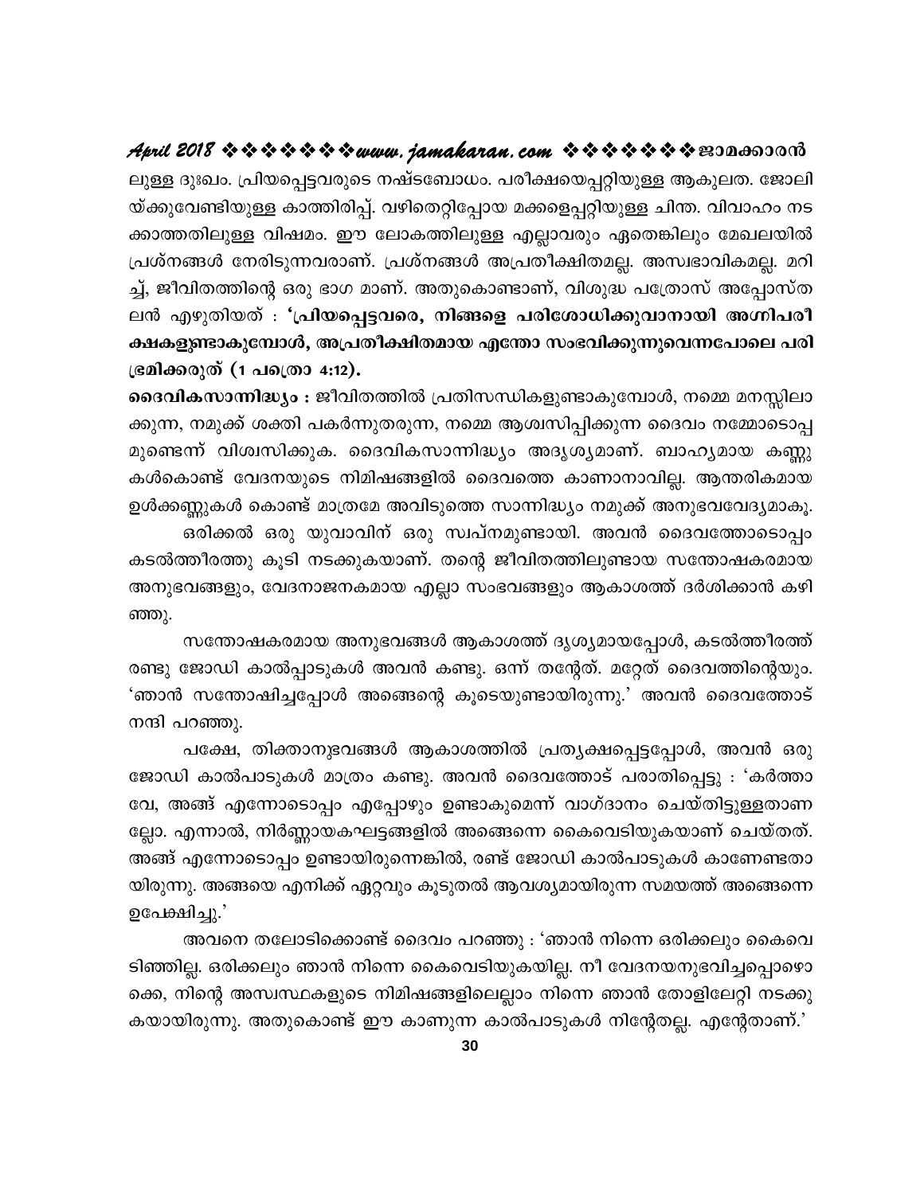ലുള്ള ദുഃഖം. പ്രിയപ്പെട്ടവരുടെ നഷ്ടബോധം. പരീക്ഷയെപ്പറ്റിയുള്ള ആകുലത. ജോലിയ്ക്കുവേണ്ടിയുള്ള കാത്തിരിപ്പ്. വഴിതെറ്റിപ്പോയ മക്കളെപ്പറ്റിയുള്ള ചിന്ത. വിവാഹം നടക്കാത്തതിലുള്ള വിഷമം. ഈ ലോകത്തിലുള്ള എല്ലാവരും ഏതെങ്കിലും മേഖലയിൽ പ്രശ്നങ്ങൾ നേരിടുന്നവരാണ്. പ്രശ്നങ്ങൾ അപ്രതീക്ഷിതമല്ല. അസ്വഭാവികമല്ല. മറിച്ച്, ജീവിതത്തിന്റെ ഒരു ഭാഗ മാണ്. അതുകൊണ്ടാണ്, വിശുദ്ധ പത്രോസ് അപ്പോസ്തലൻ എഴുതിയത് : **'പ്രിയപ്പെട്ടവരെ, നിങ്ങളെ പരിശോധിക്കുവാനായി അഗ്നിപരീക്ഷകളുണ്ടാകുമ്പോൾ, അപ്രതീക്ഷിതമായ എന്തോ സംഭവിക്കുന്നുവെന്നപോലെ പരിഭ്രമിക്കരുത് (1 പത്രൊ 4:12).**

**ദൈവികസാന്നിദ്ധ്യം :** ജീവിതത്തിൽ പ്രതിസന്ധികളുണ്ടാകുമ്പോൾ, നമ്മെ മനസ്സിലാക്കുന്ന, നമുക്ക് ശക്തി പകർന്നുതരുന്ന, നമ്മെ ആശ്വസിപ്പിക്കുന്ന ദൈവം നമ്മോടൊപ്പമുണ്ടെന്ന് വിശ്വസിക്കുക. ദൈവികസാന്നിദ്ധ്യം അദൃശ്യമാണ്. ബാഹ്യമായ കണ്ണുകൾകൊണ്ട് വേദനയുടെ നിമിഷങ്ങളിൽ ദൈവത്തെ കാണാനാവില്ല. ആന്തരികമായ ഉൾക്കണ്ണുകൾ കൊണ്ട് മാത്രമേ അവിടുത്തെ സാന്നിദ്ധ്യം നമുക്ക് അനുഭവവേദ്യമാകൂ.

ഒരിക്കൽ ഒരു യുവാവിന് ഒരു സ്വപ്നമുണ്ടായി. അവൻ ദൈവത്തോടൊപ്പം കടൽത്തീരത്തു കൂടി നടക്കുകയാണ്. തന്റെ ജീവിതത്തിലുണ്ടായ സന്തോഷകരമായ അനുഭവങ്ങളും, വേദനാജനകമായ എല്ലാ സംഭവങ്ങളും ആകാശത്ത് ദർശിക്കാൻ കഴിഞ്ഞു.

സന്തോഷകരമായ അനുഭവങ്ങൾ ആകാശത്ത് ദൃശ്യമായപ്പോൾ, കടൽത്തീരത്ത് രണ്ടു ജോഡി കാൽപ്പാടുകൾ അവൻ കണ്ടു. ഒന്ന് തന്റേത്. മറ്റേത് ദൈവത്തിന്റെയും. 'ഞാൻ സന്തോഷിച്ചപ്പോൾ അങ്ങെന്റെ കൂടെയുണ്ടായിരുന്നു.' അവൻ ദൈവത്തോട് നന്ദി പറഞ്ഞു.

പക്ഷേ, തിക്താനുഭവങ്ങൾ ആകാശത്തിൽ പ്രത്യക്ഷപ്പെട്ടപ്പോൾ, അവൻ ഒരു ജോഡി കാൽപാടുകൾ മാത്രം കണ്ടു. അവൻ ദൈവത്തോട് പരാതിപ്പെട്ടു : 'കർത്താവേ, അങ്ങ് എന്നോടൊപ്പം എപ്പോഴും ഉണ്ടാകുമെന്ന് വാഗ്ദാനം ചെയ്തിട്ടുള്ളതാണല്ലോ. എന്നാൽ, നിർണ്ണായകഘട്ടങ്ങളിൽ അങ്ങെന്നെ കൈവെടിയുകയാണ് ചെയ്തത്. അങ്ങ് എന്നോടൊപ്പം ഉണ്ടായിരുന്നെങ്കിൽ, രണ്ട് ജോഡി കാൽപാടുകൾ കാണേണ്ടതായിരുന്നു. അങ്ങയെ എനിക്ക് ഏറ്റവും കൂടുതൽ ആവശ്യമായിരുന്ന സമയത്ത് അങ്ങെന്നെ ഉപേക്ഷിച്ചു.'

അവനെ തലോടിക്കൊണ്ട് ദൈവം പറഞ്ഞു : 'ഞാൻ നിന്നെ ഒരിക്കലും കൈവെടിഞ്ഞില്ല. ഒരിക്കലും ഞാൻ നിന്നെ കൈവെടിയുകയില്ല. നീ വേദനയനുഭവിച്ചപ്പൊഴൊക്കെ, നിന്റെ അസ്വസ്ഥകളുടെ നിമിഷങ്ങളിലെല്ലാം നിന്നെ ഞാൻ തോളിലേറ്റി നടക്കുകയായിരുന്നു. അതുകൊണ്ട് ഈ കാണുന്ന കാൽപാടുകൾ നിന്റേതല്ല. എന്റേതാണ്.'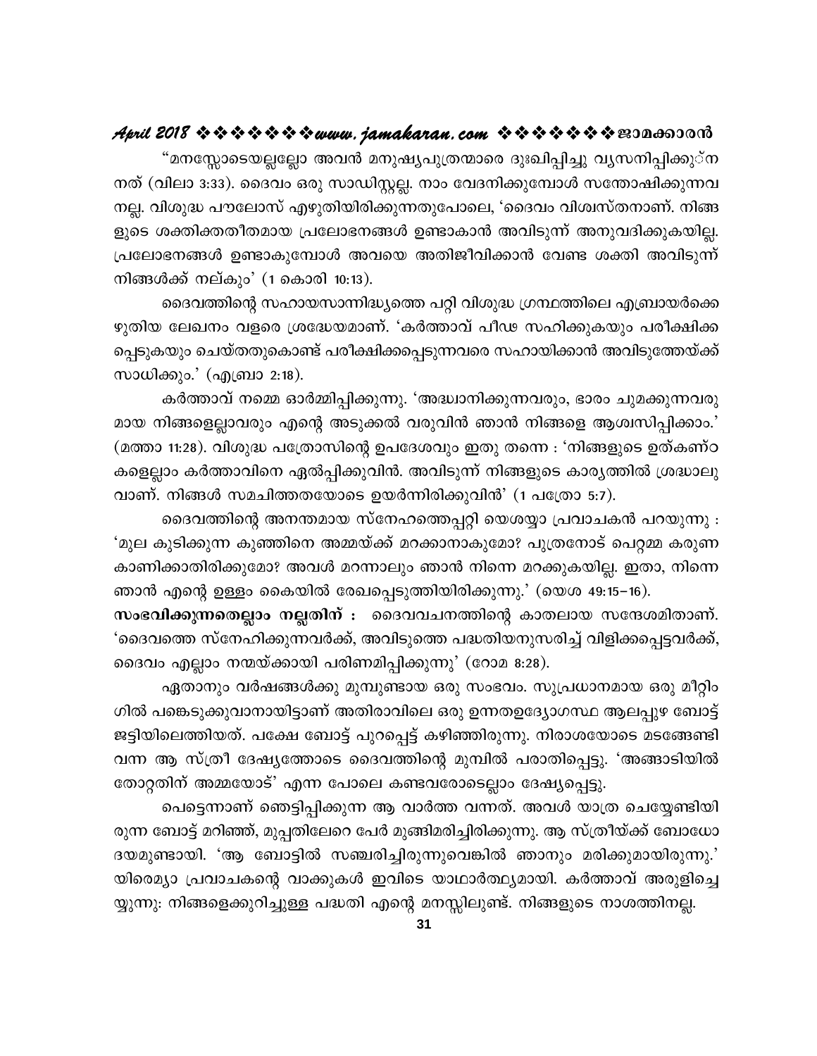"മനസ്സോടെയല്ലല്ലോ അവൻ മനുഷ്യപുത്രന്മാരെ ദുഃഖിപ്പിച്ചു വ്യസനിപ്പിക്കുന്നത് (വിലാ 3:33). ദൈവം ഒരു സാഡിസ്റ്റല്ല. നാം വേദനിക്കുമ്പോൾ സന്തോഷിക്കുന്നവനല്ല. വിശുദ്ധ പൗലോസ് എഴുതിയിരിക്കുന്നതുപോലെ, 'ദൈവം വിശ്വസ്തനാണ്. നിങ്ങളുടെ ശക്തിക്കതീതമായ പ്രലോഭനങ്ങൾ ഉണ്ടാകാൻ അവിടുന്ന് അനുവദിക്കുകയില്ല. പ്രലോഭനങ്ങൾ ഉണ്ടാകുമ്പോൾ അവയെ അതിജീവിക്കാൻ വേണ്ട ശക്തി അവിടുന്ന് നിങ്ങൾക്ക് നല്കും' (1 കൊരി 10:13).

ദൈവത്തിന്റെ സഹായസാന്നിദ്ധ്യത്തെ പറ്റി വിശുദ്ധ ഗ്രന്ഥത്തിലെ എബ്രായർക്കെഴുതിയ ലേഖനം വളരെ ശ്രദ്ധേയമാണ്. 'കർത്താവ് പീഢ സഹിക്കുകയും പരീക്ഷിക്കപ്പെടുകയും ചെയ്തതുകൊണ്ട് പരീക്ഷിക്കപ്പെടുന്നവരെ സഹായിക്കാൻ അവിടുത്തേയ്ക്ക് സാധിക്കും.' (എബ്രാ 2:18).

കർത്താവ് നമ്മെ ഓർമ്മിപ്പിക്കുന്നു. 'അദ്ധ്വാനിക്കുന്നവരും, ഭാരം ചുമക്കുന്നവരുമായ നിങ്ങളെല്ലാവരും എന്റെ അടുക്കൽ വരുവിൻ ഞാൻ നിങ്ങളെ ആശ്വസിപ്പിക്കാം.' (മത്താ 11:28). വിശുദ്ധ പത്രോസിന്റെ ഉപദേശവും ഇതു തന്നെ : 'നിങ്ങളുടെ ഉത്കണ്ഠകളെല്ലാം കർത്താവിനെ ഏൽപ്പിക്കുവിൻ. അവിടുന്ന് നിങ്ങളുടെ കാര്യത്തിൽ ശ്രദ്ധാലുവാണ്. നിങ്ങൾ സമചിത്തതയോടെ ഉയർന്നിരിക്കുവിൻ' (1 പത്രോ 5:7).

ദൈവത്തിന്റെ അനന്തമായ സ്നേഹത്തെപ്പറ്റി യെശയ്യാ പ്രവാചകൻ പറയുന്നു : 'മുല കുടിക്കുന്ന കുഞ്ഞിനെ അമ്മയ്ക്ക് മറക്കാനാകുമോ? പുത്രനോട് പെറ്റമ്മ കരുണ കാണിക്കാതിരിക്കുമോ? അവൾ മറന്നാലും ഞാൻ നിന്നെ മറക്കുകയില്ല. ഇതാ, നിന്നെ ഞാൻ എന്റെ ഉള്ളം കൈയിൽ രേഖപ്പെടുത്തിയിരിക്കുന്നു.' (യെശ 49:15-16).

**സംഭവിക്കുന്നതെല്ലാം നല്ലതിന് :** ദൈവവചനത്തിന്റെ കാതലായ സന്ദേശമിതാണ്. 'ദൈവത്തെ സ്നേഹിക്കുന്നവർക്ക്, അവിടുത്തെ പദ്ധതിയനുസരിച്ച് വിളിക്കപ്പെട്ടവർക്ക്, ദൈവം എല്ലാം നന്മയ്ക്കായി പരിണമിപ്പിക്കുന്നു' (റോമ 8:28).

ഏതാനും വർഷങ്ങൾക്കു മുമ്പുണ്ടായ ഒരു സംഭവം. സുപ്രധാനമായ ഒരു മീറ്റിംഗിൽ പങ്കെടുക്കുവാനായിട്ടാണ് അതിരാവിലെ ഒരു ഉന്നതഉദ്യോഗസ്ഥ ആലപ്പുഴ ബോട്ട് ജട്ടിയിലെത്തിയത്. പക്ഷേ ബോട്ട് പുറപ്പെട്ട് കഴിഞ്ഞിരുന്നു. നിരാശയോടെ മടങ്ങേണ്ടി വന്ന ആ സ്ത്രീ ദേഷ്യത്തോടെ ദൈവത്തിന്റെ മുമ്പിൽ പരാതിപ്പെട്ടു. 'അങ്ങാടിയിൽ തോറ്റതിന് അമ്മയോട്' എന്ന പോലെ കണ്ടവരോടെല്ലാം ദേഷ്യപ്പെട്ടു.

പെട്ടെന്നാണ് ഞെട്ടിപ്പിക്കുന്ന ആ വാർത്ത വന്നത്. അവൾ യാത്ര ചെയ്യേണ്ടിയിരുന്ന ബോട്ട് മറിഞ്ഞ്, മുപ്പതിലേറെ പേർ മുങ്ങിമരിച്ചിരിക്കുന്നു. ആ സ്ത്രീയ്ക്ക് ബോധോദയമുണ്ടായി. 'ആ ബോട്ടിൽ സഞ്ചരിച്ചിരുന്നുവെങ്കിൽ ഞാനും മരിക്കുമായിരുന്നു.' യിരെമ്യാ പ്രവാചകന്റെ വാക്കുകൾ ഇവിടെ യാഥാർത്ഥ്യമായി. കർത്താവ് അരുളിച്ചെയ്യുന്നു: നിങ്ങളെക്കുറിച്ചുള്ള പദ്ധതി എന്റെ മനസ്സിലുണ്ട്. നിങ്ങളുടെ നാശത്തിനല്ല.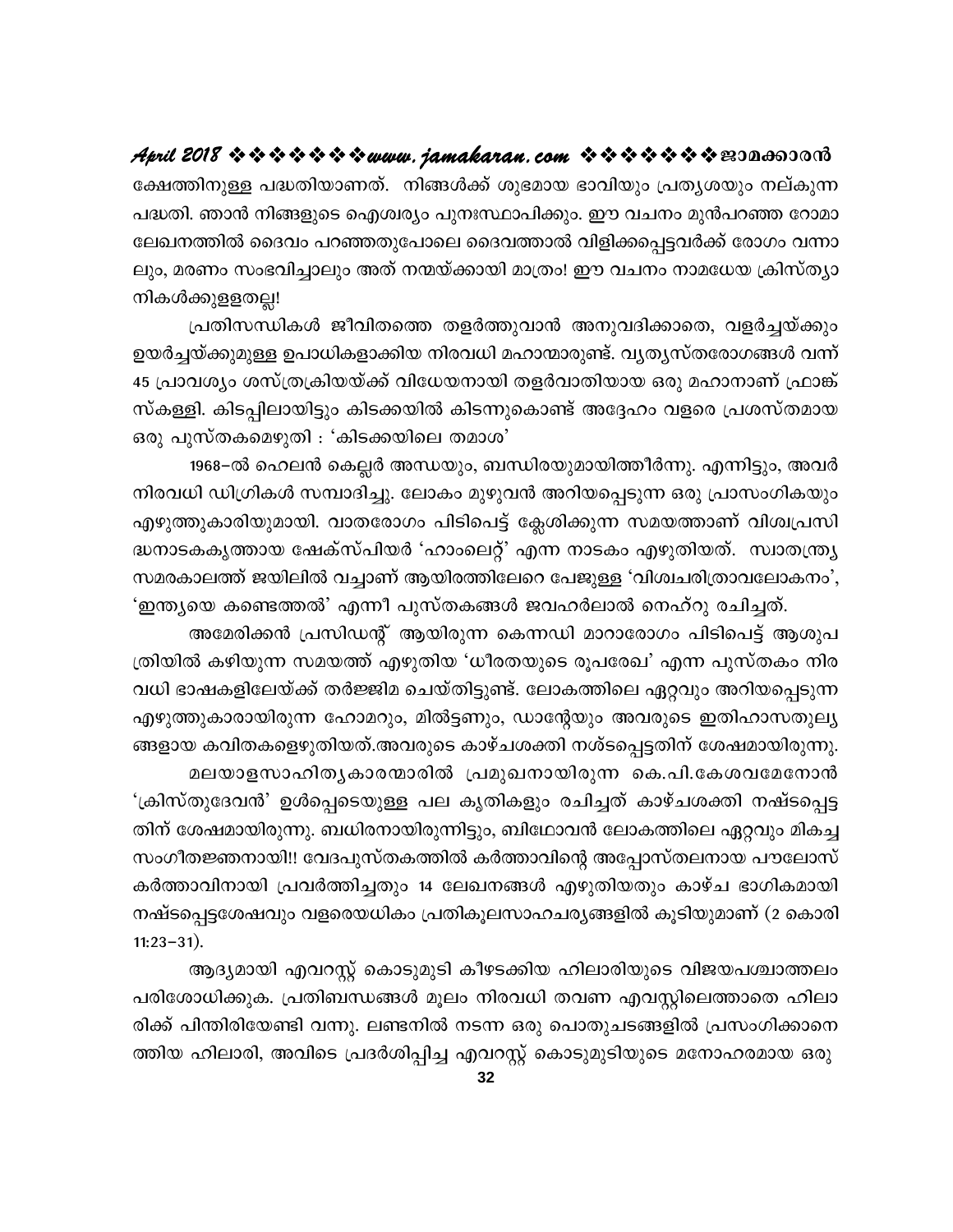ക്ഷേത്തിനുള്ള പദ്ധതിയാണത്. നിങ്ങൾക്ക് ശുഭമായ ഭാവിയും പ്രത്യാശയും നല്കുന്ന പദ്ധതി. ഞാൻ നിങ്ങളുടെ ഐശ്വര്യം പുനഃസ്ഥാപിക്കും. ഈ വചനം മുൻപറഞ്ഞ റോമാ ലേഖനത്തിൽ ദൈവം പറഞ്ഞതുപോലെ ദൈവത്താൽ വിളിക്കപ്പെട്ടവർക്ക് രോഗം വന്നാലും, മരണം സംഭവിച്ചാലും അത് നന്മയ്ക്കായി മാത്രം! ഈ വചനം നാമധേയ ക്രിസ്ത്യാനികൾക്കുള്ളതല്ല!

പ്രതിസന്ധികൾ ജീവിതത്തെ തളർത്തുവാൻ അനുവദിക്കാതെ, വളർച്ചയ്ക്കും ഉയർച്ചയ്ക്കുമുള്ള ഉപാധികളാക്കിയ നിരവധി മഹാന്മാരുണ്ട്. വ്യത്യസ്തരോഗങ്ങൾ വന്ന് 45 പ്രാവശ്യം ശസ്ത്രക്രിയയ്ക്ക് വിധേയനായി തളർവാതിയായ ഒരു മഹാനാണ് ഫ്രാങ്ക്സ്കള്ളി. കിടപ്പിലായിട്ടും കിടക്കയിൽ കിടന്നുകൊണ്ട് അദ്ദേഹം വളരെ പ്രശസ്തമായ ഒരു പുസ്തകമെഴുതി : 'കിടക്കയിലെ തമാശ'

1968–ൽ ഹെലൻ കെല്ലർ അന്ധയും, ബന്ധിരയുമായിത്തീർന്നു. എന്നിട്ടും, അവർ നിരവധി ഡിഗ്രികൾ സമ്പാദിച്ചു. ലോകം മുഴുവൻ അറിയപ്പെടുന്ന ഒരു പ്രാസംഗികയും എഴുത്തുകാരിയുമായി. വാതരോഗം പിടിപെട്ട് ക്ലേശിക്കുന്ന സമയത്താണ് വിശ്വപ്രസിദ്ധനാടകകൃത്തായ ഷേക്സ്പിയർ 'ഹാംലെറ്റ്' എന്ന നാടകം എഴുതിയത്. സ്വാതന്ത്ര്യസമരകാലത്ത് ജയിലിൽ വച്ചാണ് ആയിരത്തിലേറെ പേജുള്ള 'വിശ്വചരിത്രാവലോകനം', 'ഇന്ത്യയെ കണ്ടെത്തൽ' എന്നീ പുസ്തകങ്ങൾ ജവഹർലാൽ നെഹ്റു രചിച്ചത്.

അമേരിക്കൻ പ്രസിഡന്റ് ആയിരുന്ന കെന്നഡി മാറാരോഗം പിടിപെട്ട് ആശുപത്രിയിൽ കഴിയുന്ന സമയത്ത് എഴുതിയ 'ധീരതയുടെ രൂപരേഖ' എന്ന പുസ്തകം നിരവധി ഭാഷകളിലേയ്ക്ക് തർജ്ജിമ ചെയ്തിട്ടുണ്ട്. ലോകത്തിലെ ഏറ്റവും അറിയപ്പെടുന്ന എഴുത്തുകാരായിരുന്ന ഹോമറും, മിൽട്ടണും, ഡാന്റേയും അവരുടെ ഇതിഹാസതുല്യങ്ങളായ കവിതകളെഴുതിയത്.അവരുടെ കാഴ്ചശക്തി നശ്ടപ്പെട്ടതിന് ശേഷമായിരുന്നു.

മലയാളസാഹിത്യകാരന്മാരിൽ പ്രമുഖനായിരുന്ന കെ.പി.കേശവമേനോൻ 'ക്രിസ്തുദേവൻ' ഉൾപ്പെടെയുള്ള പല കൃതികളും രചിച്ചത് കാഴ്ചശക്തി നഷ്ടപ്പെട്ടതിന് ശേഷമായിരുന്നു. ബധിരനായിരുന്നിട്ടും, ബിഥോവൻ ലോകത്തിലെ ഏറ്റവും മികച്ച സംഗീതജ്ഞനായി!! വേദപുസ്തകത്തിൽ കർത്താവിന്റെ അപ്പോസ്തലനായ പൗലോസ് കർത്താവിനായി പ്രവർത്തിച്ചതും 14 ലേഖനങ്ങൾ എഴുതിയതും കാഴ്ച ഭാഗികമായി നഷ്ടപ്പെട്ടശേഷവും വളരെയധികം പ്രതികൂലസാഹചര്യങ്ങളിൽ കൂടിയുമാണ് (2 കൊരി 11:23–31).

ആദ്യമായി എവറസ്റ്റ് കൊടുമുടി കീഴടക്കിയ ഹിലാരിയുടെ വിജയപശ്ചാത്തലം പരിശോധിക്കുക. പ്രതിബന്ധങ്ങൾ മൂലം നിരവധി തവണ എവസ്റ്റിലെത്താതെ ഹിലാരിക്ക് പിന്തിരിയേണ്ടി വന്നു. ലണ്ടനിൽ നടന്ന ഒരു പൊതുചടങ്ങിൽ പ്രസംഗിക്കാനെത്തിയ ഹിലാരി, അവിടെ പ്രദർശിപ്പിച്ച എവറസ്റ്റ് കൊടുമുടിയുടെ മനോഹരമായ ഒരു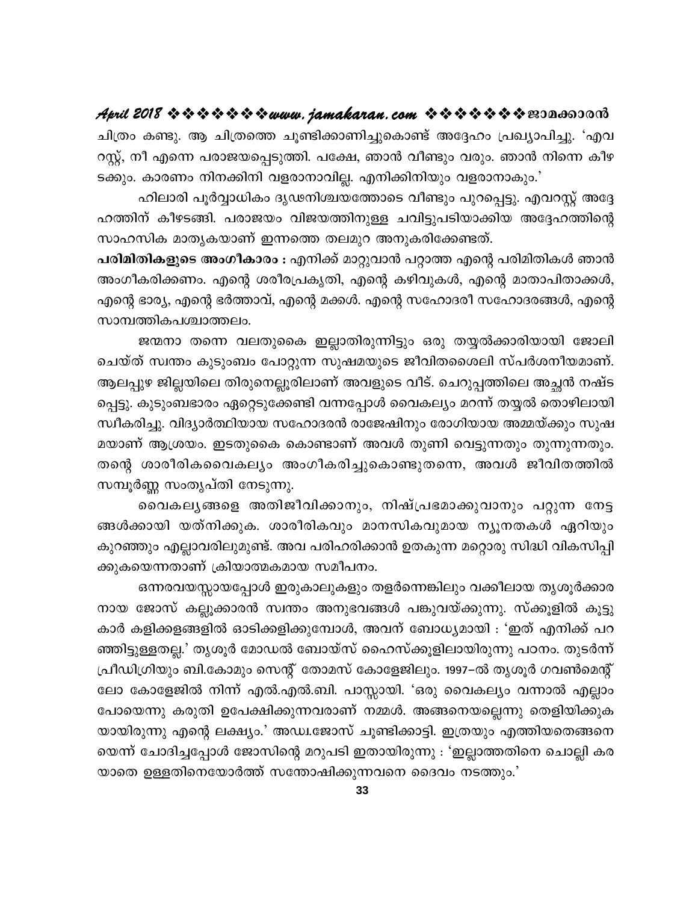ചിത്രം കണ്ടു. ആ ചിത്രത്തെ ചൂണ്ടിക്കാണിച്ചുകൊണ്ട് അദ്ദേഹം പ്രഖ്യാപിച്ചു. 'എവറസ്റ്റ്, നീ എന്നെ പരാജയപ്പെടുത്തി. പക്ഷേ, ഞാൻ വീണ്ടും വരും. ഞാൻ നിന്നെ കീഴടക്കും. കാരണം നിനക്കിനി വളരാനാവില്ല. എനിക്കിനിയും വളരാനാകും.'

ഹിലാരി പൂർവ്വാധികം ദൃഢനിശ്ചയത്തോടെ വീണ്ടും പുറപ്പെട്ടു. എവറസ്റ്റ് അദ്ദേഹത്തിന് കീഴടങ്ങി. പരാജയം വിജയത്തിനുള്ള ചവിട്ടുപടിയാക്കിയ അദ്ദേഹത്തിന്റെ സാഹസിക മാതൃകയാണ് ഇന്നത്തെ തലമുറ അനുകരിക്കേണ്ടത്.

**പരിമിതികളുടെ അംഗീകാരം :** എനിക്ക് മാറ്റുവാൻ പറ്റാത്ത എന്റെ പരിമിതികൾ ഞാൻ അംഗീകരിക്കണം. എന്റെ ശരീരപ്രകൃതി, എന്റെ കഴിവുകൾ, എന്റെ മാതാപിതാക്കൾ, എന്റെ ഭാര്യ, എന്റെ ഭർത്താവ്, എന്റെ മക്കൾ. എന്റെ സഹോദരീ സഹോദരങ്ങൾ, എന്റെ സാമ്പത്തികപശ്ചാത്തലം.

ജന്മനാ തന്നെ വലതുകൈ ഇല്ലാതിരുന്നിട്ടും ഒരു തയ്യൽക്കാരിയായി ജോലി ചെയ്ത് സ്വന്തം കുടുംബം പോറ്റുന്ന സുഷമയുടെ ജീവിതശൈലി സ്പർശനീയമാണ്. ആലപ്പുഴ ജില്ലയിലെ തിരുനെല്ലൂരിലാണ് അവളുടെ വീട്. ചെറുപ്പത്തിലെ അച്ഛൻ നഷ്ടപ്പെട്ടു. കുടുംബഭാരം ഏറ്റെടുക്കേണ്ടി വന്നപ്പോൾ വൈകല്യം മറന്ന് തയ്യൽ തൊഴിലായി സ്വീകരിച്ചു. വിദ്യാർത്ഥിയായ സഹോദരൻ രാജേഷിനും രോഗിയായ അമ്മയ്ക്കും സുഷമയാണ് ആശ്രയം. ഇടതുകൈ കൊണ്ടാണ് അവൾ തുണി വെട്ടുന്നതും തുന്നുന്നതും. തന്റെ ശാരീരികവൈകല്യം അംഗീകരിച്ചുകൊണ്ടുതന്നെ, അവൾ ജീവിതത്തിൽ സമ്പൂർണ്ണ സംതൃപ്തി നേടുന്നു.

വൈകല്യങ്ങളെ അതിജീവിക്കാനും, നിഷ്പ്രഭമാക്കുവാനും പറ്റുന്ന നേട്ടങ്ങൾക്കായി യത്നിക്കുക. ശാരീരികവും മാനസികവുമായ ന്യൂനതകൾ ഏറിയും കുറഞ്ഞും എല്ലാവരിലുമുണ്ട്. അവ പരിഹരിക്കാൻ ഉതകുന്ന മറ്റൊരു സിദ്ധി വികസിപ്പിക്കുകയെന്നതാണ് ക്രിയാത്മകമായ സമീപനം.

ഒന്നരവയസ്സായപ്പോൾ ഇരുകാലുകളും തളർന്നെങ്കിലും വക്കീലായ തൃശൂർക്കാരനായ ജോസ് കല്ലൂക്കാരൻ സ്വന്തം അനുഭവങ്ങൾ പങ്കുവയ്ക്കുന്നു. സ്കൂളിൽ കൂട്ടുകാർ കളിക്കളങ്ങളിൽ ഓടിക്കളിക്കുമ്പോൾ, അവന് ബോധ്യമായി : 'ഇത് എനിക്ക് പറഞ്ഞിട്ടുള്ളതല്ല.' തൃശൂർ മോഡൽ ബോയ്സ് ഹൈസ്കൂളിലായിരുന്നു പഠനം. തുടർന്ന് പ്രീഡിഗ്രിയും ബി.കോമും സെന്റ് തോമസ് കോളേജിലും. 1997–ൽ തൃശൂർ ഗവൺമെന്റ് ലോ കോളേജിൽ നിന്ന് എൽ.എൽ.ബി. പാസ്സായി. 'ഒരു വൈകല്യം വന്നാൽ എല്ലാം പോയെന്നു കരുതി ഉപേക്ഷിക്കുന്നവരാണ് നമ്മൾ. അങ്ങനെയല്ലെന്നു തെളിയിക്കുകയായിരുന്നു എന്റെ ലക്ഷ്യം.' അഡ്വ.ജോസ് ചൂണ്ടിക്കാട്ടി. ഇത്രയും എത്തിയതെങ്ങനെയെന്ന് ചോദിച്ചപ്പോൾ ജോസിന്റെ മറുപടി ഇതായിരുന്നു : 'ഇല്ലാത്തതിനെ ചൊല്ലി കരയാതെ ഉള്ളതിനെയോർത്ത് സന്തോഷിക്കുന്നവനെ ദൈവം നടത്തും.'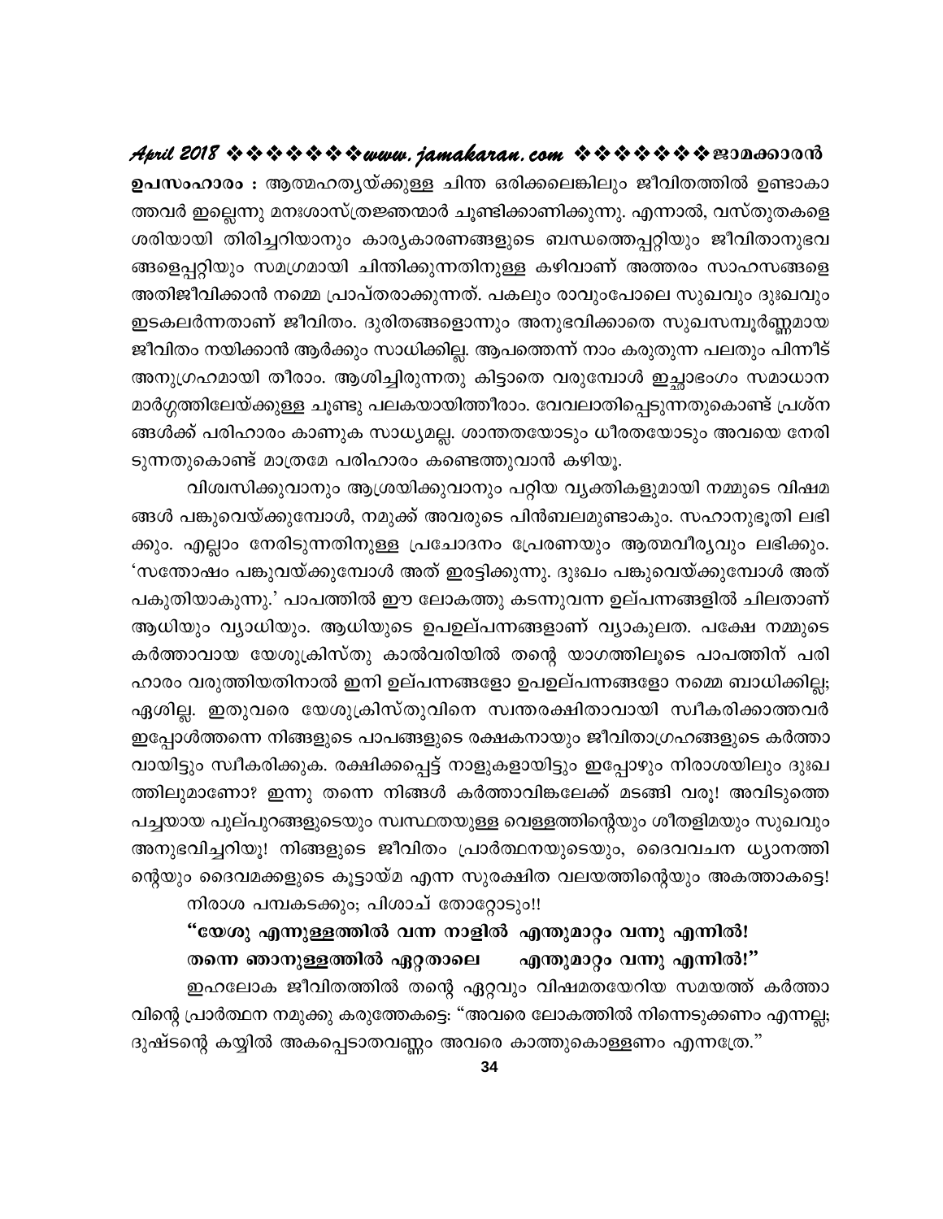**ഉപസംഹാരം :** ആത്മഹത്യയ്ക്കുള്ള ചിന്ത ഒരിക്കലെങ്കിലും ജീവിതത്തിൽ ഉണ്ടാകാത്തവർ ഇല്ലെന്നു മനഃശാസ്ത്രജ്ഞന്മാർ ചൂണ്ടിക്കാണിക്കുന്നു. എന്നാൽ, വസ്തുതകളെ ശരിയായി തിരിച്ചറിയാനും കാര്യകാരണങ്ങളുടെ ബന്ധത്തെപ്പറ്റിയും ജീവിതാനുഭവങ്ങളെപ്പറ്റിയും സമഗ്രമായി ചിന്തിക്കുന്നതിനുള്ള കഴിവാണ് അത്തരം സാഹസങ്ങളെ അതിജീവിക്കാൻ നമ്മെ പ്രാപ്തരാക്കുന്നത്. പകലും രാവുംപോലെ സുഖവും ദുഃഖവും ഇടകലർന്നതാണ് ജീവിതം. ദുരിതങ്ങളൊന്നും അനുഭവിക്കാതെ സുഖസമ്പൂർണ്ണമായ ജീവിതം നയിക്കാൻ ആർക്കും സാധിക്കില്ല. ആപത്തെന്ന് നാം കരുതുന്ന പലതും പിന്നീട് അനുഗ്രഹമായി തീരാം. ആശിച്ചിരുന്നതു കിട്ടാതെ വരുമ്പോൾ ഇച്ഛാഭംഗം സമാധാന മാർഗ്ഗത്തിലേയ്ക്കുള്ള ചൂണ്ടു പലകയായിത്തീരാം. വേവലാതിപ്പെടുന്നതുകൊണ്ട് പ്രശ്നങ്ങൾക്ക് പരിഹാരം കാണുക സാധ്യമല്ല. ശാന്തതയോടും ധീരതയോടും അവയെ നേരിടുന്നതുകൊണ്ട് മാത്രമേ പരിഹാരം കണ്ടെത്തുവാൻ കഴിയൂ.

വിശ്വസിക്കുവാനും ആശ്രയിക്കുവാനും പറ്റിയ വ്യക്തികളുമായി നമ്മുടെ വിഷമങ്ങൾ പങ്കുവെയ്ക്കുമ്പോൾ, നമുക്ക് അവരുടെ പിൻബലമുണ്ടാകും. സഹാനുഭൂതി ലഭിക്കും. എല്ലാം നേരിടുന്നതിനുള്ള പ്രചോദനം പ്രേരണയും ആത്മവീര്യവും ലഭിക്കും. 'സന്തോഷം പങ്കുവയ്ക്കുമ്പോൾ അത് ഇരട്ടിക്കുന്നു. ദുഃഖം പങ്കുവെയ്ക്കുമ്പോൾ അത് പകുതിയാകുന്നു.' പാപത്തിൽ ഈ ലോകത്തു കടന്നുവന്ന ഉല്പന്നങ്ങളിൽ ചിലതാണ് ആധിയും വ്യാധിയും. ആധിയുടെ ഉപഉല്പന്നങ്ങളാണ് വ്യാകുലത. പക്ഷേ നമ്മുടെ കർത്താവായ യേശുക്രിസ്തു കാൽവരിയിൽ തന്റെ യാഗത്തിലൂടെ പാപത്തിന് പരിഹാരം വരുത്തിയതിനാൽ ഇനി ഉല്പന്നങ്ങളോ ഉപഉല്പന്നങ്ങളോ നമ്മെ ബാധിക്കില്ല; ഏശില്ല. ഇതുവരെ യേശുക്രിസ്തുവിനെ സ്വന്തരക്ഷിതാവായി സ്വീകരിക്കാത്തവർ ഇപ്പോൾത്തന്നെ നിങ്ങളുടെ പാപങ്ങളുടെ രക്ഷകനായും ജീവിതാഗ്രഹങ്ങളുടെ കർത്താവായിട്ടും സ്വീകരിക്കുക. രക്ഷിക്കപ്പെട്ട് നാളുകളായിട്ടും ഇപ്പോഴും നിരാശയിലും ദുഃഖത്തിലുമാണോ? ഇന്നു തന്നെ നിങ്ങൾ കർത്താവിങ്കലേക്ക് മടങ്ങി വരൂ! അവിടുത്തെ പച്ചയായ പുല്പുറങ്ങളുടെയും സ്വസ്ഥതയുള്ള വെള്ളത്തിന്റെയും ശീതളിമയും സുഖവും അനുഭവിച്ചറിയൂ! നിങ്ങളുടെ ജീവിതം പ്രാർത്ഥനയുടെയും, ദൈവവചന ധ്യാനത്തിന്റെയും ദൈവമക്കളുടെ കൂട്ടായ്മ എന്ന സുരക്ഷിത വലയത്തിന്റെയും അകത്താകട്ടെ!

നിരാശ പമ്പകടക്കും; പിശാച് തോറ്റോടും!!

**"യേശു എന്നുള്ളത്തിൽ വന്ന നാളിൽ എന്തുമാറ്റം വന്നു എന്നിൽ!**
**തന്നെ ഞാനുള്ളത്തിൽ ഏറ്റതാലെ എന്തുമാറ്റം വന്നു എന്നിൽ!"**

ഇഹലോക ജീവിതത്തിൽ തന്റെ ഏറ്റവും വിഷമതയേറിയ സമയത്ത് കർത്താവിന്റെ പ്രാർത്ഥന നമുക്കു കരുത്തേകട്ടെ: "അവരെ ലോകത്തിൽ നിന്നെടുക്കണം എന്നല്ല; ദുഷ്ടന്റെ കയ്യിൽ അകപ്പെടാതവണ്ണം അവരെ കാത്തുകൊള്ളണം എന്നത്രേ."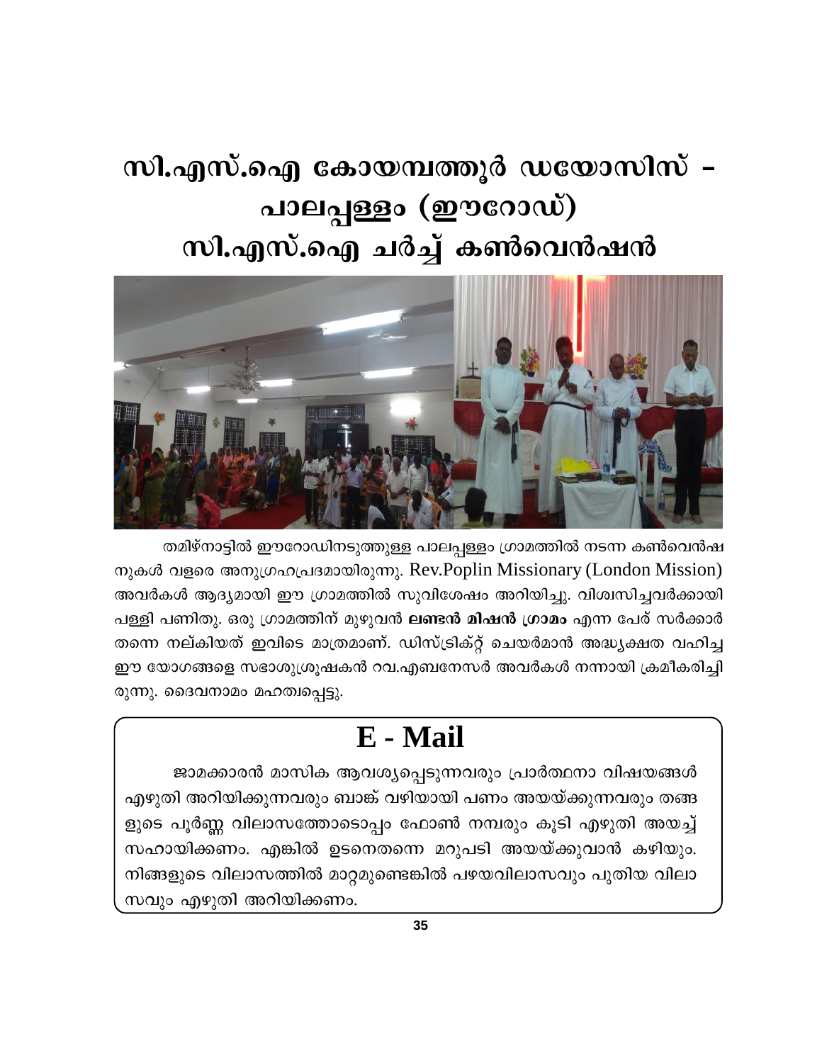# സി.എസ്.ഐ കോയമ്പത്തൂർ ഡയോസിസ് - പാലപ്പള്ളം (ഈറോഡ്) സി.എസ്.ഐ ചർച്ച് കൺവെൻഷൻ

തമിഴ്നാട്ടിൽ ഈറോഡിനടുത്തുള്ള പാലപ്പള്ളം ഗ്രാമത്തിൽ നടന്ന കൺവെൻഷനുകൾ വളരെ അനുഗ്രഹപ്രദമായിരുന്നു. Rev.Poplin Missionary (London Mission) അവർകൾ ആദ്യമായി ഈ ഗ്രാമത്തിൽ സുവിശേഷം അറിയിച്ചു. വിശ്വസിച്ചവർക്കായി പള്ളി പണിതു. ഒരു ഗ്രാമത്തിന് മുഴുവൻ **ലണ്ടൻ മിഷൻ ഗ്രാമം** എന്ന പേര് സർക്കാർ തന്നെ നല്കിയത് ഇവിടെ മാത്രമാണ്. ഡിസ്ട്രിക്റ്റ് ചെയർമാൻ അദ്ധ്യക്ഷത വഹിച്ച ഈ യോഗങ്ങളെ സഭാശുശ്രൂഷകൻ റവ.എബനേസർ അവർകൾ നന്നായി ക്രമീകരിച്ചിരുന്നു. ദൈവനാമം മഹത്വപ്പെട്ടു.

# E - Mail

ജാമക്കാരൻ മാസിക ആവശ്യപ്പെടുന്നവരും പ്രാർത്ഥനാ വിഷയങ്ങൾ എഴുതി അറിയിക്കുന്നവരും ബാങ്ക് വഴിയായി പണം അയയ്ക്കുന്നവരും തങ്ങളുടെ പൂർണ്ണ വിലാസത്തോടൊപ്പം ഫോൺ നമ്പരും കൂടി എഴുതി അയച്ച് സഹായിക്കണം. എങ്കിൽ ഉടനെതന്നെ മറുപടി അയയ്ക്കുവാൻ കഴിയും. നിങ്ങളുടെ വിലാസത്തിൽ മാറ്റമുണ്ടെങ്കിൽ പഴയവിലാസവും പുതിയ വിലാസവും എഴുതി അറിയിക്കണം.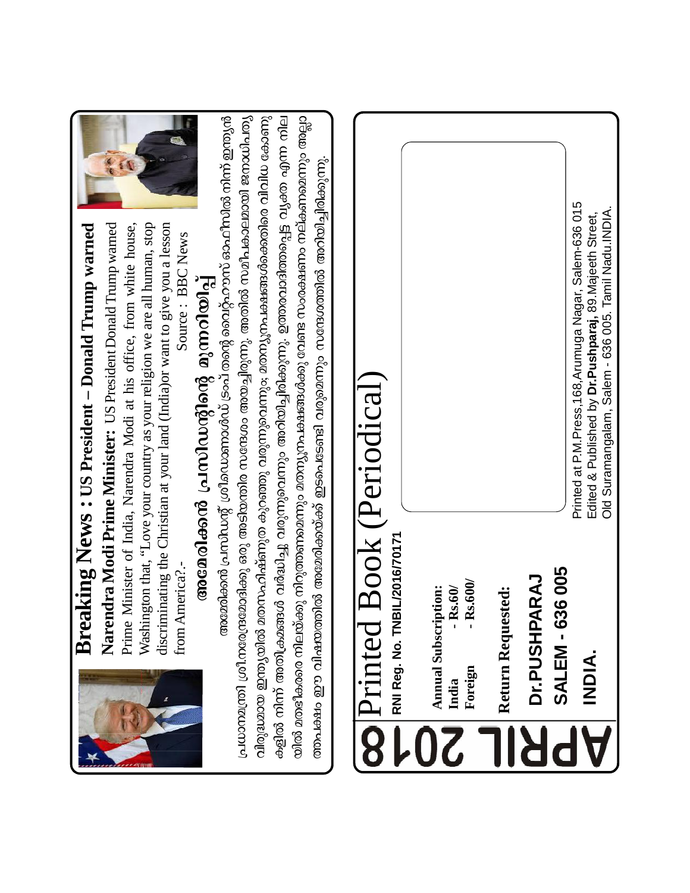## Breaking News : US President – Donald Trump warned

**Narendra Modi Prime Minister:** US President Donald Trump warned Prime Minister of India, Narendra Modi at his office, from white house, Washington that, "Love your country as your religion we are all human, stop discriminating the Christian at your land (India)or want to give you a lesson from America?.-

Source : BBC News

### അമേരിക്കൻ പ്രസിഡന്റിന്റെ മുന്നറിയിപ്പ്

അമേരിക്കൻ പ്രസിഡന്റ് ശ്രീ.ഡൊണാൾഡ് ട്രംപ് തന്റെ വൈറ്റ്ഹൗസ് ഓഫീസിൽ നിന്ന് ഇന്ത്യൻ പ്രധാനമന്ത്രി ശ്രീ.നരേന്ദ്രമോദിക്കു ഒരു അടിയന്തിര സന്ദേശം അയച്ചിരുന്നു. അതിൽ സമീപകാലമായി ജനാധിപത്യ വിരുദ്ധമായ ഇന്ത്യയിൽ മതസഹിഷ്ണുത കുറഞ്ഞു വരുന്നുവെന്നും; മതന്യൂനപക്ഷങ്ങൾക്കെതിരെ വിവിധ കോണു കളിൽ നിന്ന് അതിക്രമങ്ങൾ വർദ്ധിച്ചു വരുന്നുവെന്നും അറിയിച്ചിരിക്കുന്നു. ഉത്തരവാദിത്തപ്പെട്ട വ്യക്ത എന്ന നില യിൽ മതഭീകരരെ നിലയ്ക്കു നിറുത്തണമെന്നും മതന്യൂനപക്ഷങ്ങൾക്കു വേണ്ട സംരക്ഷണം നൽകണമെന്നും അല്ലാ ത്തപക്ഷം ഈ വിഷയത്തിൽ അമേരിക്കയ്ക്ക് ഇടപെടേണ്ടി വരുമെന്നും സന്ദേശത്തിൽ അറിയിച്ചിരിക്കുന്നു.

# APRIL 2018

## Printed Book (Periodical)

**RNI Reg. No. TNBIL/2016/70171**

**Annual Subscription:**

| | |
|---|---|
| **India** | **- Rs.60/** |
| **Foreign** | **- Rs.600/** |

**Return Requested:**

**Dr.PUSHPARAJ**
**SALEM - 636 005**
**INDIA.**

Printed at P.M.Press,168,Arumuga Nagar, Salem-636 015
Edited & Published by **Dr.Pushparaj,** 89.Majeeth Street,
Old Suramangalam, Salem - 636 005. Tamil Nadu.INDIA.